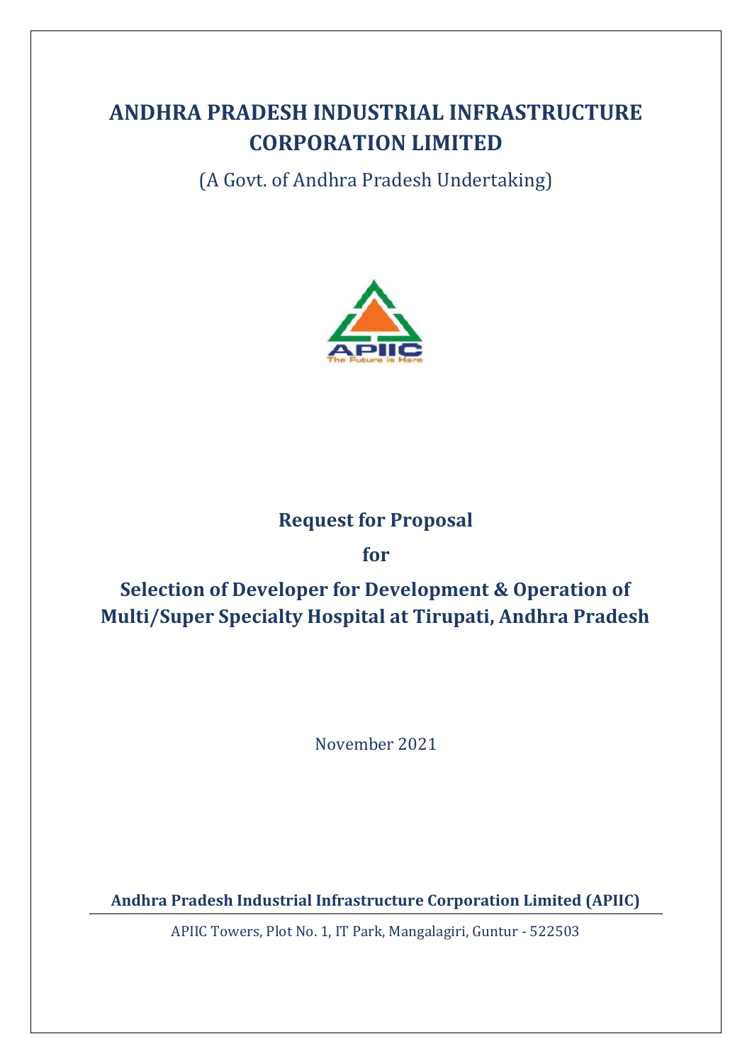# ANDHRA PRADESH INDUSTRIAL INFRASTRUCTURE CORPORATION LIMITED

(A Govt. of Andhra Pradesh Undertaking)

APIIC
The Future is Here

## Request for Proposal

## for

## Selection of Developer for Development & Operation of Multi/Super Specialty Hospital at Tirupati, Andhra Pradesh

November 2021

**Andhra Pradesh Industrial Infrastructure Corporation Limited (APIIC)**

APIIC Towers, Plot No. 1, IT Park, Mangalagiri, Guntur - 522503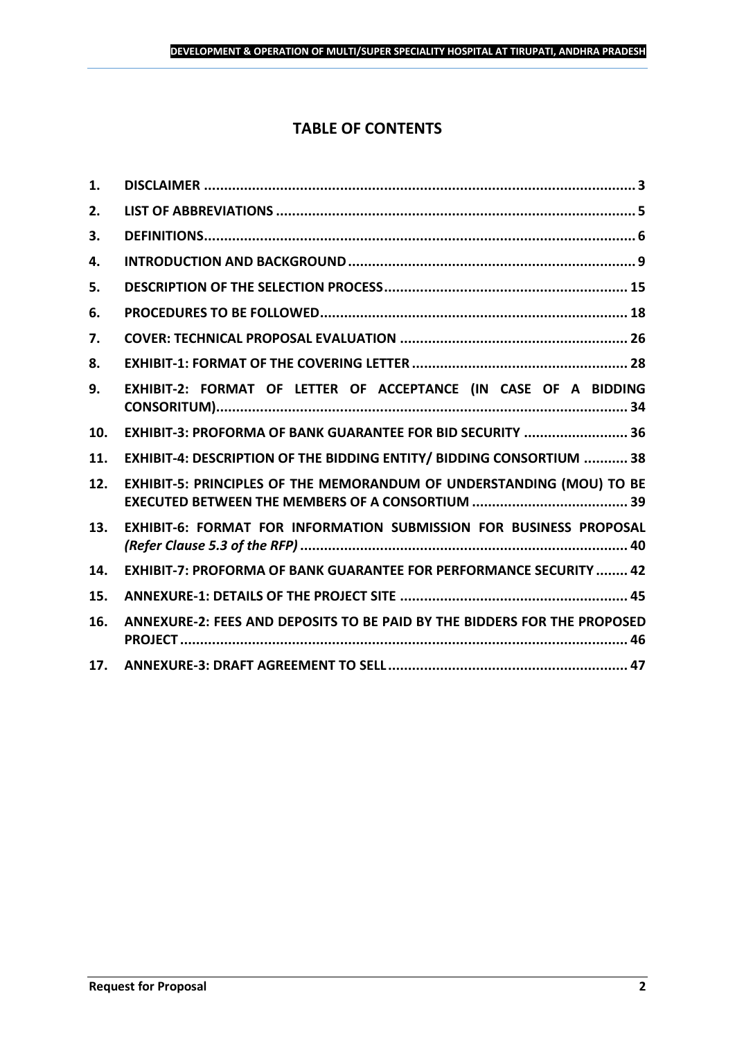# TABLE OF CONTENTS

| | | |
|---|---|---|
| 1. | DISCLAIMER | 3 |
| 2. | LIST OF ABBREVIATIONS | 5 |
| 3. | DEFINITIONS | 6 |
| 4. | INTRODUCTION AND BACKGROUND | 9 |
| 5. | DESCRIPTION OF THE SELECTION PROCESS | 15 |
| 6. | PROCEDURES TO BE FOLLOWED | 18 |
| 7. | COVER: TECHNICAL PROPOSAL EVALUATION | 26 |
| 8. | EXHIBIT-1: FORMAT OF THE COVERING LETTER | 28 |
| 9. | EXHIBIT-2: FORMAT OF LETTER OF ACCEPTANCE (IN CASE OF A BIDDING CONSORITUM) | 34 |
| 10. | EXHIBIT-3: PROFORMA OF BANK GUARANTEE FOR BID SECURITY | 36 |
| 11. | EXHIBIT-4: DESCRIPTION OF THE BIDDING ENTITY/ BIDDING CONSORTIUM | 38 |
| 12. | EXHIBIT-5: PRINCIPLES OF THE MEMORANDUM OF UNDERSTANDING (MOU) TO BE EXECUTED BETWEEN THE MEMBERS OF A CONSORTIUM | 39 |
| 13. | EXHIBIT-6: FORMAT FOR INFORMATION SUBMISSION FOR BUSINESS PROPOSAL *(Refer Clause 5.3 of the RFP)* | 40 |
| 14. | EXHIBIT-7: PROFORMA OF BANK GUARANTEE FOR PERFORMANCE SECURITY | 42 |
| 15. | ANNEXURE-1: DETAILS OF THE PROJECT SITE | 45 |
| 16. | ANNEXURE-2: FEES AND DEPOSITS TO BE PAID BY THE BIDDERS FOR THE PROPOSED PROJECT | 46 |
| 17. | ANNEXURE-3: DRAFT AGREEMENT TO SELL | 47 |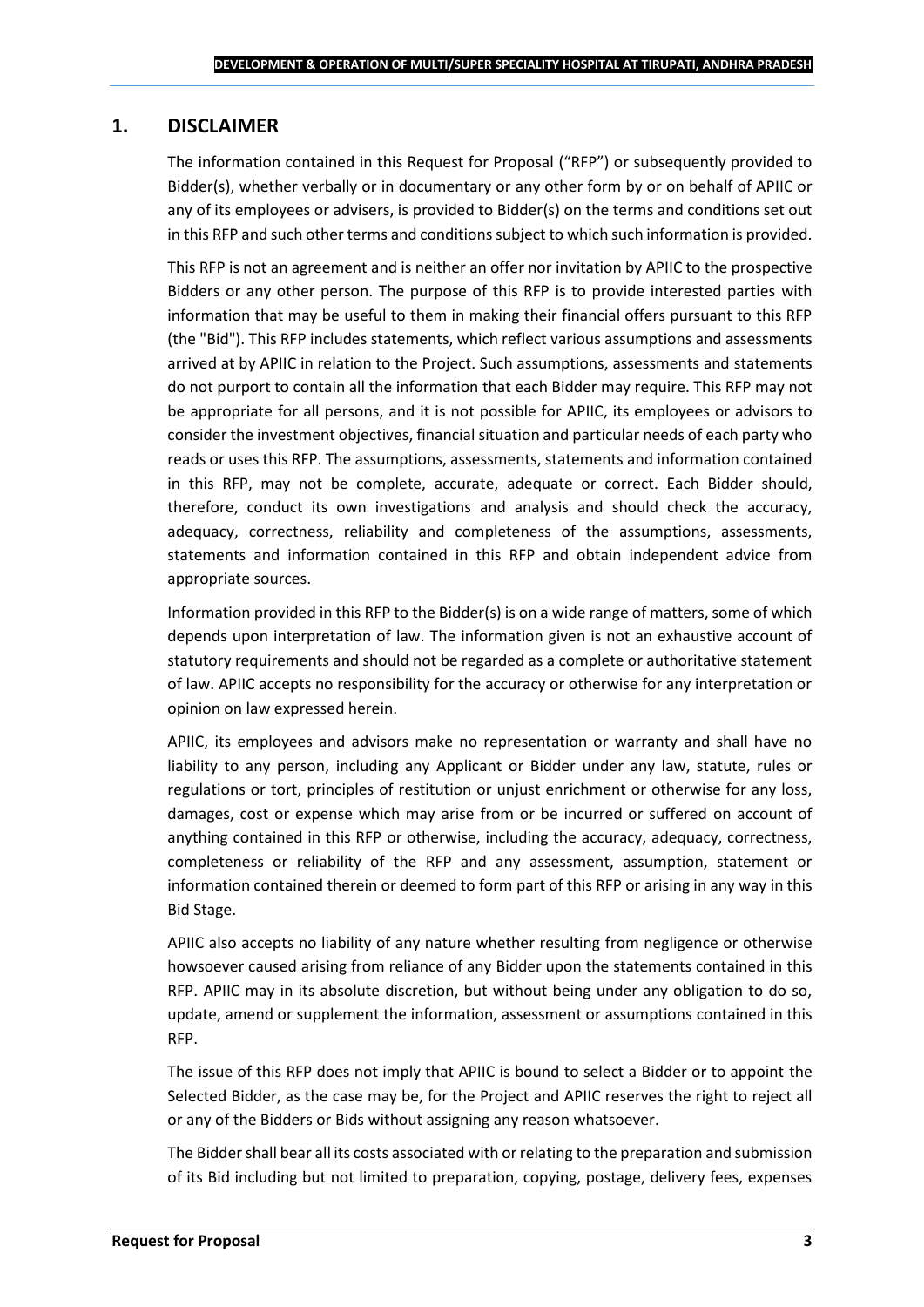## 1. DISCLAIMER

The information contained in this Request for Proposal ("RFP") or subsequently provided to Bidder(s), whether verbally or in documentary or any other form by or on behalf of APIIC or any of its employees or advisers, is provided to Bidder(s) on the terms and conditions set out in this RFP and such other terms and conditions subject to which such information is provided.

This RFP is not an agreement and is neither an offer nor invitation by APIIC to the prospective Bidders or any other person. The purpose of this RFP is to provide interested parties with information that may be useful to them in making their financial offers pursuant to this RFP (the "Bid"). This RFP includes statements, which reflect various assumptions and assessments arrived at by APIIC in relation to the Project. Such assumptions, assessments and statements do not purport to contain all the information that each Bidder may require. This RFP may not be appropriate for all persons, and it is not possible for APIIC, its employees or advisors to consider the investment objectives, financial situation and particular needs of each party who reads or uses this RFP. The assumptions, assessments, statements and information contained in this RFP, may not be complete, accurate, adequate or correct. Each Bidder should, therefore, conduct its own investigations and analysis and should check the accuracy, adequacy, correctness, reliability and completeness of the assumptions, assessments, statements and information contained in this RFP and obtain independent advice from appropriate sources.

Information provided in this RFP to the Bidder(s) is on a wide range of matters, some of which depends upon interpretation of law. The information given is not an exhaustive account of statutory requirements and should not be regarded as a complete or authoritative statement of law. APIIC accepts no responsibility for the accuracy or otherwise for any interpretation or opinion on law expressed herein.

APIIC, its employees and advisors make no representation or warranty and shall have no liability to any person, including any Applicant or Bidder under any law, statute, rules or regulations or tort, principles of restitution or unjust enrichment or otherwise for any loss, damages, cost or expense which may arise from or be incurred or suffered on account of anything contained in this RFP or otherwise, including the accuracy, adequacy, correctness, completeness or reliability of the RFP and any assessment, assumption, statement or information contained therein or deemed to form part of this RFP or arising in any way in this Bid Stage.

APIIC also accepts no liability of any nature whether resulting from negligence or otherwise howsoever caused arising from reliance of any Bidder upon the statements contained in this RFP. APIIC may in its absolute discretion, but without being under any obligation to do so, update, amend or supplement the information, assessment or assumptions contained in this RFP.

The issue of this RFP does not imply that APIIC is bound to select a Bidder or to appoint the Selected Bidder, as the case may be, for the Project and APIIC reserves the right to reject all or any of the Bidders or Bids without assigning any reason whatsoever.

The Bidder shall bear all its costs associated with or relating to the preparation and submission of its Bid including but not limited to preparation, copying, postage, delivery fees, expenses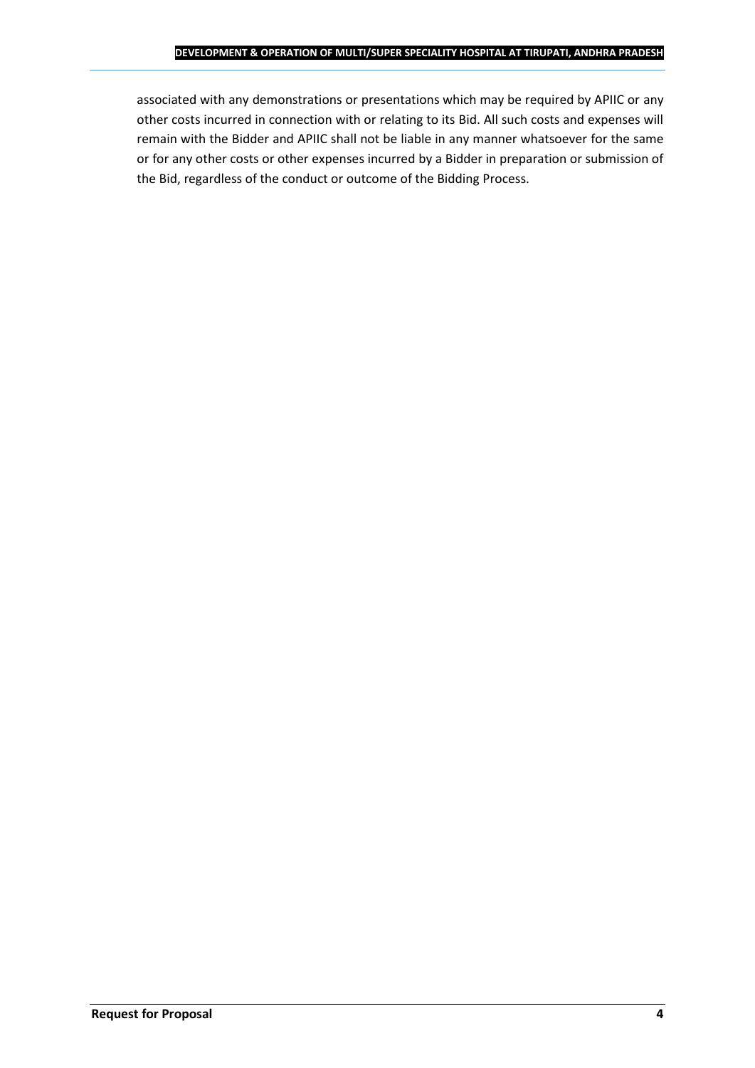associated with any demonstrations or presentations which may be required by APIIC or any other costs incurred in connection with or relating to its Bid. All such costs and expenses will remain with the Bidder and APIIC shall not be liable in any manner whatsoever for the same or for any other costs or other expenses incurred by a Bidder in preparation or submission of the Bid, regardless of the conduct or outcome of the Bidding Process.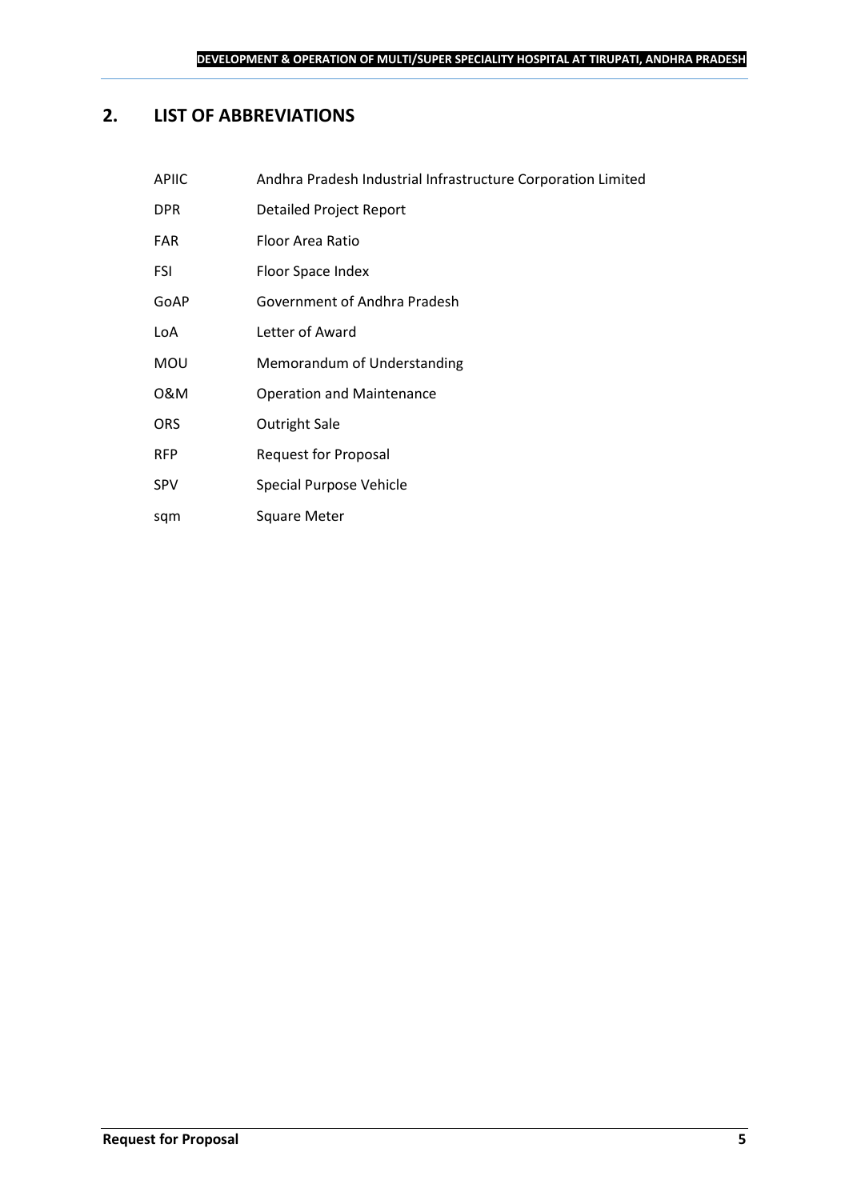## 2. LIST OF ABBREVIATIONS

| | |
|---|---|
| APIIC | Andhra Pradesh Industrial Infrastructure Corporation Limited |
| DPR | Detailed Project Report |
| FAR | Floor Area Ratio |
| FSI | Floor Space Index |
| GoAP | Government of Andhra Pradesh |
| LoA | Letter of Award |
| MOU | Memorandum of Understanding |
| O&M | Operation and Maintenance |
| ORS | Outright Sale |
| RFP | Request for Proposal |
| SPV | Special Purpose Vehicle |
| sqm | Square Meter |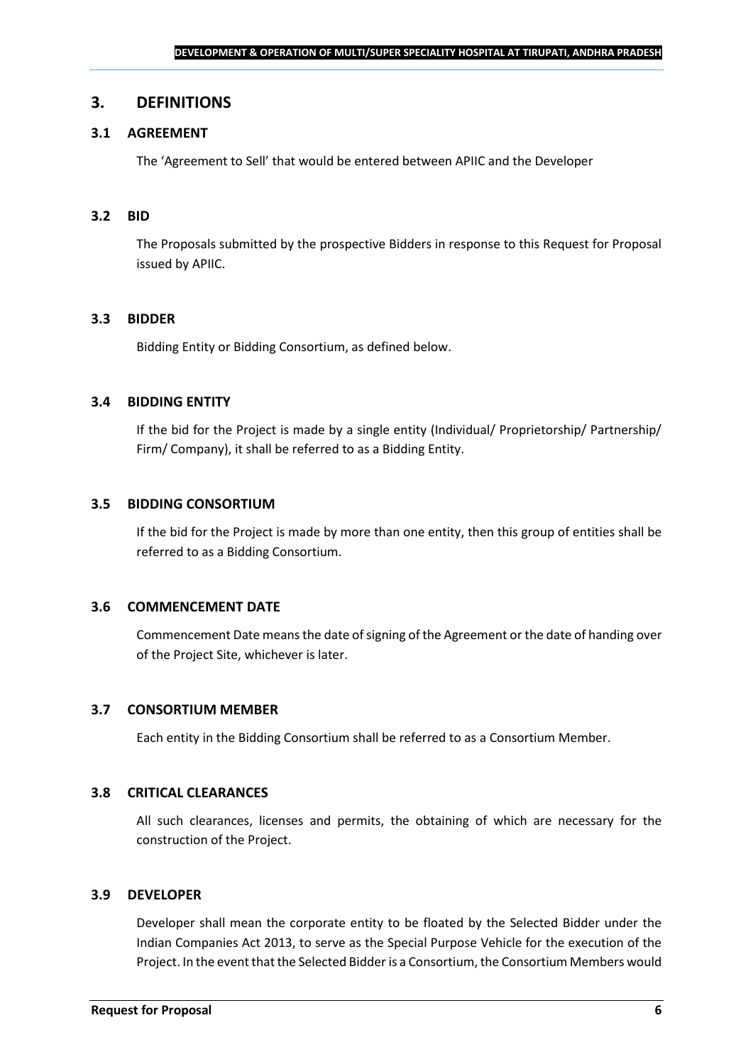## 3. DEFINITIONS

### 3.1 AGREEMENT

The 'Agreement to Sell' that would be entered between APIIC and the Developer

### 3.2 BID

The Proposals submitted by the prospective Bidders in response to this Request for Proposal issued by APIIC.

### 3.3 BIDDER

Bidding Entity or Bidding Consortium, as defined below.

### 3.4 BIDDING ENTITY

If the bid for the Project is made by a single entity (Individual/ Proprietorship/ Partnership/ Firm/ Company), it shall be referred to as a Bidding Entity.

### 3.5 BIDDING CONSORTIUM

If the bid for the Project is made by more than one entity, then this group of entities shall be referred to as a Bidding Consortium.

### 3.6 COMMENCEMENT DATE

Commencement Date means the date of signing of the Agreement or the date of handing over of the Project Site, whichever is later.

### 3.7 CONSORTIUM MEMBER

Each entity in the Bidding Consortium shall be referred to as a Consortium Member.

### 3.8 CRITICAL CLEARANCES

All such clearances, licenses and permits, the obtaining of which are necessary for the construction of the Project.

### 3.9 DEVELOPER

Developer shall mean the corporate entity to be floated by the Selected Bidder under the Indian Companies Act 2013, to serve as the Special Purpose Vehicle for the execution of the Project. In the event that the Selected Bidder is a Consortium, the Consortium Members would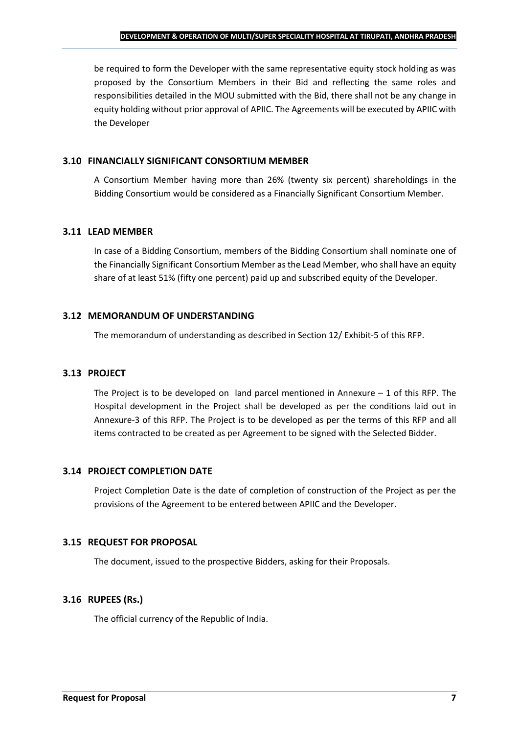be required to form the Developer with the same representative equity stock holding as was proposed by the Consortium Members in their Bid and reflecting the same roles and responsibilities detailed in the MOU submitted with the Bid, there shall not be any change in equity holding without prior approval of APIIC. The Agreements will be executed by APIIC with the Developer

### 3.10 FINANCIALLY SIGNIFICANT CONSORTIUM MEMBER

A Consortium Member having more than 26% (twenty six percent) shareholdings in the Bidding Consortium would be considered as a Financially Significant Consortium Member.

### 3.11 LEAD MEMBER

In case of a Bidding Consortium, members of the Bidding Consortium shall nominate one of the Financially Significant Consortium Member as the Lead Member, who shall have an equity share of at least 51% (fifty one percent) paid up and subscribed equity of the Developer.

### 3.12 MEMORANDUM OF UNDERSTANDING

The memorandum of understanding as described in Section 12/ Exhibit-5 of this RFP.

### 3.13 PROJECT

The Project is to be developed on land parcel mentioned in Annexure – 1 of this RFP. The Hospital development in the Project shall be developed as per the conditions laid out in Annexure-3 of this RFP. The Project is to be developed as per the terms of this RFP and all items contracted to be created as per Agreement to be signed with the Selected Bidder.

### 3.14 PROJECT COMPLETION DATE

Project Completion Date is the date of completion of construction of the Project as per the provisions of the Agreement to be entered between APIIC and the Developer.

### 3.15 REQUEST FOR PROPOSAL

The document, issued to the prospective Bidders, asking for their Proposals.

### 3.16 RUPEES (Rs.)

The official currency of the Republic of India.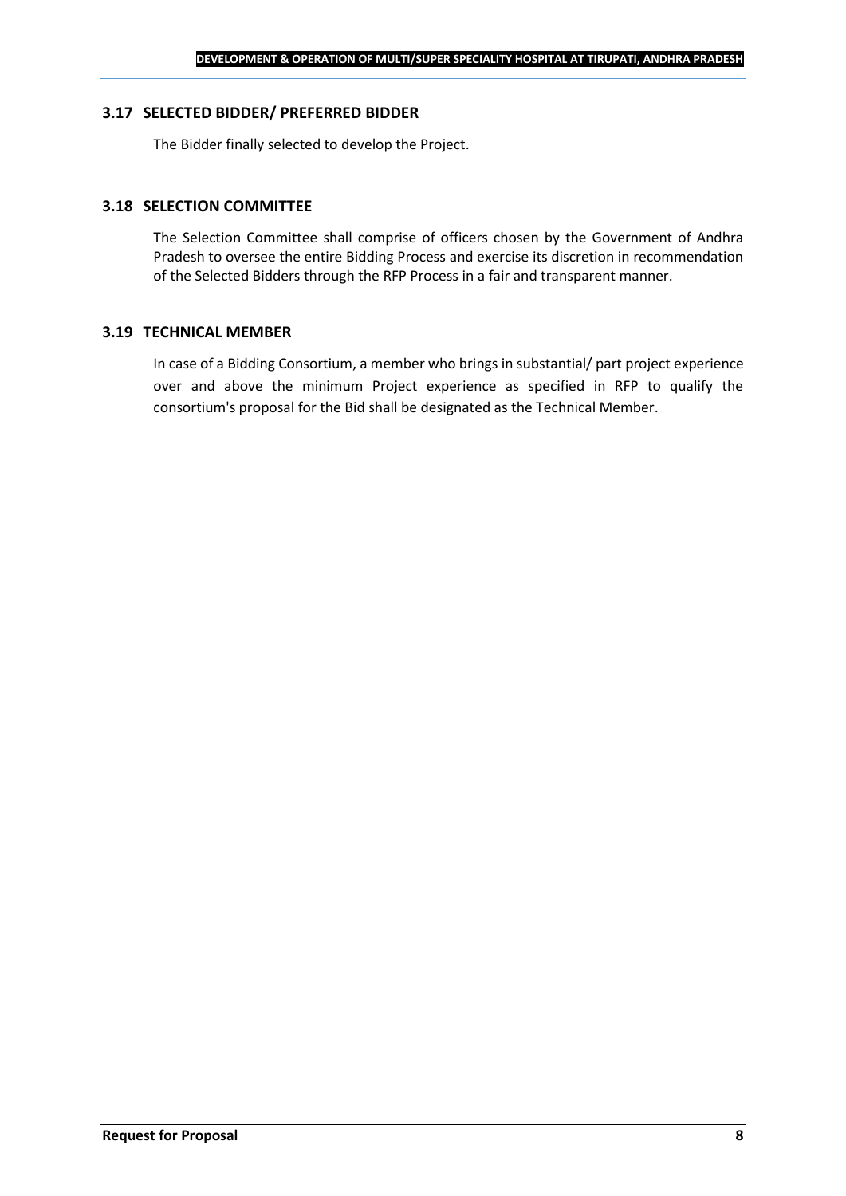### 3.17 SELECTED BIDDER/ PREFERRED BIDDER

The Bidder finally selected to develop the Project.

### 3.18 SELECTION COMMITTEE

The Selection Committee shall comprise of officers chosen by the Government of Andhra Pradesh to oversee the entire Bidding Process and exercise its discretion in recommendation of the Selected Bidders through the RFP Process in a fair and transparent manner.

### 3.19 TECHNICAL MEMBER

In case of a Bidding Consortium, a member who brings in substantial/ part project experience over and above the minimum Project experience as specified in RFP to qualify the consortium's proposal for the Bid shall be designated as the Technical Member.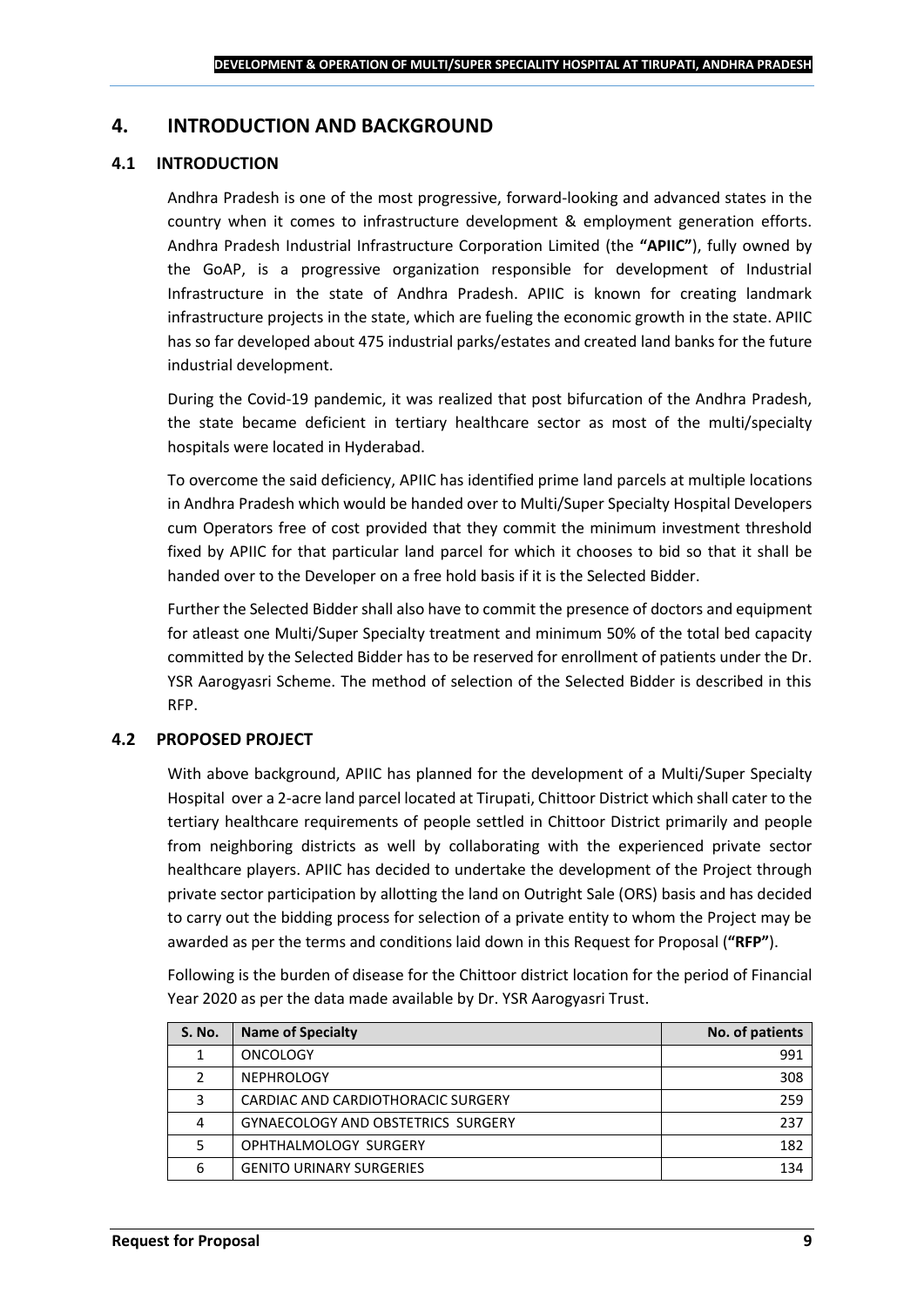# 4. INTRODUCTION AND BACKGROUND

## 4.1 INTRODUCTION

Andhra Pradesh is one of the most progressive, forward-looking and advanced states in the country when it comes to infrastructure development & employment generation efforts. Andhra Pradesh Industrial Infrastructure Corporation Limited (the **"APIIC"**), fully owned by the GoAP, is a progressive organization responsible for development of Industrial Infrastructure in the state of Andhra Pradesh. APIIC is known for creating landmark infrastructure projects in the state, which are fueling the economic growth in the state. APIIC has so far developed about 475 industrial parks/estates and created land banks for the future industrial development.

During the Covid-19 pandemic, it was realized that post bifurcation of the Andhra Pradesh, the state became deficient in tertiary healthcare sector as most of the multi/specialty hospitals were located in Hyderabad.

To overcome the said deficiency, APIIC has identified prime land parcels at multiple locations in Andhra Pradesh which would be handed over to Multi/Super Specialty Hospital Developers cum Operators free of cost provided that they commit the minimum investment threshold fixed by APIIC for that particular land parcel for which it chooses to bid so that it shall be handed over to the Developer on a free hold basis if it is the Selected Bidder.

Further the Selected Bidder shall also have to commit the presence of doctors and equipment for atleast one Multi/Super Specialty treatment and minimum 50% of the total bed capacity committed by the Selected Bidder has to be reserved for enrollment of patients under the Dr. YSR Aarogyasri Scheme. The method of selection of the Selected Bidder is described in this RFP.

## 4.2 PROPOSED PROJECT

With above background, APIIC has planned for the development of a Multi/Super Specialty Hospital over a 2-acre land parcel located at Tirupati, Chittoor District which shall cater to the tertiary healthcare requirements of people settled in Chittoor District primarily and people from neighboring districts as well by collaborating with the experienced private sector healthcare players. APIIC has decided to undertake the development of the Project through private sector participation by allotting the land on Outright Sale (ORS) basis and has decided to carry out the bidding process for selection of a private entity to whom the Project may be awarded as per the terms and conditions laid down in this Request for Proposal (**"RFP"**).

Following is the burden of disease for the Chittoor district location for the period of Financial Year 2020 as per the data made available by Dr. YSR Aarogyasri Trust.

| S. No. | Name of Specialty | No. of patients |
|---|---|---|
| 1 | ONCOLOGY | 991 |
| 2 | NEPHROLOGY | 308 |
| 3 | CARDIAC AND CARDIOTHORACIC SURGERY | 259 |
| 4 | GYNAECOLOGY AND OBSTETRICS SURGERY | 237 |
| 5 | OPHTHALMOLOGY SURGERY | 182 |
| 6 | GENITO URINARY SURGERIES | 134 |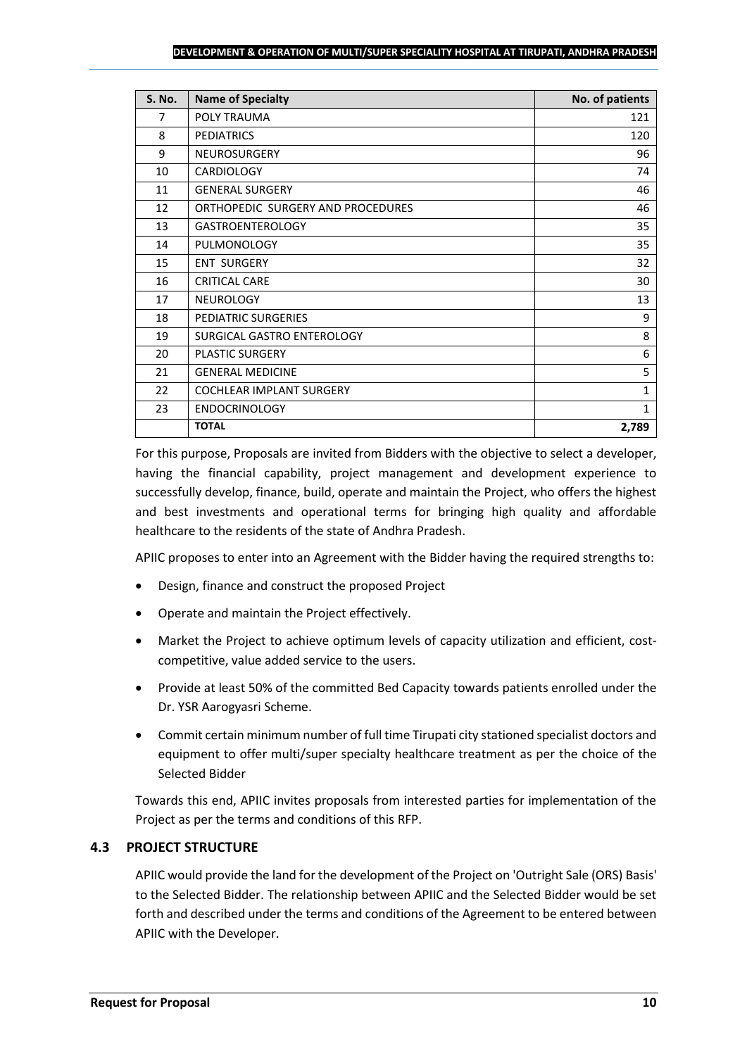| S. No. | Name of Specialty | No. of patients |
|---|---|---|
| 7 | POLY TRAUMA | 121 |
| 8 | PEDIATRICS | 120 |
| 9 | NEUROSURGERY | 96 |
| 10 | CARDIOLOGY | 74 |
| 11 | GENERAL SURGERY | 46 |
| 12 | ORTHOPEDIC SURGERY AND PROCEDURES | 46 |
| 13 | GASTROENTEROLOGY | 35 |
| 14 | PULMONOLOGY | 35 |
| 15 | ENT SURGERY | 32 |
| 16 | CRITICAL CARE | 30 |
| 17 | NEUROLOGY | 13 |
| 18 | PEDIATRIC SURGERIES | 9 |
| 19 | SURGICAL GASTRO ENTEROLOGY | 8 |
| 20 | PLASTIC SURGERY | 6 |
| 21 | GENERAL MEDICINE | 5 |
| 22 | COCHLEAR IMPLANT SURGERY | 1 |
| 23 | ENDOCRINOLOGY | 1 |
| | **TOTAL** | **2,789** |

For this purpose, Proposals are invited from Bidders with the objective to select a developer, having the financial capability, project management and development experience to successfully develop, finance, build, operate and maintain the Project, who offers the highest and best investments and operational terms for bringing high quality and affordable healthcare to the residents of the state of Andhra Pradesh.

APIIC proposes to enter into an Agreement with the Bidder having the required strengths to:

- Design, finance and construct the proposed Project
- Operate and maintain the Project effectively.
- Market the Project to achieve optimum levels of capacity utilization and efficient, cost-competitive, value added service to the users.
- Provide at least 50% of the committed Bed Capacity towards patients enrolled under the Dr. YSR Aarogyasri Scheme.
- Commit certain minimum number of full time Tirupati city stationed specialist doctors and equipment to offer multi/super specialty healthcare treatment as per the choice of the Selected Bidder

Towards this end, APIIC invites proposals from interested parties for implementation of the Project as per the terms and conditions of this RFP.

## 4.3 PROJECT STRUCTURE

APIIC would provide the land for the development of the Project on 'Outright Sale (ORS) Basis' to the Selected Bidder. The relationship between APIIC and the Selected Bidder would be set forth and described under the terms and conditions of the Agreement to be entered between APIIC with the Developer.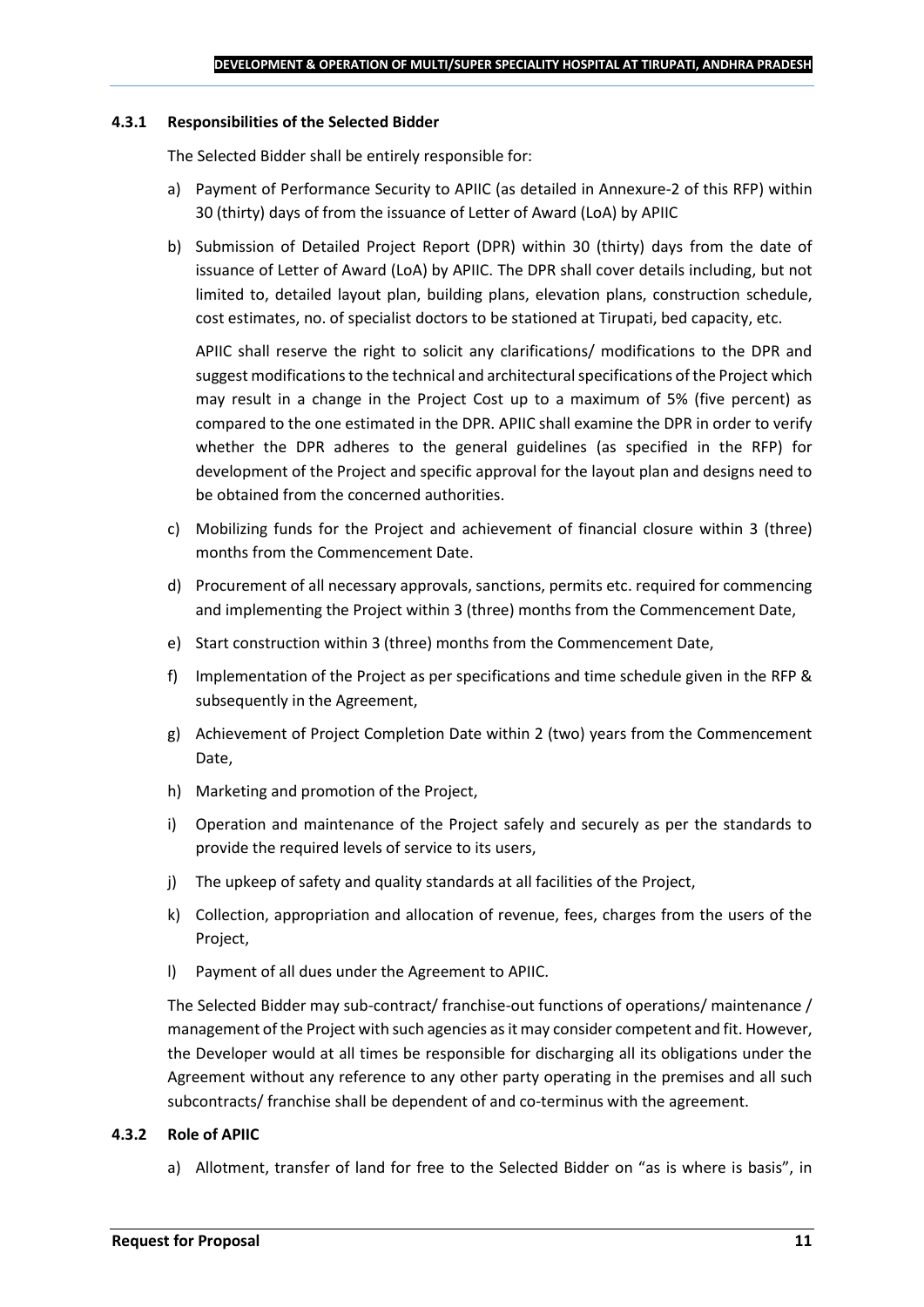#### 4.3.1 Responsibilities of the Selected Bidder

The Selected Bidder shall be entirely responsible for:

a) Payment of Performance Security to APIIC (as detailed in Annexure-2 of this RFP) within 30 (thirty) days of from the issuance of Letter of Award (LoA) by APIIC

b) Submission of Detailed Project Report (DPR) within 30 (thirty) days from the date of issuance of Letter of Award (LoA) by APIIC. The DPR shall cover details including, but not limited to, detailed layout plan, building plans, elevation plans, construction schedule, cost estimates, no. of specialist doctors to be stationed at Tirupati, bed capacity, etc.

   APIIC shall reserve the right to solicit any clarifications/ modifications to the DPR and suggest modifications to the technical and architectural specifications of the Project which may result in a change in the Project Cost up to a maximum of 5% (five percent) as compared to the one estimated in the DPR. APIIC shall examine the DPR in order to verify whether the DPR adheres to the general guidelines (as specified in the RFP) for development of the Project and specific approval for the layout plan and designs need to be obtained from the concerned authorities.

c) Mobilizing funds for the Project and achievement of financial closure within 3 (three) months from the Commencement Date.

d) Procurement of all necessary approvals, sanctions, permits etc. required for commencing and implementing the Project within 3 (three) months from the Commencement Date,

e) Start construction within 3 (three) months from the Commencement Date,

f) Implementation of the Project as per specifications and time schedule given in the RFP & subsequently in the Agreement,

g) Achievement of Project Completion Date within 2 (two) years from the Commencement Date,

h) Marketing and promotion of the Project,

i) Operation and maintenance of the Project safely and securely as per the standards to provide the required levels of service to its users,

j) The upkeep of safety and quality standards at all facilities of the Project,

k) Collection, appropriation and allocation of revenue, fees, charges from the users of the Project,

l) Payment of all dues under the Agreement to APIIC.

The Selected Bidder may sub-contract/ franchise-out functions of operations/ maintenance / management of the Project with such agencies as it may consider competent and fit. However, the Developer would at all times be responsible for discharging all its obligations under the Agreement without any reference to any other party operating in the premises and all such subcontracts/ franchise shall be dependent of and co-terminus with the agreement.

#### 4.3.2 Role of APIIC

a) Allotment, transfer of land for free to the Selected Bidder on "as is where is basis", in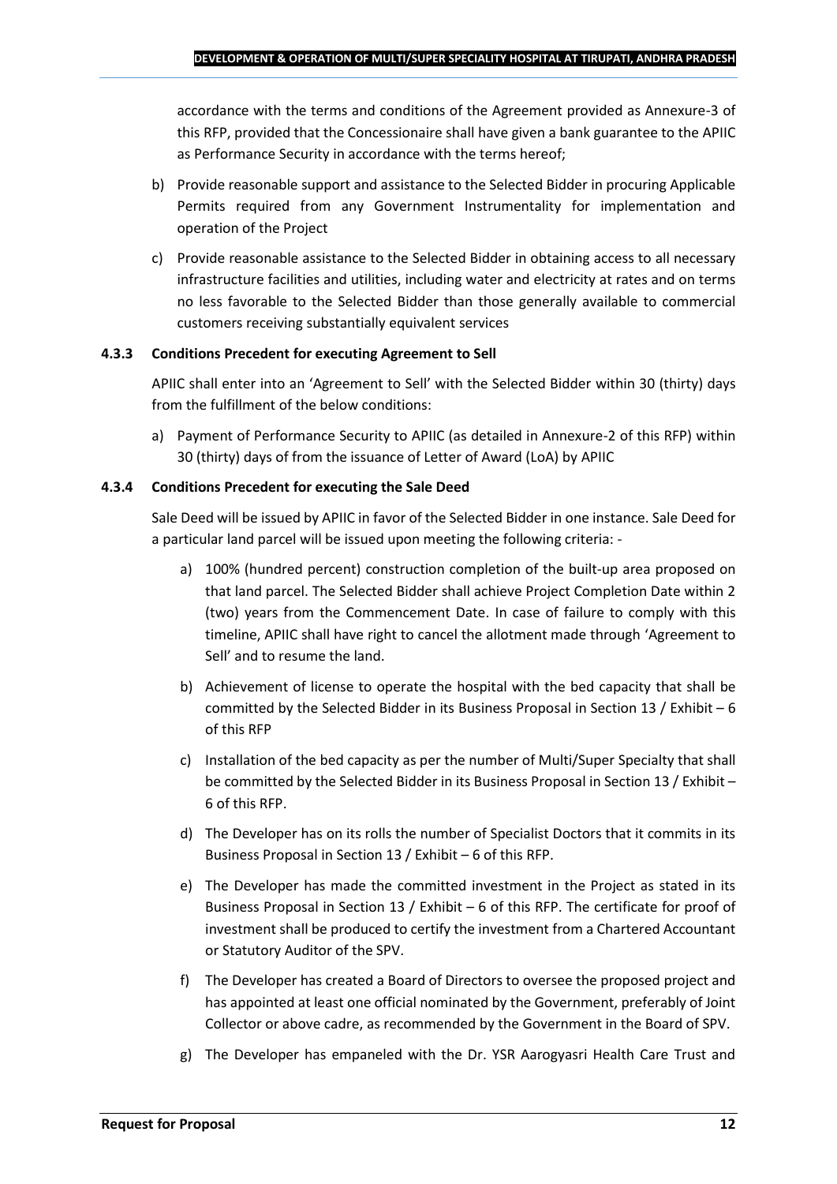accordance with the terms and conditions of the Agreement provided as Annexure-3 of this RFP, provided that the Concessionaire shall have given a bank guarantee to the APIIC as Performance Security in accordance with the terms hereof;

b) Provide reasonable support and assistance to the Selected Bidder in procuring Applicable Permits required from any Government Instrumentality for implementation and operation of the Project

c) Provide reasonable assistance to the Selected Bidder in obtaining access to all necessary infrastructure facilities and utilities, including water and electricity at rates and on terms no less favorable to the Selected Bidder than those generally available to commercial customers receiving substantially equivalent services

#### 4.3.3 Conditions Precedent for executing Agreement to Sell

APIIC shall enter into an 'Agreement to Sell' with the Selected Bidder within 30 (thirty) days from the fulfillment of the below conditions:

a) Payment of Performance Security to APIIC (as detailed in Annexure-2 of this RFP) within 30 (thirty) days of from the issuance of Letter of Award (LoA) by APIIC

#### 4.3.4 Conditions Precedent for executing the Sale Deed

Sale Deed will be issued by APIIC in favor of the Selected Bidder in one instance. Sale Deed for a particular land parcel will be issued upon meeting the following criteria: -

a) 100% (hundred percent) construction completion of the built-up area proposed on that land parcel. The Selected Bidder shall achieve Project Completion Date within 2 (two) years from the Commencement Date. In case of failure to comply with this timeline, APIIC shall have right to cancel the allotment made through 'Agreement to Sell' and to resume the land.

b) Achievement of license to operate the hospital with the bed capacity that shall be committed by the Selected Bidder in its Business Proposal in Section 13 / Exhibit – 6 of this RFP

c) Installation of the bed capacity as per the number of Multi/Super Specialty that shall be committed by the Selected Bidder in its Business Proposal in Section 13 / Exhibit – 6 of this RFP.

d) The Developer has on its rolls the number of Specialist Doctors that it commits in its Business Proposal in Section 13 / Exhibit – 6 of this RFP.

e) The Developer has made the committed investment in the Project as stated in its Business Proposal in Section 13 / Exhibit – 6 of this RFP. The certificate for proof of investment shall be produced to certify the investment from a Chartered Accountant or Statutory Auditor of the SPV.

f) The Developer has created a Board of Directors to oversee the proposed project and has appointed at least one official nominated by the Government, preferably of Joint Collector or above cadre, as recommended by the Government in the Board of SPV.

g) The Developer has empaneled with the Dr. YSR Aarogyasri Health Care Trust and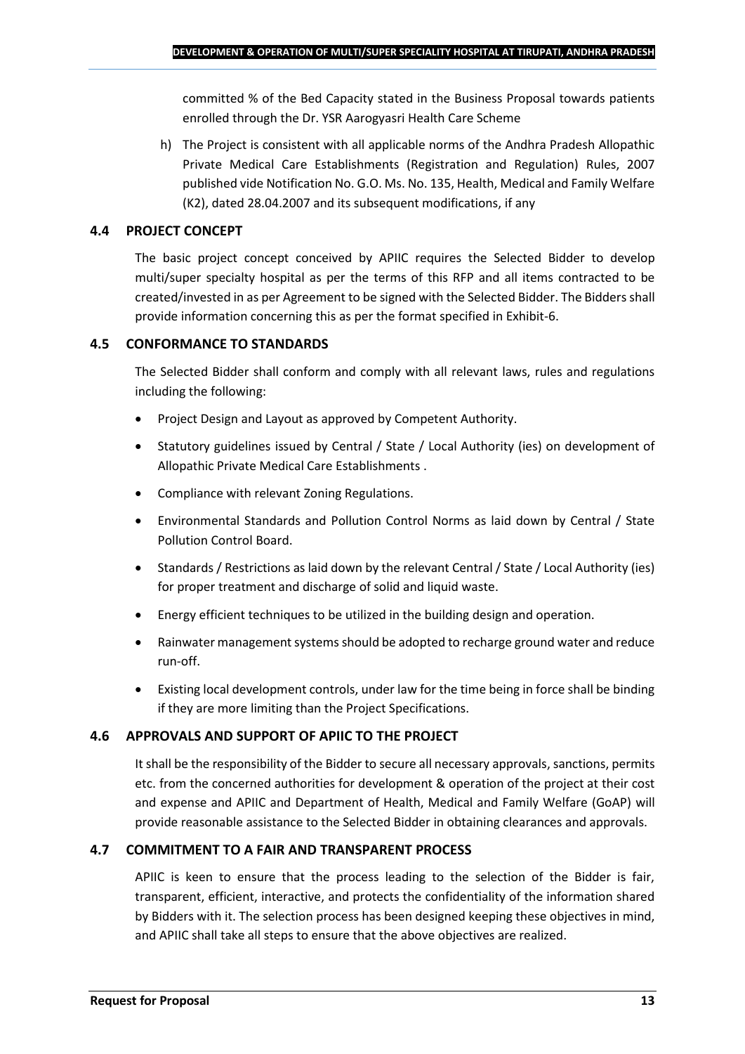committed % of the Bed Capacity stated in the Business Proposal towards patients enrolled through the Dr. YSR Aarogyasri Health Care Scheme

h) The Project is consistent with all applicable norms of the Andhra Pradesh Allopathic Private Medical Care Establishments (Registration and Regulation) Rules, 2007 published vide Notification No. G.O. Ms. No. 135, Health, Medical and Family Welfare (K2), dated 28.04.2007 and its subsequent modifications, if any

### 4.4 PROJECT CONCEPT

The basic project concept conceived by APIIC requires the Selected Bidder to develop multi/super specialty hospital as per the terms of this RFP and all items contracted to be created/invested in as per Agreement to be signed with the Selected Bidder. The Bidders shall provide information concerning this as per the format specified in Exhibit-6.

### 4.5 CONFORMANCE TO STANDARDS

The Selected Bidder shall conform and comply with all relevant laws, rules and regulations including the following:

- Project Design and Layout as approved by Competent Authority.
- Statutory guidelines issued by Central / State / Local Authority (ies) on development of Allopathic Private Medical Care Establishments .
- Compliance with relevant Zoning Regulations.
- Environmental Standards and Pollution Control Norms as laid down by Central / State Pollution Control Board.
- Standards / Restrictions as laid down by the relevant Central / State / Local Authority (ies) for proper treatment and discharge of solid and liquid waste.
- Energy efficient techniques to be utilized in the building design and operation.
- Rainwater management systems should be adopted to recharge ground water and reduce run-off.
- Existing local development controls, under law for the time being in force shall be binding if they are more limiting than the Project Specifications.

### 4.6 APPROVALS AND SUPPORT OF APIIC TO THE PROJECT

It shall be the responsibility of the Bidder to secure all necessary approvals, sanctions, permits etc. from the concerned authorities for development & operation of the project at their cost and expense and APIIC and Department of Health, Medical and Family Welfare (GoAP) will provide reasonable assistance to the Selected Bidder in obtaining clearances and approvals.

### 4.7 COMMITMENT TO A FAIR AND TRANSPARENT PROCESS

APIIC is keen to ensure that the process leading to the selection of the Bidder is fair, transparent, efficient, interactive, and protects the confidentiality of the information shared by Bidders with it. The selection process has been designed keeping these objectives in mind, and APIIC shall take all steps to ensure that the above objectives are realized.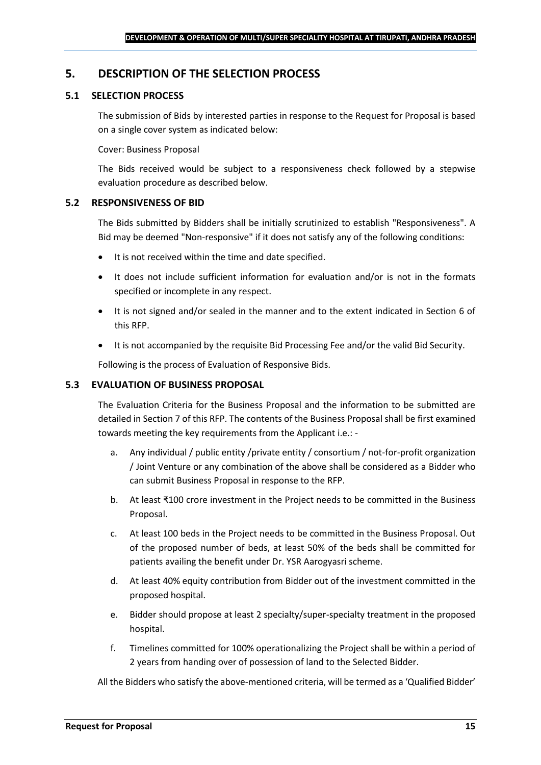## 5. DESCRIPTION OF THE SELECTION PROCESS

### 5.1 SELECTION PROCESS

The submission of Bids by interested parties in response to the Request for Proposal is based on a single cover system as indicated below:

Cover: Business Proposal

The Bids received would be subject to a responsiveness check followed by a stepwise evaluation procedure as described below.

### 5.2 RESPONSIVENESS OF BID

The Bids submitted by Bidders shall be initially scrutinized to establish "Responsiveness". A Bid may be deemed "Non-responsive" if it does not satisfy any of the following conditions:

- It is not received within the time and date specified.
- It does not include sufficient information for evaluation and/or is not in the formats specified or incomplete in any respect.
- It is not signed and/or sealed in the manner and to the extent indicated in Section 6 of this RFP.
- It is not accompanied by the requisite Bid Processing Fee and/or the valid Bid Security.

Following is the process of Evaluation of Responsive Bids.

### 5.3 EVALUATION OF BUSINESS PROPOSAL

The Evaluation Criteria for the Business Proposal and the information to be submitted are detailed in Section 7 of this RFP. The contents of the Business Proposal shall be first examined towards meeting the key requirements from the Applicant i.e.: -

a. Any individual / public entity /private entity / consortium / not-for-profit organization / Joint Venture or any combination of the above shall be considered as a Bidder who can submit Business Proposal in response to the RFP.

b. At least ₹100 crore investment in the Project needs to be committed in the Business Proposal.

c. At least 100 beds in the Project needs to be committed in the Business Proposal. Out of the proposed number of beds, at least 50% of the beds shall be committed for patients availing the benefit under Dr. YSR Aarogyasri scheme.

d. At least 40% equity contribution from Bidder out of the investment committed in the proposed hospital.

e. Bidder should propose at least 2 specialty/super-specialty treatment in the proposed hospital.

f. Timelines committed for 100% operationalizing the Project shall be within a period of 2 years from handing over of possession of land to the Selected Bidder.

All the Bidders who satisfy the above-mentioned criteria, will be termed as a 'Qualified Bidder'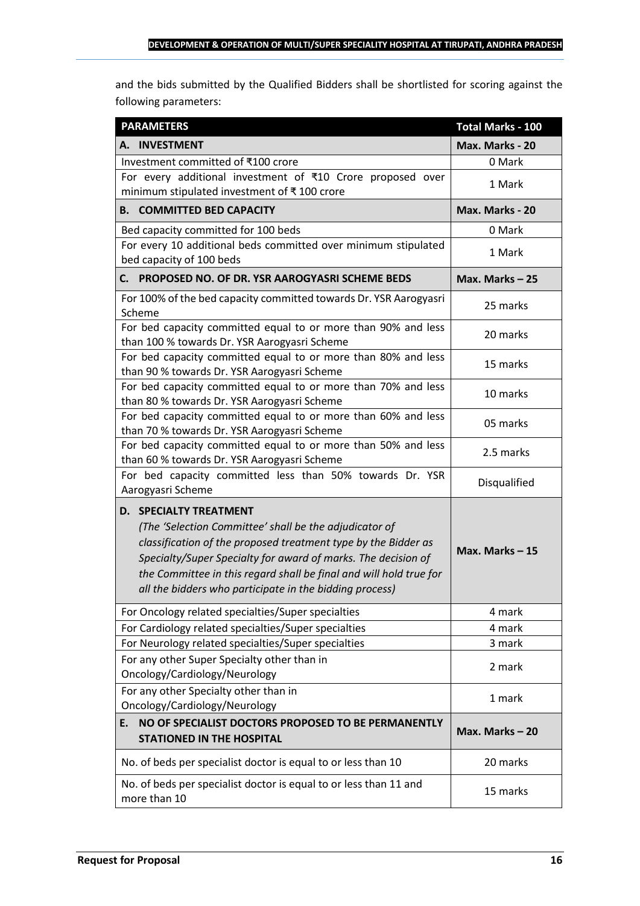and the bids submitted by the Qualified Bidders shall be shortlisted for scoring against the following parameters:

| PARAMETERS | Total Marks - 100 |
|---|---|
| **A. INVESTMENT** | **Max. Marks - 20** |
| Investment committed of ₹100 crore | 0 Mark |
| For every additional investment of ₹10 Crore proposed over minimum stipulated investment of ₹ 100 crore | 1 Mark |
| **B. COMMITTED BED CAPACITY** | **Max. Marks - 20** |
| Bed capacity committed for 100 beds | 0 Mark |
| For every 10 additional beds committed over minimum stipulated bed capacity of 100 beds | 1 Mark |
| **C. PROPOSED NO. OF DR. YSR AAROGYASRI SCHEME BEDS** | **Max. Marks – 25** |
| For 100% of the bed capacity committed towards Dr. YSR Aarogyasri Scheme | 25 marks |
| For bed capacity committed equal to or more than 90% and less than 100 % towards Dr. YSR Aarogyasri Scheme | 20 marks |
| For bed capacity committed equal to or more than 80% and less than 90 % towards Dr. YSR Aarogyasri Scheme | 15 marks |
| For bed capacity committed equal to or more than 70% and less than 80 % towards Dr. YSR Aarogyasri Scheme | 10 marks |
| For bed capacity committed equal to or more than 60% and less than 70 % towards Dr. YSR Aarogyasri Scheme | 05 marks |
| For bed capacity committed equal to or more than 50% and less than 60 % towards Dr. YSR Aarogyasri Scheme | 2.5 marks |
| For bed capacity committed less than 50% towards Dr. YSR Aarogyasri Scheme | Disqualified |
| **D. SPECIALTY TREATMENT** *(The 'Selection Committee' shall be the adjudicator of classification of the proposed treatment type by the Bidder as Specialty/Super Specialty for award of marks. The decision of the Committee in this regard shall be final and will hold true for all the bidders who participate in the bidding process)* | **Max. Marks – 15** |
| For Oncology related specialties/Super specialties | 4 mark |
| For Cardiology related specialties/Super specialties | 4 mark |
| For Neurology related specialties/Super specialties | 3 mark |
| For any other Super Specialty other than in Oncology/Cardiology/Neurology | 2 mark |
| For any other Specialty other than in Oncology/Cardiology/Neurology | 1 mark |
| **E. NO OF SPECIALIST DOCTORS PROPOSED TO BE PERMANENTLY STATIONED IN THE HOSPITAL** | **Max. Marks – 20** |
| No. of beds per specialist doctor is equal to or less than 10 | 20 marks |
| No. of beds per specialist doctor is equal to or less than 11 and more than 10 | 15 marks |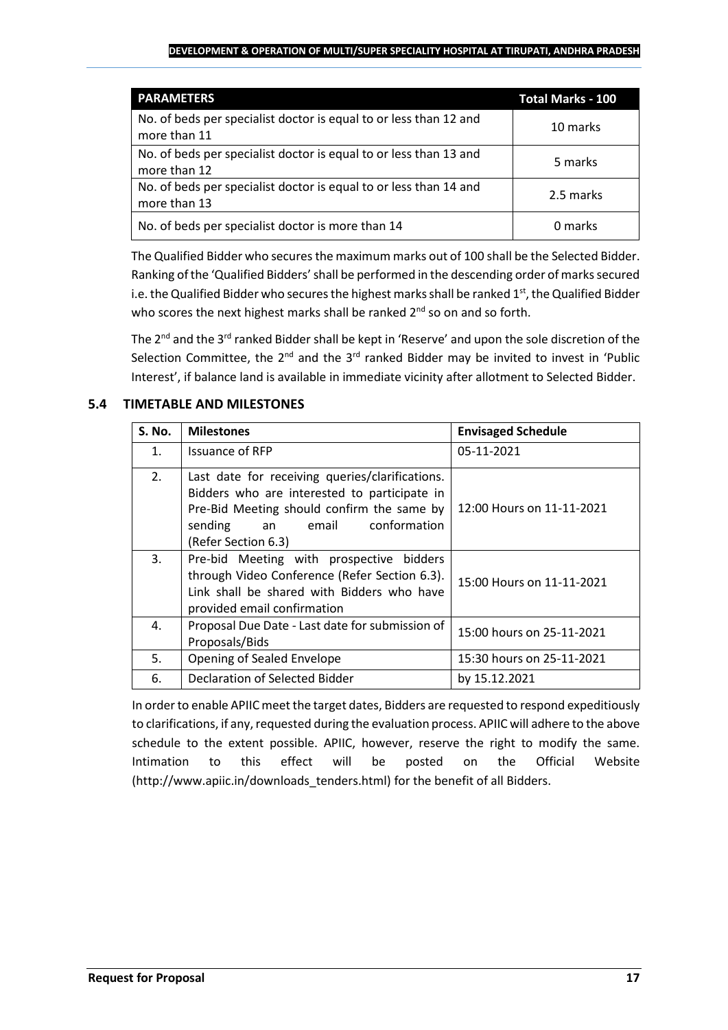| PARAMETERS | Total Marks - 100 |
| --- | --- |
| No. of beds per specialist doctor is equal to or less than 12 and more than 11 | 10 marks |
| No. of beds per specialist doctor is equal to or less than 13 and more than 12 | 5 marks |
| No. of beds per specialist doctor is equal to or less than 14 and more than 13 | 2.5 marks |
| No. of beds per specialist doctor is more than 14 | 0 marks |

The Qualified Bidder who secures the maximum marks out of 100 shall be the Selected Bidder. Ranking of the 'Qualified Bidders' shall be performed in the descending order of marks secured i.e. the Qualified Bidder who secures the highest marks shall be ranked 1st, the Qualified Bidder who scores the next highest marks shall be ranked 2nd so on and so forth.

The 2nd and the 3rd ranked Bidder shall be kept in 'Reserve' and upon the sole discretion of the Selection Committee, the 2nd and the 3rd ranked Bidder may be invited to invest in 'Public Interest', if balance land is available in immediate vicinity after allotment to Selected Bidder.

### 5.4 TIMETABLE AND MILESTONES

| S. No. | Milestones | Envisaged Schedule |
| --- | --- | --- |
| 1. | Issuance of RFP | 05-11-2021 |
| 2. | Last date for receiving queries/clarifications. Bidders who are interested to participate in Pre-Bid Meeting should confirm the same by sending an email conformation (Refer Section 6.3) | 12:00 Hours on 11-11-2021 |
| 3. | Pre-bid Meeting with prospective bidders through Video Conference (Refer Section 6.3). Link shall be shared with Bidders who have provided email confirmation | 15:00 Hours on 11-11-2021 |
| 4. | Proposal Due Date - Last date for submission of Proposals/Bids | 15:00 hours on 25-11-2021 |
| 5. | Opening of Sealed Envelope | 15:30 hours on 25-11-2021 |
| 6. | Declaration of Selected Bidder | by 15.12.2021 |

In order to enable APIIC meet the target dates, Bidders are requested to respond expeditiously to clarifications, if any, requested during the evaluation process. APIIC will adhere to the above schedule to the extent possible. APIIC, however, reserve the right to modify the same. Intimation to this effect will be posted on the Official Website (http://www.apiic.in/downloads_tenders.html) for the benefit of all Bidders.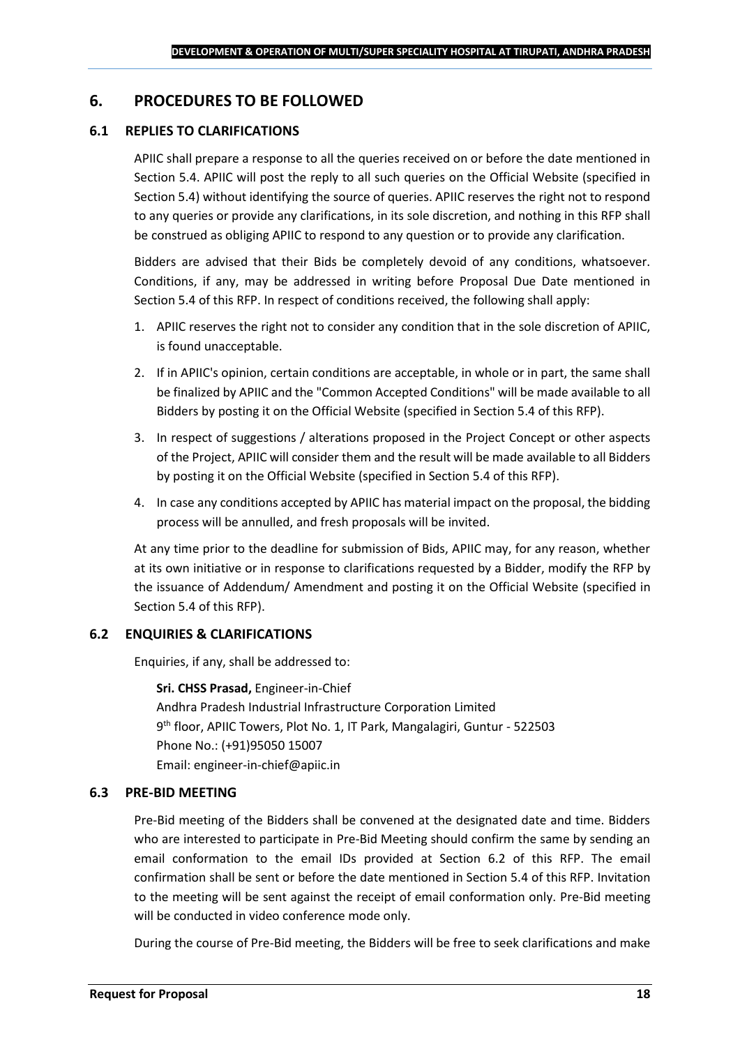# 6. PROCEDURES TO BE FOLLOWED

## 6.1 REPLIES TO CLARIFICATIONS

APIIC shall prepare a response to all the queries received on or before the date mentioned in Section 5.4. APIIC will post the reply to all such queries on the Official Website (specified in Section 5.4) without identifying the source of queries. APIIC reserves the right not to respond to any queries or provide any clarifications, in its sole discretion, and nothing in this RFP shall be construed as obliging APIIC to respond to any question or to provide any clarification.

Bidders are advised that their Bids be completely devoid of any conditions, whatsoever. Conditions, if any, may be addressed in writing before Proposal Due Date mentioned in Section 5.4 of this RFP. In respect of conditions received, the following shall apply:

1. APIIC reserves the right not to consider any condition that in the sole discretion of APIIC, is found unacceptable.
2. If in APIIC's opinion, certain conditions are acceptable, in whole or in part, the same shall be finalized by APIIC and the "Common Accepted Conditions" will be made available to all Bidders by posting it on the Official Website (specified in Section 5.4 of this RFP).
3. In respect of suggestions / alterations proposed in the Project Concept or other aspects of the Project, APIIC will consider them and the result will be made available to all Bidders by posting it on the Official Website (specified in Section 5.4 of this RFP).
4. In case any conditions accepted by APIIC has material impact on the proposal, the bidding process will be annulled, and fresh proposals will be invited.

At any time prior to the deadline for submission of Bids, APIIC may, for any reason, whether at its own initiative or in response to clarifications requested by a Bidder, modify the RFP by the issuance of Addendum/ Amendment and posting it on the Official Website (specified in Section 5.4 of this RFP).

## 6.2 ENQUIRIES & CLARIFICATIONS

Enquiries, if any, shall be addressed to:

**Sri. CHSS Prasad,** Engineer-in-Chief
Andhra Pradesh Industrial Infrastructure Corporation Limited
9th floor, APIIC Towers, Plot No. 1, IT Park, Mangalagiri, Guntur - 522503
Phone No.: (+91)95050 15007
Email: engineer-in-chief@apiic.in

## 6.3 PRE-BID MEETING

Pre-Bid meeting of the Bidders shall be convened at the designated date and time. Bidders who are interested to participate in Pre-Bid Meeting should confirm the same by sending an email conformation to the email IDs provided at Section 6.2 of this RFP. The email confirmation shall be sent or before the date mentioned in Section 5.4 of this RFP. Invitation to the meeting will be sent against the receipt of email conformation only. Pre-Bid meeting will be conducted in video conference mode only.

During the course of Pre-Bid meeting, the Bidders will be free to seek clarifications and make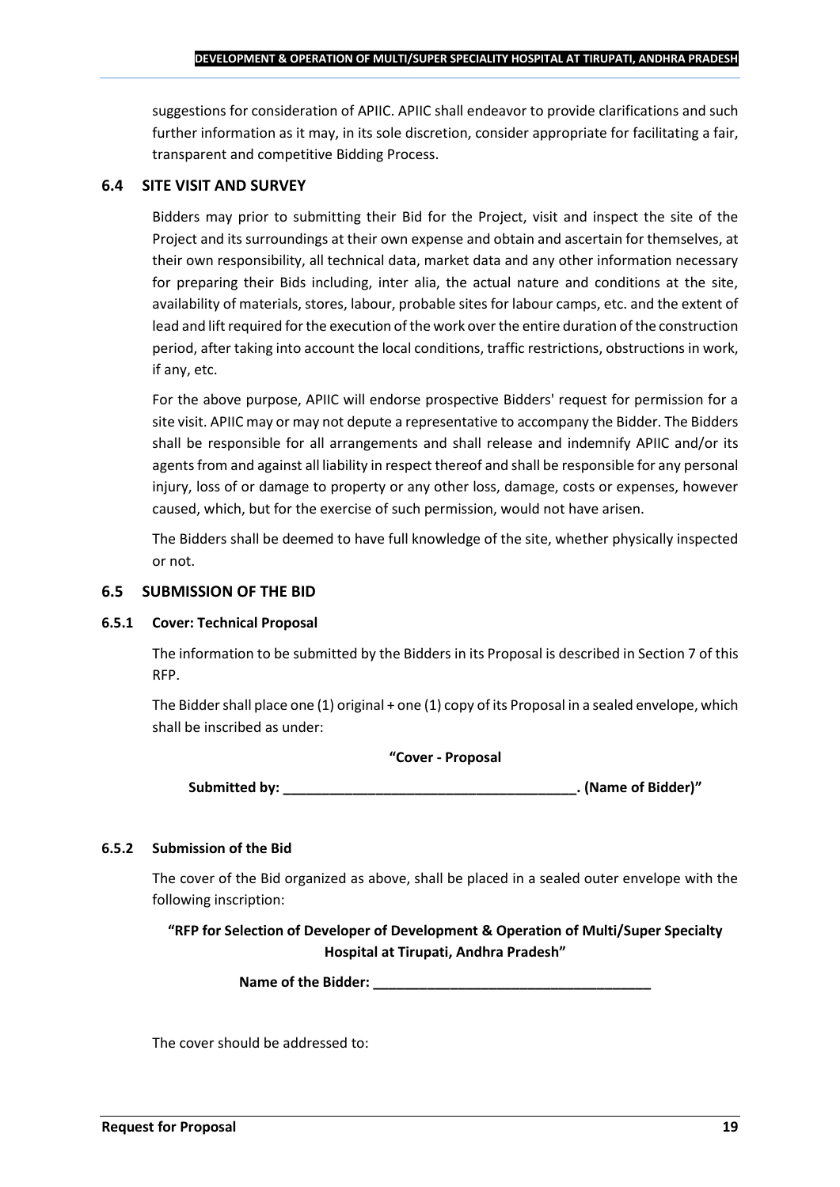suggestions for consideration of APIIC. APIIC shall endeavor to provide clarifications and such further information as it may, in its sole discretion, consider appropriate for facilitating a fair, transparent and competitive Bidding Process.

## 6.4 SITE VISIT AND SURVEY

Bidders may prior to submitting their Bid for the Project, visit and inspect the site of the Project and its surroundings at their own expense and obtain and ascertain for themselves, at their own responsibility, all technical data, market data and any other information necessary for preparing their Bids including, inter alia, the actual nature and conditions at the site, availability of materials, stores, labour, probable sites for labour camps, etc. and the extent of lead and lift required for the execution of the work over the entire duration of the construction period, after taking into account the local conditions, traffic restrictions, obstructions in work, if any, etc.

For the above purpose, APIIC will endorse prospective Bidders' request for permission for a site visit. APIIC may or may not depute a representative to accompany the Bidder. The Bidders shall be responsible for all arrangements and shall release and indemnify APIIC and/or its agents from and against all liability in respect thereof and shall be responsible for any personal injury, loss of or damage to property or any other loss, damage, costs or expenses, however caused, which, but for the exercise of such permission, would not have arisen.

The Bidders shall be deemed to have full knowledge of the site, whether physically inspected or not.

## 6.5 SUBMISSION OF THE BID

### 6.5.1 Cover: Technical Proposal

The information to be submitted by the Bidders in its Proposal is described in Section 7 of this RFP.

The Bidder shall place one (1) original + one (1) copy of its Proposal in a sealed envelope, which shall be inscribed as under:

**"Cover - Proposal**

**Submitted by: ______________________________________. (Name of Bidder)"**

### 6.5.2 Submission of the Bid

The cover of the Bid organized as above, shall be placed in a sealed outer envelope with the following inscription:

**"RFP for Selection of Developer of Development & Operation of Multi/Super Specialty Hospital at Tirupati, Andhra Pradesh"**

**Name of the Bidder: ____________________________________**

The cover should be addressed to: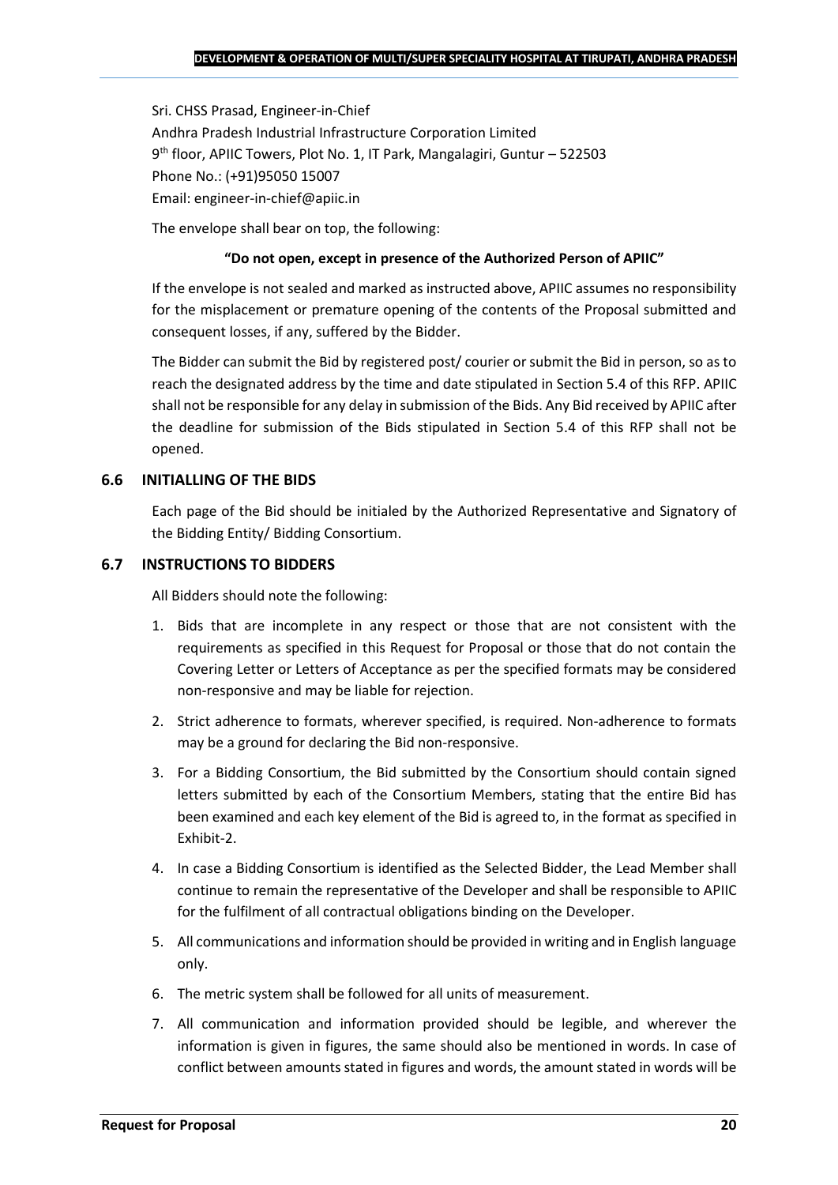Sri. CHSS Prasad, Engineer-in-Chief
Andhra Pradesh Industrial Infrastructure Corporation Limited
9th floor, APIIC Towers, Plot No. 1, IT Park, Mangalagiri, Guntur – 522503
Phone No.: (+91)95050 15007
Email: engineer-in-chief@apiic.in

The envelope shall bear on top, the following:

**"Do not open, except in presence of the Authorized Person of APIIC"**

If the envelope is not sealed and marked as instructed above, APIIC assumes no responsibility for the misplacement or premature opening of the contents of the Proposal submitted and consequent losses, if any, suffered by the Bidder.

The Bidder can submit the Bid by registered post/ courier or submit the Bid in person, so as to reach the designated address by the time and date stipulated in Section 5.4 of this RFP. APIIC shall not be responsible for any delay in submission of the Bids. Any Bid received by APIIC after the deadline for submission of the Bids stipulated in Section 5.4 of this RFP shall not be opened.

### 6.6 INITIALLING OF THE BIDS

Each page of the Bid should be initialed by the Authorized Representative and Signatory of the Bidding Entity/ Bidding Consortium.

### 6.7 INSTRUCTIONS TO BIDDERS

All Bidders should note the following:

1. Bids that are incomplete in any respect or those that are not consistent with the requirements as specified in this Request for Proposal or those that do not contain the Covering Letter or Letters of Acceptance as per the specified formats may be considered non-responsive and may be liable for rejection.
2. Strict adherence to formats, wherever specified, is required. Non-adherence to formats may be a ground for declaring the Bid non-responsive.
3. For a Bidding Consortium, the Bid submitted by the Consortium should contain signed letters submitted by each of the Consortium Members, stating that the entire Bid has been examined and each key element of the Bid is agreed to, in the format as specified in Exhibit-2.
4. In case a Bidding Consortium is identified as the Selected Bidder, the Lead Member shall continue to remain the representative of the Developer and shall be responsible to APIIC for the fulfilment of all contractual obligations binding on the Developer.
5. All communications and information should be provided in writing and in English language only.
6. The metric system shall be followed for all units of measurement.
7. All communication and information provided should be legible, and wherever the information is given in figures, the same should also be mentioned in words. In case of conflict between amounts stated in figures and words, the amount stated in words will be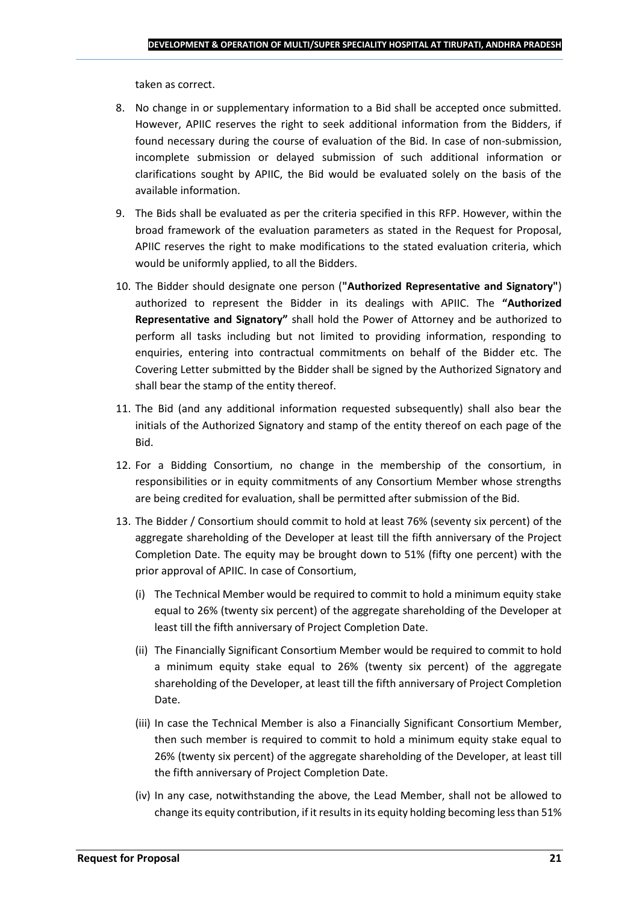taken as correct.

8. No change in or supplementary information to a Bid shall be accepted once submitted. However, APIIC reserves the right to seek additional information from the Bidders, if found necessary during the course of evaluation of the Bid. In case of non-submission, incomplete submission or delayed submission of such additional information or clarifications sought by APIIC, the Bid would be evaluated solely on the basis of the available information.
9. The Bids shall be evaluated as per the criteria specified in this RFP. However, within the broad framework of the evaluation parameters as stated in the Request for Proposal, APIIC reserves the right to make modifications to the stated evaluation criteria, which would be uniformly applied, to all the Bidders.
10. The Bidder should designate one person (**"Authorized Representative and Signatory"**) authorized to represent the Bidder in its dealings with APIIC. The **"Authorized Representative and Signatory"** shall hold the Power of Attorney and be authorized to perform all tasks including but not limited to providing information, responding to enquiries, entering into contractual commitments on behalf of the Bidder etc. The Covering Letter submitted by the Bidder shall be signed by the Authorized Signatory and shall bear the stamp of the entity thereof.
11. The Bid (and any additional information requested subsequently) shall also bear the initials of the Authorized Signatory and stamp of the entity thereof on each page of the Bid.
12. For a Bidding Consortium, no change in the membership of the consortium, in responsibilities or in equity commitments of any Consortium Member whose strengths are being credited for evaluation, shall be permitted after submission of the Bid.
13. The Bidder / Consortium should commit to hold at least 76% (seventy six percent) of the aggregate shareholding of the Developer at least till the fifth anniversary of the Project Completion Date. The equity may be brought down to 51% (fifty one percent) with the prior approval of APIIC. In case of Consortium,
    (i) The Technical Member would be required to commit to hold a minimum equity stake equal to 26% (twenty six percent) of the aggregate shareholding of the Developer at least till the fifth anniversary of Project Completion Date.
    (ii) The Financially Significant Consortium Member would be required to commit to hold a minimum equity stake equal to 26% (twenty six percent) of the aggregate shareholding of the Developer, at least till the fifth anniversary of Project Completion Date.
    (iii) In case the Technical Member is also a Financially Significant Consortium Member, then such member is required to commit to hold a minimum equity stake equal to 26% (twenty six percent) of the aggregate shareholding of the Developer, at least till the fifth anniversary of Project Completion Date.
    (iv) In any case, notwithstanding the above, the Lead Member, shall not be allowed to change its equity contribution, if it results in its equity holding becoming less than 51%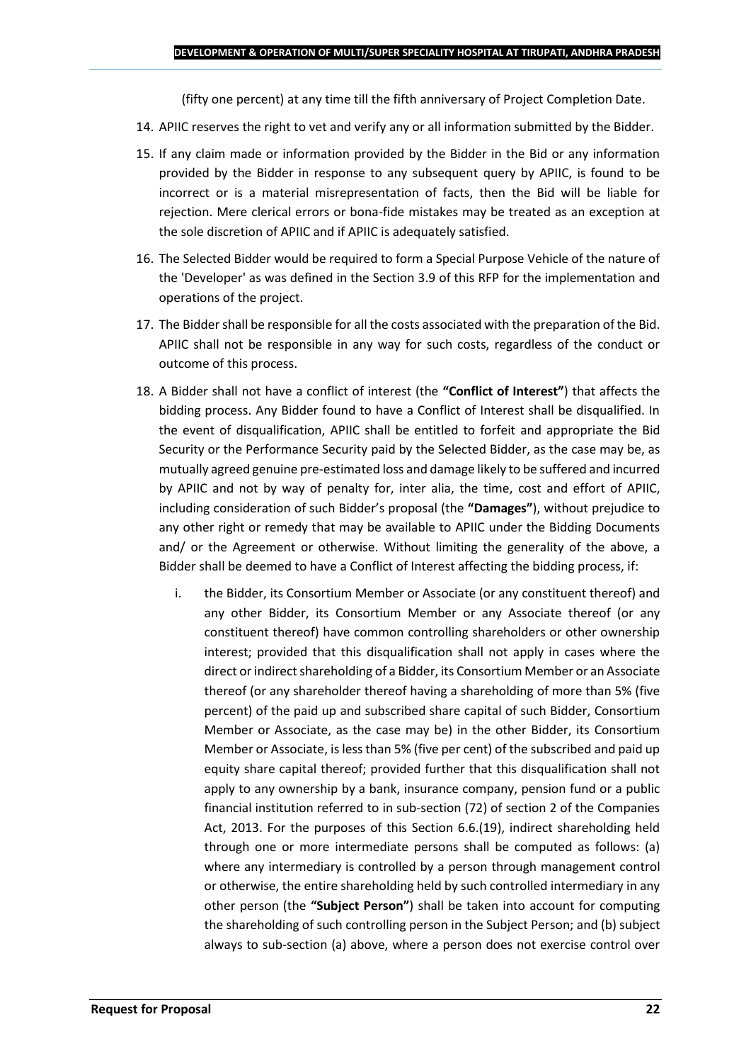(fifty one percent) at any time till the fifth anniversary of Project Completion Date.

14. APIIC reserves the right to vet and verify any or all information submitted by the Bidder.

15. If any claim made or information provided by the Bidder in the Bid or any information provided by the Bidder in response to any subsequent query by APIIC, is found to be incorrect or is a material misrepresentation of facts, then the Bid will be liable for rejection. Mere clerical errors or bona-fide mistakes may be treated as an exception at the sole discretion of APIIC and if APIIC is adequately satisfied.

16. The Selected Bidder would be required to form a Special Purpose Vehicle of the nature of the 'Developer' as was defined in the Section 3.9 of this RFP for the implementation and operations of the project.

17. The Bidder shall be responsible for all the costs associated with the preparation of the Bid. APIIC shall not be responsible in any way for such costs, regardless of the conduct or outcome of this process.

18. A Bidder shall not have a conflict of interest (the **"Conflict of Interest"**) that affects the bidding process. Any Bidder found to have a Conflict of Interest shall be disqualified. In the event of disqualification, APIIC shall be entitled to forfeit and appropriate the Bid Security or the Performance Security paid by the Selected Bidder, as the case may be, as mutually agreed genuine pre-estimated loss and damage likely to be suffered and incurred by APIIC and not by way of penalty for, inter alia, the time, cost and effort of APIIC, including consideration of such Bidder's proposal (the **"Damages"**), without prejudice to any other right or remedy that may be available to APIIC under the Bidding Documents and/ or the Agreement or otherwise. Without limiting the generality of the above, a Bidder shall be deemed to have a Conflict of Interest affecting the bidding process, if:

    i. the Bidder, its Consortium Member or Associate (or any constituent thereof) and any other Bidder, its Consortium Member or any Associate thereof (or any constituent thereof) have common controlling shareholders or other ownership interest; provided that this disqualification shall not apply in cases where the direct or indirect shareholding of a Bidder, its Consortium Member or an Associate thereof (or any shareholder thereof having a shareholding of more than 5% (five percent) of the paid up and subscribed share capital of such Bidder, Consortium Member or Associate, as the case may be) in the other Bidder, its Consortium Member or Associate, is less than 5% (five per cent) of the subscribed and paid up equity share capital thereof; provided further that this disqualification shall not apply to any ownership by a bank, insurance company, pension fund or a public financial institution referred to in sub-section (72) of section 2 of the Companies Act, 2013. For the purposes of this Section 6.6.(19), indirect shareholding held through one or more intermediate persons shall be computed as follows: (a) where any intermediary is controlled by a person through management control or otherwise, the entire shareholding held by such controlled intermediary in any other person (the **"Subject Person"**) shall be taken into account for computing the shareholding of such controlling person in the Subject Person; and (b) subject always to sub-section (a) above, where a person does not exercise control over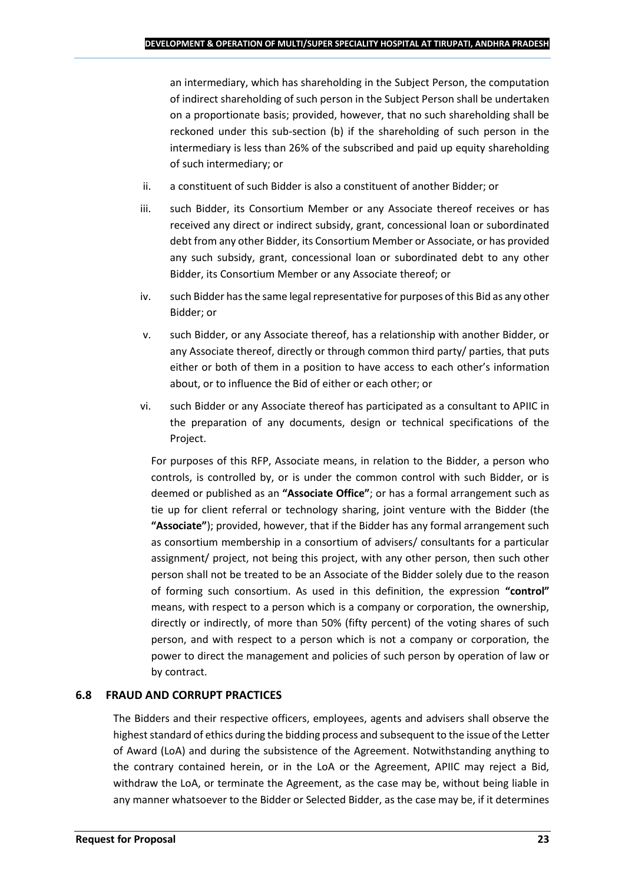an intermediary, which has shareholding in the Subject Person, the computation of indirect shareholding of such person in the Subject Person shall be undertaken on a proportionate basis; provided, however, that no such shareholding shall be reckoned under this sub-section (b) if the shareholding of such person in the intermediary is less than 26% of the subscribed and paid up equity shareholding of such intermediary; or

ii. a constituent of such Bidder is also a constituent of another Bidder; or

iii. such Bidder, its Consortium Member or any Associate thereof receives or has received any direct or indirect subsidy, grant, concessional loan or subordinated debt from any other Bidder, its Consortium Member or Associate, or has provided any such subsidy, grant, concessional loan or subordinated debt to any other Bidder, its Consortium Member or any Associate thereof; or

iv. such Bidder has the same legal representative for purposes of this Bid as any other Bidder; or

v. such Bidder, or any Associate thereof, has a relationship with another Bidder, or any Associate thereof, directly or through common third party/ parties, that puts either or both of them in a position to have access to each other's information about, or to influence the Bid of either or each other; or

vi. such Bidder or any Associate thereof has participated as a consultant to APIIC in the preparation of any documents, design or technical specifications of the Project.

For purposes of this RFP, Associate means, in relation to the Bidder, a person who controls, is controlled by, or is under the common control with such Bidder, or is deemed or published as an **"Associate Office"**; or has a formal arrangement such as tie up for client referral or technology sharing, joint venture with the Bidder (the **"Associate"**); provided, however, that if the Bidder has any formal arrangement such as consortium membership in a consortium of advisers/ consultants for a particular assignment/ project, not being this project, with any other person, then such other person shall not be treated to be an Associate of the Bidder solely due to the reason of forming such consortium. As used in this definition, the expression **"control"** means, with respect to a person which is a company or corporation, the ownership, directly or indirectly, of more than 50% (fifty percent) of the voting shares of such person, and with respect to a person which is not a company or corporation, the power to direct the management and policies of such person by operation of law or by contract.

### 6.8 FRAUD AND CORRUPT PRACTICES

The Bidders and their respective officers, employees, agents and advisers shall observe the highest standard of ethics during the bidding process and subsequent to the issue of the Letter of Award (LoA) and during the subsistence of the Agreement. Notwithstanding anything to the contrary contained herein, or in the LoA or the Agreement, APIIC may reject a Bid, withdraw the LoA, or terminate the Agreement, as the case may be, without being liable in any manner whatsoever to the Bidder or Selected Bidder, as the case may be, if it determines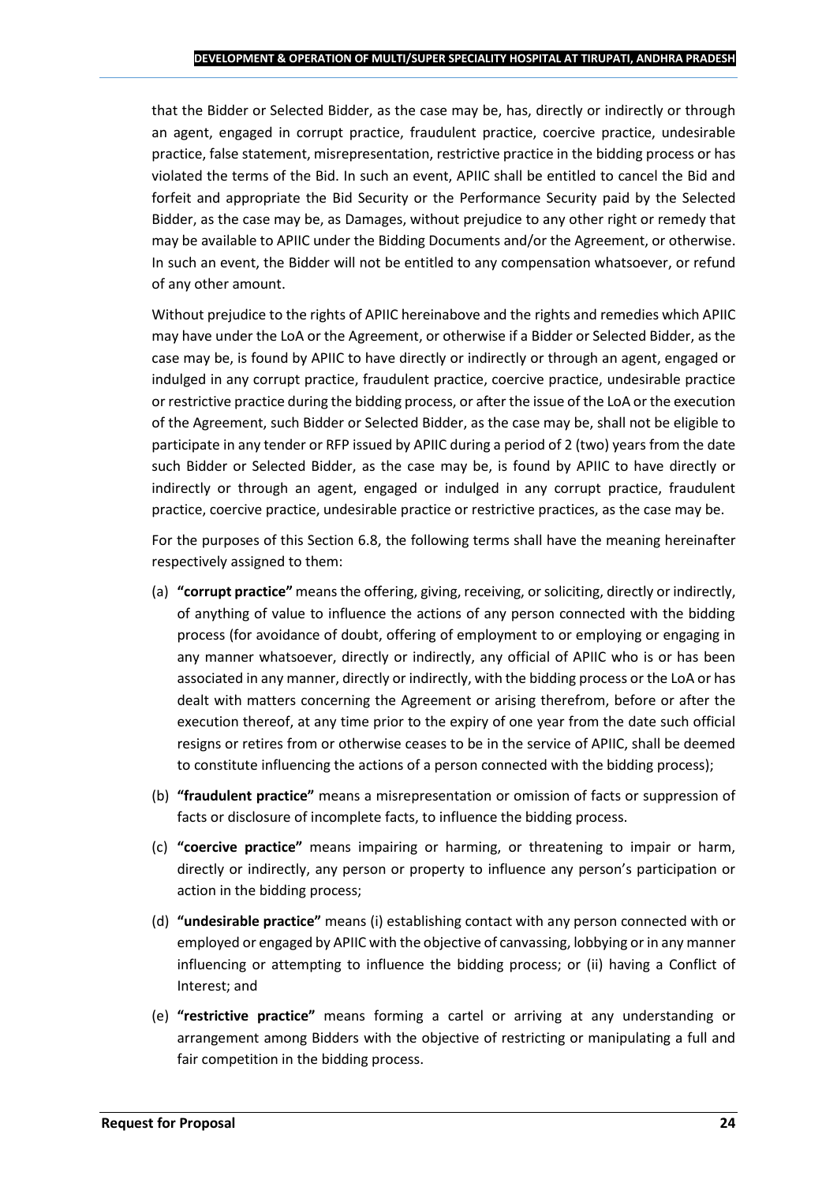that the Bidder or Selected Bidder, as the case may be, has, directly or indirectly or through an agent, engaged in corrupt practice, fraudulent practice, coercive practice, undesirable practice, false statement, misrepresentation, restrictive practice in the bidding process or has violated the terms of the Bid. In such an event, APIIC shall be entitled to cancel the Bid and forfeit and appropriate the Bid Security or the Performance Security paid by the Selected Bidder, as the case may be, as Damages, without prejudice to any other right or remedy that may be available to APIIC under the Bidding Documents and/or the Agreement, or otherwise. In such an event, the Bidder will not be entitled to any compensation whatsoever, or refund of any other amount.

Without prejudice to the rights of APIIC hereinabove and the rights and remedies which APIIC may have under the LoA or the Agreement, or otherwise if a Bidder or Selected Bidder, as the case may be, is found by APIIC to have directly or indirectly or through an agent, engaged or indulged in any corrupt practice, fraudulent practice, coercive practice, undesirable practice or restrictive practice during the bidding process, or after the issue of the LoA or the execution of the Agreement, such Bidder or Selected Bidder, as the case may be, shall not be eligible to participate in any tender or RFP issued by APIIC during a period of 2 (two) years from the date such Bidder or Selected Bidder, as the case may be, is found by APIIC to have directly or indirectly or through an agent, engaged or indulged in any corrupt practice, fraudulent practice, coercive practice, undesirable practice or restrictive practices, as the case may be.

For the purposes of this Section 6.8, the following terms shall have the meaning hereinafter respectively assigned to them:

(a) **"corrupt practice"** means the offering, giving, receiving, or soliciting, directly or indirectly, of anything of value to influence the actions of any person connected with the bidding process (for avoidance of doubt, offering of employment to or employing or engaging in any manner whatsoever, directly or indirectly, any official of APIIC who is or has been associated in any manner, directly or indirectly, with the bidding process or the LoA or has dealt with matters concerning the Agreement or arising therefrom, before or after the execution thereof, at any time prior to the expiry of one year from the date such official resigns or retires from or otherwise ceases to be in the service of APIIC, shall be deemed to constitute influencing the actions of a person connected with the bidding process);

(b) **"fraudulent practice"** means a misrepresentation or omission of facts or suppression of facts or disclosure of incomplete facts, to influence the bidding process.

(c) **"coercive practice"** means impairing or harming, or threatening to impair or harm, directly or indirectly, any person or property to influence any person's participation or action in the bidding process;

(d) **"undesirable practice"** means (i) establishing contact with any person connected with or employed or engaged by APIIC with the objective of canvassing, lobbying or in any manner influencing or attempting to influence the bidding process; or (ii) having a Conflict of Interest; and

(e) **"restrictive practice"** means forming a cartel or arriving at any understanding or arrangement among Bidders with the objective of restricting or manipulating a full and fair competition in the bidding process.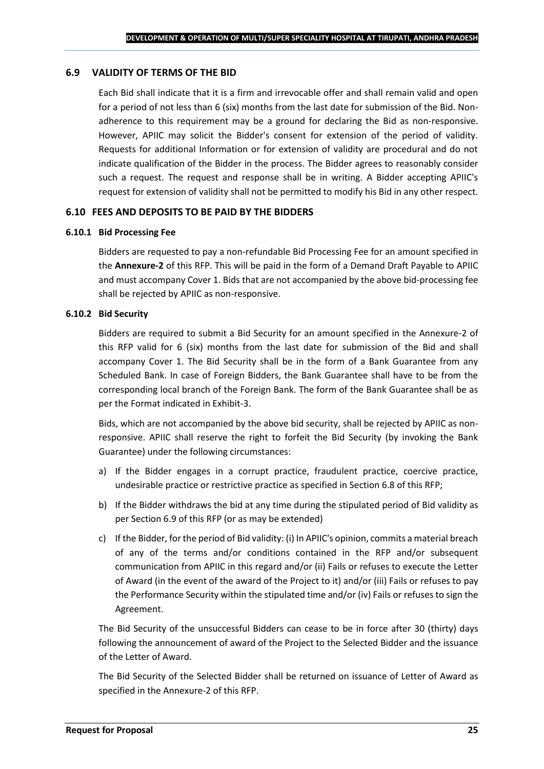## 6.9 VALIDITY OF TERMS OF THE BID

Each Bid shall indicate that it is a firm and irrevocable offer and shall remain valid and open for a period of not less than 6 (six) months from the last date for submission of the Bid. Non-adherence to this requirement may be a ground for declaring the Bid as non-responsive. However, APIIC may solicit the Bidder's consent for extension of the period of validity. Requests for additional Information or for extension of validity are procedural and do not indicate qualification of the Bidder in the process. The Bidder agrees to reasonably consider such a request. The request and response shall be in writing. A Bidder accepting APIIC's request for extension of validity shall not be permitted to modify his Bid in any other respect.

## 6.10 FEES AND DEPOSITS TO BE PAID BY THE BIDDERS

### 6.10.1 Bid Processing Fee

Bidders are requested to pay a non-refundable Bid Processing Fee for an amount specified in the **Annexure-2** of this RFP. This will be paid in the form of a Demand Draft Payable to APIIC and must accompany Cover 1. Bids that are not accompanied by the above bid-processing fee shall be rejected by APIIC as non-responsive.

### 6.10.2 Bid Security

Bidders are required to submit a Bid Security for an amount specified in the Annexure-2 of this RFP valid for 6 (six) months from the last date for submission of the Bid and shall accompany Cover 1. The Bid Security shall be in the form of a Bank Guarantee from any Scheduled Bank. In case of Foreign Bidders, the Bank Guarantee shall have to be from the corresponding local branch of the Foreign Bank. The form of the Bank Guarantee shall be as per the Format indicated in Exhibit-3.

Bids, which are not accompanied by the above bid security, shall be rejected by APIIC as non-responsive. APIIC shall reserve the right to forfeit the Bid Security (by invoking the Bank Guarantee) under the following circumstances:

a) If the Bidder engages in a corrupt practice, fraudulent practice, coercive practice, undesirable practice or restrictive practice as specified in Section 6.8 of this RFP;

b) If the Bidder withdraws the bid at any time during the stipulated period of Bid validity as per Section 6.9 of this RFP (or as may be extended)

c) If the Bidder, for the period of Bid validity: (i) In APIIC's opinion, commits a material breach of any of the terms and/or conditions contained in the RFP and/or subsequent communication from APIIC in this regard and/or (ii) Fails or refuses to execute the Letter of Award (in the event of the award of the Project to it) and/or (iii) Fails or refuses to pay the Performance Security within the stipulated time and/or (iv) Fails or refuses to sign the Agreement.

The Bid Security of the unsuccessful Bidders can cease to be in force after 30 (thirty) days following the announcement of award of the Project to the Selected Bidder and the issuance of the Letter of Award.

The Bid Security of the Selected Bidder shall be returned on issuance of Letter of Award as specified in the Annexure-2 of this RFP.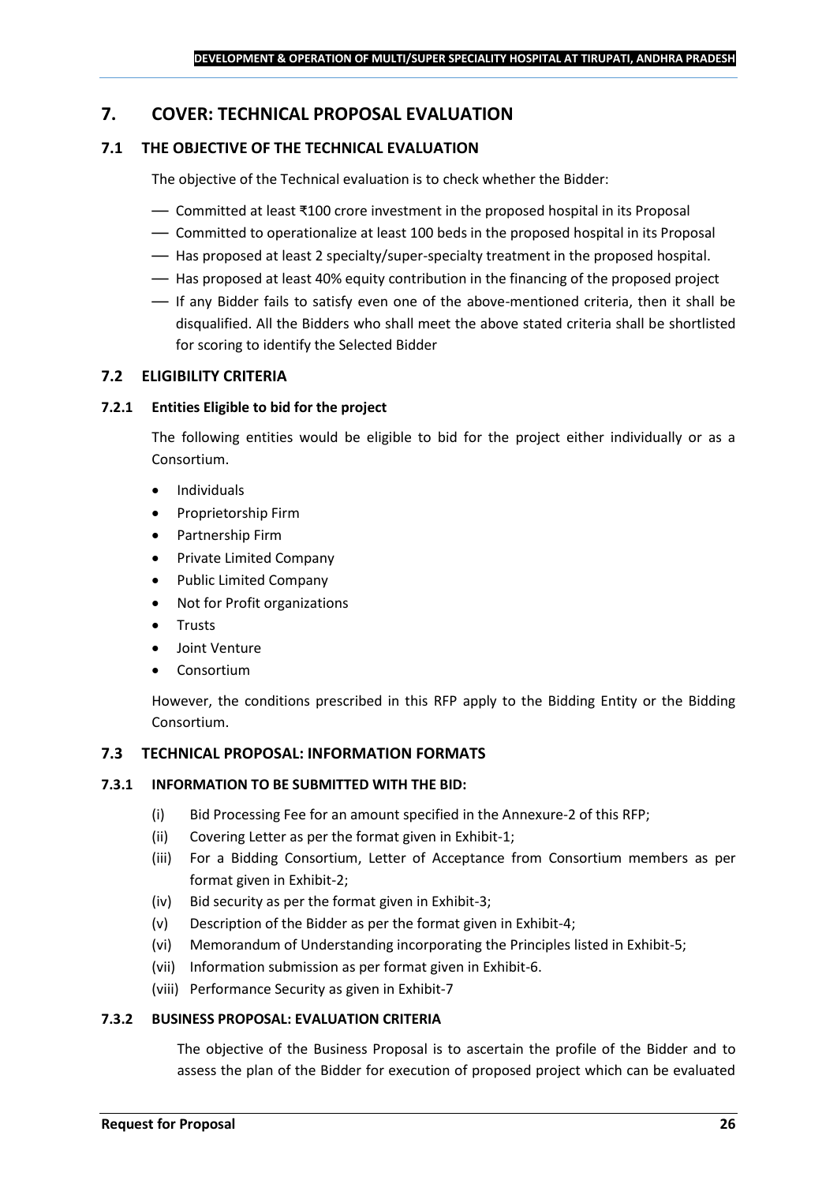## 7. COVER: TECHNICAL PROPOSAL EVALUATION

### 7.1 THE OBJECTIVE OF THE TECHNICAL EVALUATION

The objective of the Technical evaluation is to check whether the Bidder:

- Committed at least ₹100 crore investment in the proposed hospital in its Proposal
- Committed to operationalize at least 100 beds in the proposed hospital in its Proposal
- Has proposed at least 2 specialty/super-specialty treatment in the proposed hospital.
- Has proposed at least 40% equity contribution in the financing of the proposed project
- If any Bidder fails to satisfy even one of the above-mentioned criteria, then it shall be disqualified. All the Bidders who shall meet the above stated criteria shall be shortlisted for scoring to identify the Selected Bidder

### 7.2 ELIGIBILITY CRITERIA

#### 7.2.1 Entities Eligible to bid for the project

The following entities would be eligible to bid for the project either individually or as a Consortium.

- Individuals
- Proprietorship Firm
- Partnership Firm
- Private Limited Company
- Public Limited Company
- Not for Profit organizations
- Trusts
- Joint Venture
- Consortium

However, the conditions prescribed in this RFP apply to the Bidding Entity or the Bidding Consortium.

### 7.3 TECHNICAL PROPOSAL: INFORMATION FORMATS

#### 7.3.1 INFORMATION TO BE SUBMITTED WITH THE BID:

(i) Bid Processing Fee for an amount specified in the Annexure-2 of this RFP;

(ii) Covering Letter as per the format given in Exhibit-1;

(iii) For a Bidding Consortium, Letter of Acceptance from Consortium members as per format given in Exhibit-2;

(iv) Bid security as per the format given in Exhibit-3;

(v) Description of the Bidder as per the format given in Exhibit-4;

(vi) Memorandum of Understanding incorporating the Principles listed in Exhibit-5;

(vii) Information submission as per format given in Exhibit-6.

(viii) Performance Security as given in Exhibit-7

#### 7.3.2 BUSINESS PROPOSAL: EVALUATION CRITERIA

The objective of the Business Proposal is to ascertain the profile of the Bidder and to assess the plan of the Bidder for execution of proposed project which can be evaluated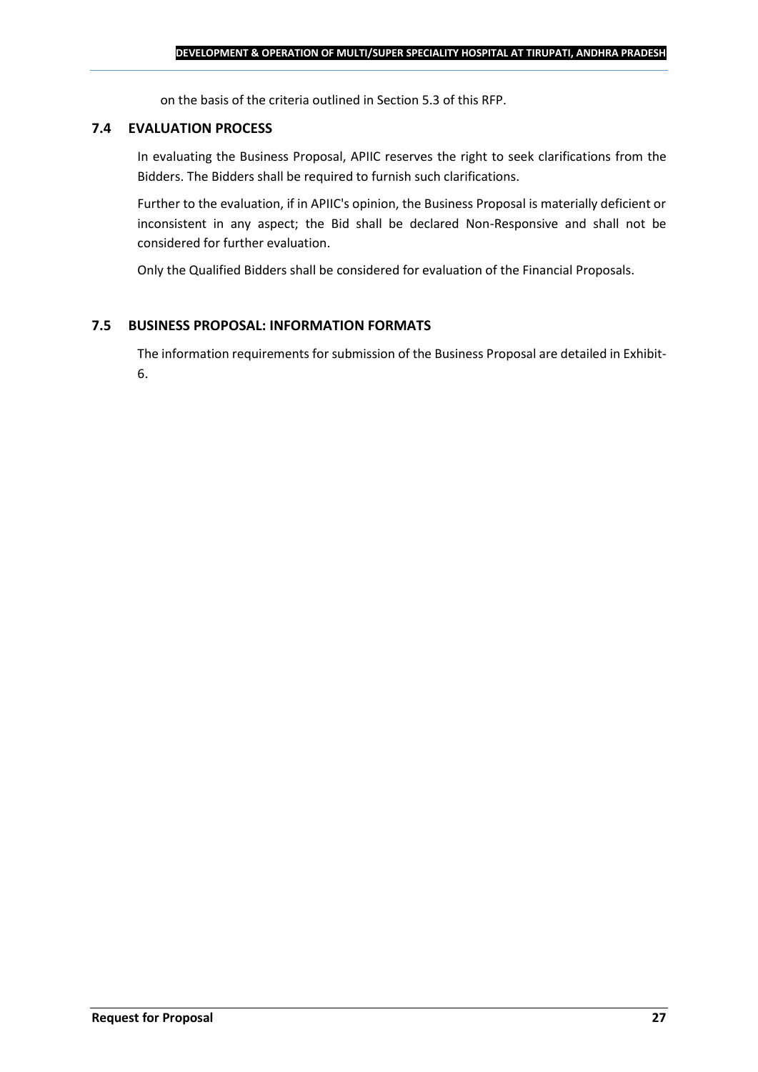on the basis of the criteria outlined in Section 5.3 of this RFP.

### 7.4 EVALUATION PROCESS

In evaluating the Business Proposal, APIIC reserves the right to seek clarifications from the Bidders. The Bidders shall be required to furnish such clarifications.

Further to the evaluation, if in APIIC's opinion, the Business Proposal is materially deficient or inconsistent in any aspect; the Bid shall be declared Non-Responsive and shall not be considered for further evaluation.

Only the Qualified Bidders shall be considered for evaluation of the Financial Proposals.

### 7.5 BUSINESS PROPOSAL: INFORMATION FORMATS

The information requirements for submission of the Business Proposal are detailed in Exhibit-6.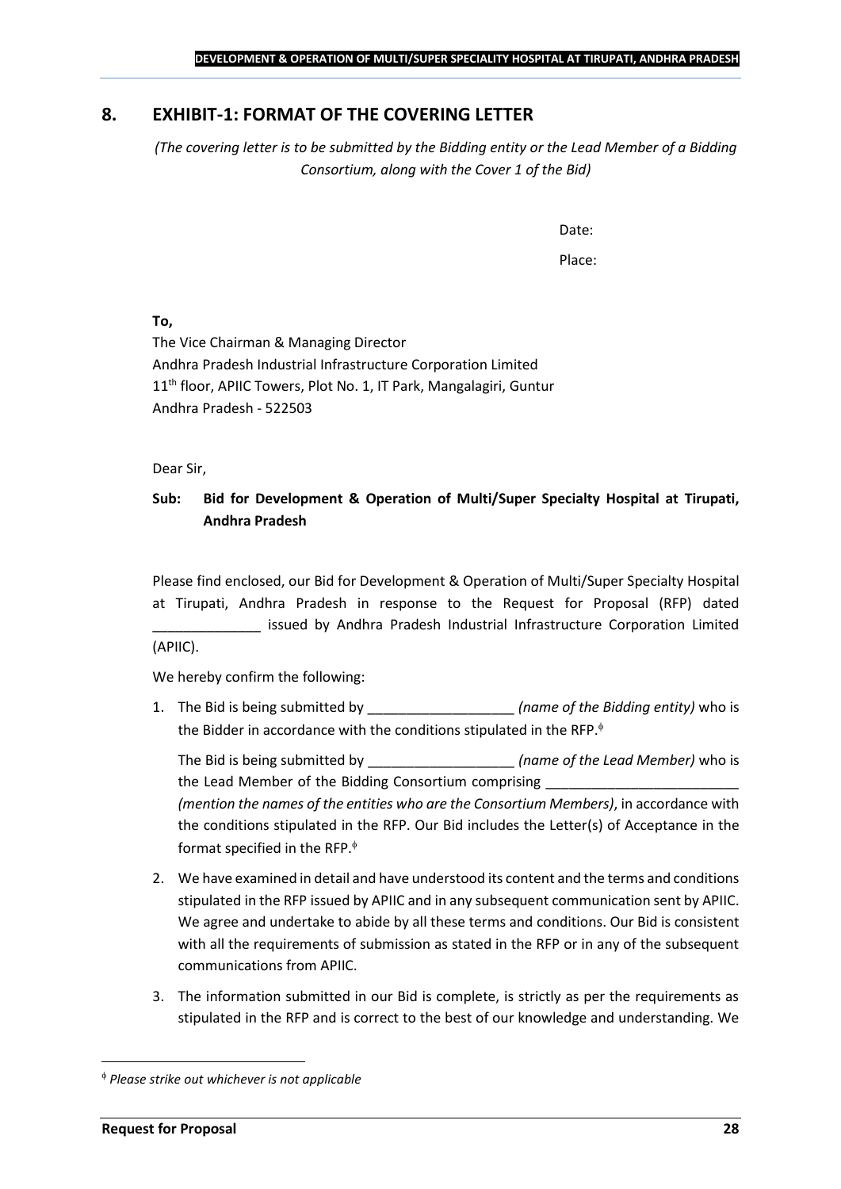## 8. EXHIBIT-1: FORMAT OF THE COVERING LETTER

*(The covering letter is to be submitted by the Bidding entity or the Lead Member of a Bidding Consortium, along with the Cover 1 of the Bid)*

Date:

Place:

**To,**

The Vice Chairman & Managing Director
Andhra Pradesh Industrial Infrastructure Corporation Limited
11th floor, APIIC Towers, Plot No. 1, IT Park, Mangalagiri, Guntur
Andhra Pradesh - 522503

Dear Sir,

**Sub: Bid for Development & Operation of Multi/Super Specialty Hospital at Tirupati, Andhra Pradesh**

Please find enclosed, our Bid for Development & Operation of Multi/Super Specialty Hospital at Tirupati, Andhra Pradesh in response to the Request for Proposal (RFP) dated ______________ issued by Andhra Pradesh Industrial Infrastructure Corporation Limited (APIIC).

We hereby confirm the following:

1. The Bid is being submitted by ___________________ *(name of the Bidding entity)* who is the Bidder in accordance with the conditions stipulated in the RFP.[ɸ]

   The Bid is being submitted by ___________________ *(name of the Lead Member)* who is the Lead Member of the Bidding Consortium comprising _________________________ *(mention the names of the entities who are the Consortium Members)*, in accordance with the conditions stipulated in the RFP. Our Bid includes the Letter(s) of Acceptance in the format specified in the RFP.[ɸ]

2. We have examined in detail and have understood its content and the terms and conditions stipulated in the RFP issued by APIIC and in any subsequent communication sent by APIIC. We agree and undertake to abide by all these terms and conditions. Our Bid is consistent with all the requirements of submission as stated in the RFP or in any of the subsequent communications from APIIC.

3. The information submitted in our Bid is complete, is strictly as per the requirements as stipulated in the RFP and is correct to the best of our knowledge and understanding. We

---

[ɸ] *Please strike out whichever is not applicable*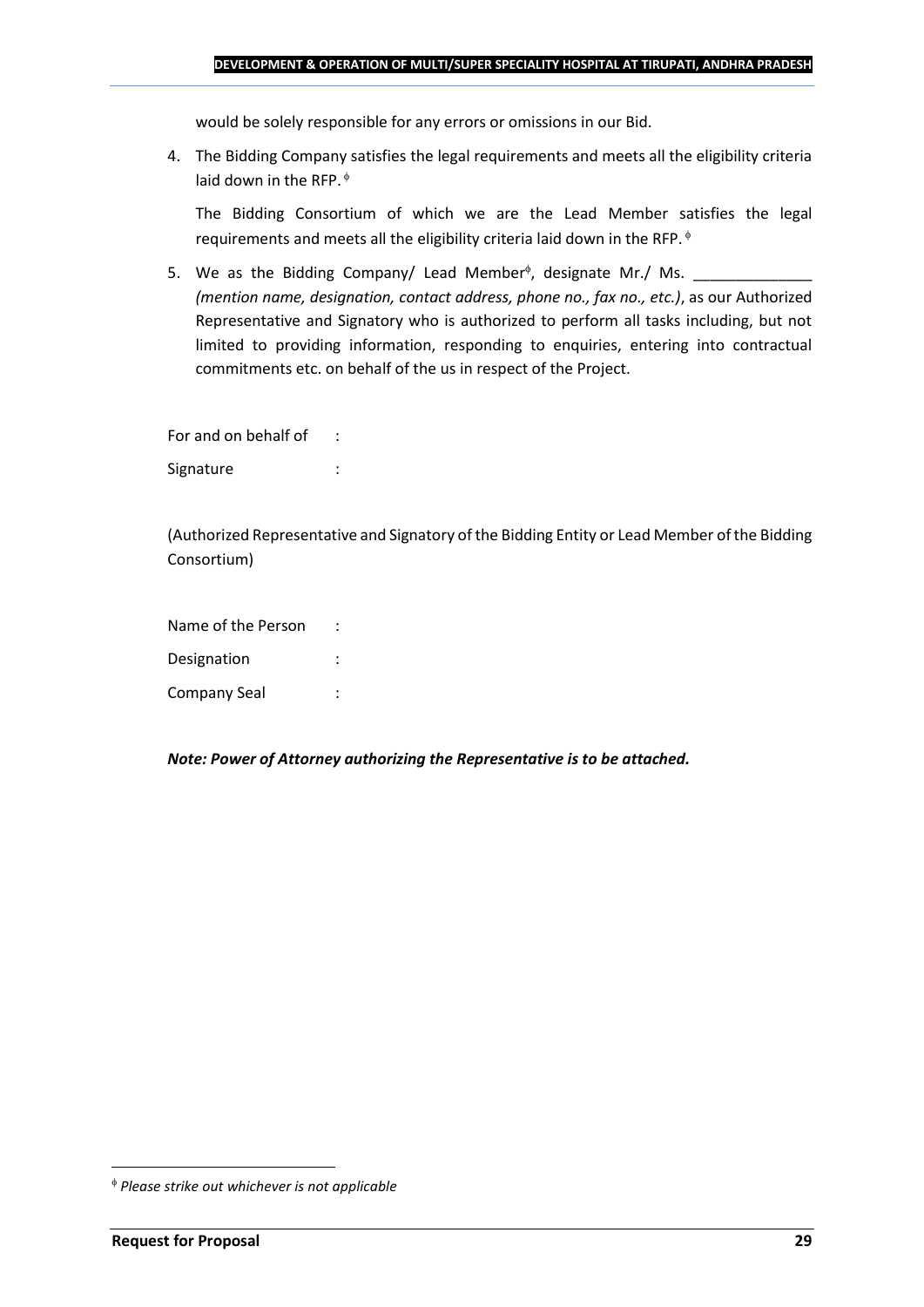would be solely responsible for any errors or omissions in our Bid.

4. The Bidding Company satisfies the legal requirements and meets all the eligibility criteria laid down in the RFP. [ϕ]

   The Bidding Consortium of which we are the Lead Member satisfies the legal requirements and meets all the eligibility criteria laid down in the RFP. [ϕ]

5. We as the Bidding Company/ Lead Member[ϕ], designate Mr./ Ms. ______________ *(mention name, designation, contact address, phone no., fax no., etc.)*, as our Authorized Representative and Signatory who is authorized to perform all tasks including, but not limited to providing information, responding to enquiries, entering into contractual commitments etc. on behalf of the us in respect of the Project.

For and on behalf of :

Signature :

(Authorized Representative and Signatory of the Bidding Entity or Lead Member of the Bidding Consortium)

Name of the Person :

Designation :

Company Seal :

***Note: Power of Attorney authorizing the Representative is to be attached.***

---

[ϕ] *Please strike out whichever is not applicable*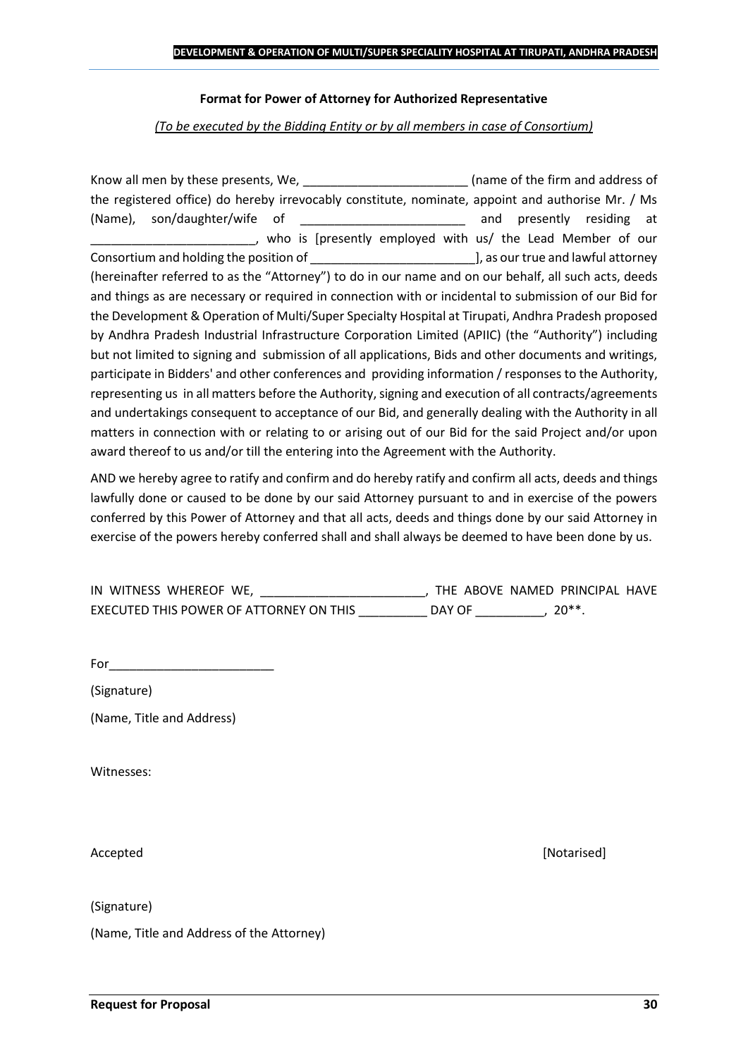**Format for Power of Attorney for Authorized Representative**

*(To be executed by the Bidding Entity or by all members in case of Consortium)*

Know all men by these presents, We, ________________________ (name of the firm and address of the registered office) do hereby irrevocably constitute, nominate, appoint and authorise Mr. / Ms (Name), son/daughter/wife of ________________________ and presently residing at ________________________, who is [presently employed with us/ the Lead Member of our Consortium and holding the position of ________________________], as our true and lawful attorney (hereinafter referred to as the "Attorney") to do in our name and on our behalf, all such acts, deeds and things as are necessary or required in connection with or incidental to submission of our Bid for the Development & Operation of Multi/Super Specialty Hospital at Tirupati, Andhra Pradesh proposed by Andhra Pradesh Industrial Infrastructure Corporation Limited (APIIC) (the "Authority") including but not limited to signing and submission of all applications, Bids and other documents and writings, participate in Bidders' and other conferences and providing information / responses to the Authority, representing us in all matters before the Authority, signing and execution of all contracts/agreements and undertakings consequent to acceptance of our Bid, and generally dealing with the Authority in all matters in connection with or relating to or arising out of our Bid for the said Project and/or upon award thereof to us and/or till the entering into the Agreement with the Authority.

AND we hereby agree to ratify and confirm and do hereby ratify and confirm all acts, deeds and things lawfully done or caused to be done by our said Attorney pursuant to and in exercise of the powers conferred by this Power of Attorney and that all acts, deeds and things done by our said Attorney in exercise of the powers hereby conferred shall and shall always be deemed to have been done by us.

IN WITNESS WHEREOF WE, ________________________, THE ABOVE NAMED PRINCIPAL HAVE EXECUTED THIS POWER OF ATTORNEY ON THIS __________ DAY OF __________, 20**.

For________________________

(Signature)

(Name, Title and Address)

Witnesses:

Accepted

[Notarised]

(Signature)

(Name, Title and Address of the Attorney)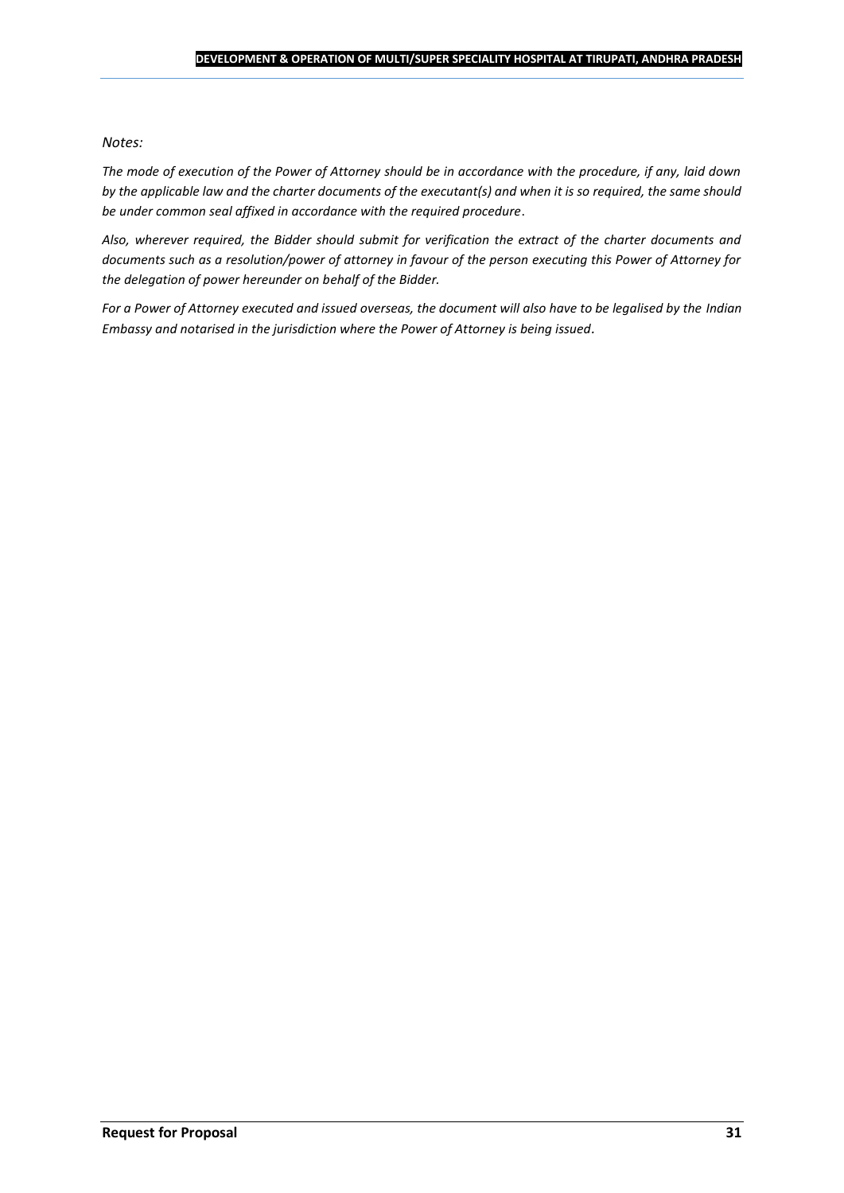*Notes:*

*The mode of execution of the Power of Attorney should be in accordance with the procedure, if any, laid down by the applicable law and the charter documents of the executant(s) and when it is so required, the same should be under common seal affixed in accordance with the required procedure*.

*Also, wherever required, the Bidder should submit for verification the extract of the charter documents and documents such as a resolution/power of attorney in favour of the person executing this Power of Attorney for the delegation of power hereunder on behalf of the Bidder.*

*For a Power of Attorney executed and issued overseas, the document will also have to be legalised by the Indian Embassy and notarised in the jurisdiction where the Power of Attorney is being issued*.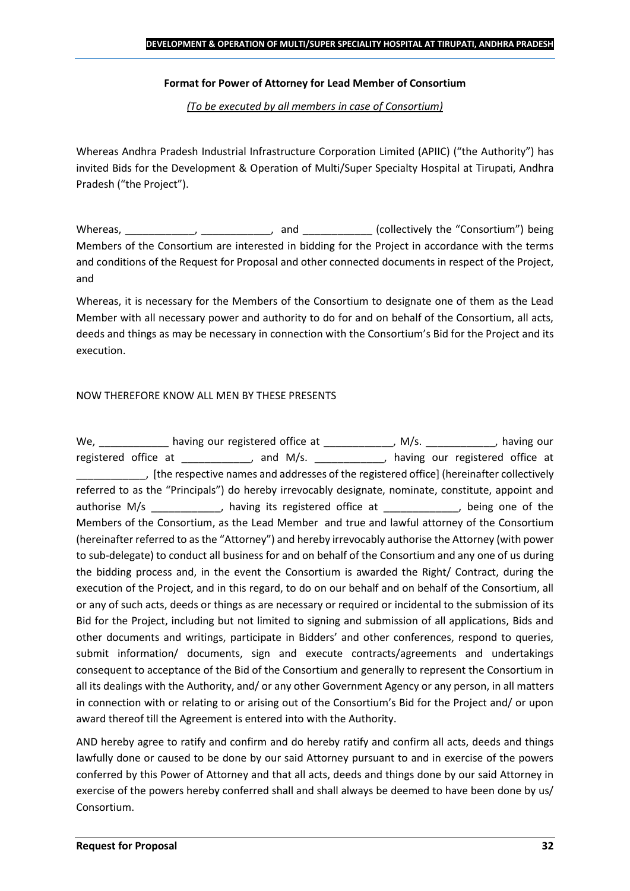**Format for Power of Attorney for Lead Member of Consortium**

*(To be executed by all members in case of Consortium)*

Whereas Andhra Pradesh Industrial Infrastructure Corporation Limited (APIIC) ("the Authority") has invited Bids for the Development & Operation of Multi/Super Specialty Hospital at Tirupati, Andhra Pradesh ("the Project").

Whereas, ____________, ____________, and ____________ (collectively the "Consortium") being Members of the Consortium are interested in bidding for the Project in accordance with the terms and conditions of the Request for Proposal and other connected documents in respect of the Project, and

Whereas, it is necessary for the Members of the Consortium to designate one of them as the Lead Member with all necessary power and authority to do for and on behalf of the Consortium, all acts, deeds and things as may be necessary in connection with the Consortium's Bid for the Project and its execution.

NOW THEREFORE KNOW ALL MEN BY THESE PRESENTS

We, ____________ having our registered office at ____________, M/s. ____________, having our registered office at ____________, and M/s. ____________, having our registered office at ____________, [the respective names and addresses of the registered office] (hereinafter collectively referred to as the "Principals") do hereby irrevocably designate, nominate, constitute, appoint and authorise M/s ____________, having its registered office at _____________, being one of the Members of the Consortium, as the Lead Member and true and lawful attorney of the Consortium (hereinafter referred to as the "Attorney") and hereby irrevocably authorise the Attorney (with power to sub-delegate) to conduct all business for and on behalf of the Consortium and any one of us during the bidding process and, in the event the Consortium is awarded the Right/ Contract, during the execution of the Project, and in this regard, to do on our behalf and on behalf of the Consortium, all or any of such acts, deeds or things as are necessary or required or incidental to the submission of its Bid for the Project, including but not limited to signing and submission of all applications, Bids and other documents and writings, participate in Bidders' and other conferences, respond to queries, submit information/ documents, sign and execute contracts/agreements and undertakings consequent to acceptance of the Bid of the Consortium and generally to represent the Consortium in all its dealings with the Authority, and/ or any other Government Agency or any person, in all matters in connection with or relating to or arising out of the Consortium's Bid for the Project and/ or upon award thereof till the Agreement is entered into with the Authority.

AND hereby agree to ratify and confirm and do hereby ratify and confirm all acts, deeds and things lawfully done or caused to be done by our said Attorney pursuant to and in exercise of the powers conferred by this Power of Attorney and that all acts, deeds and things done by our said Attorney in exercise of the powers hereby conferred shall and shall always be deemed to have been done by us/ Consortium.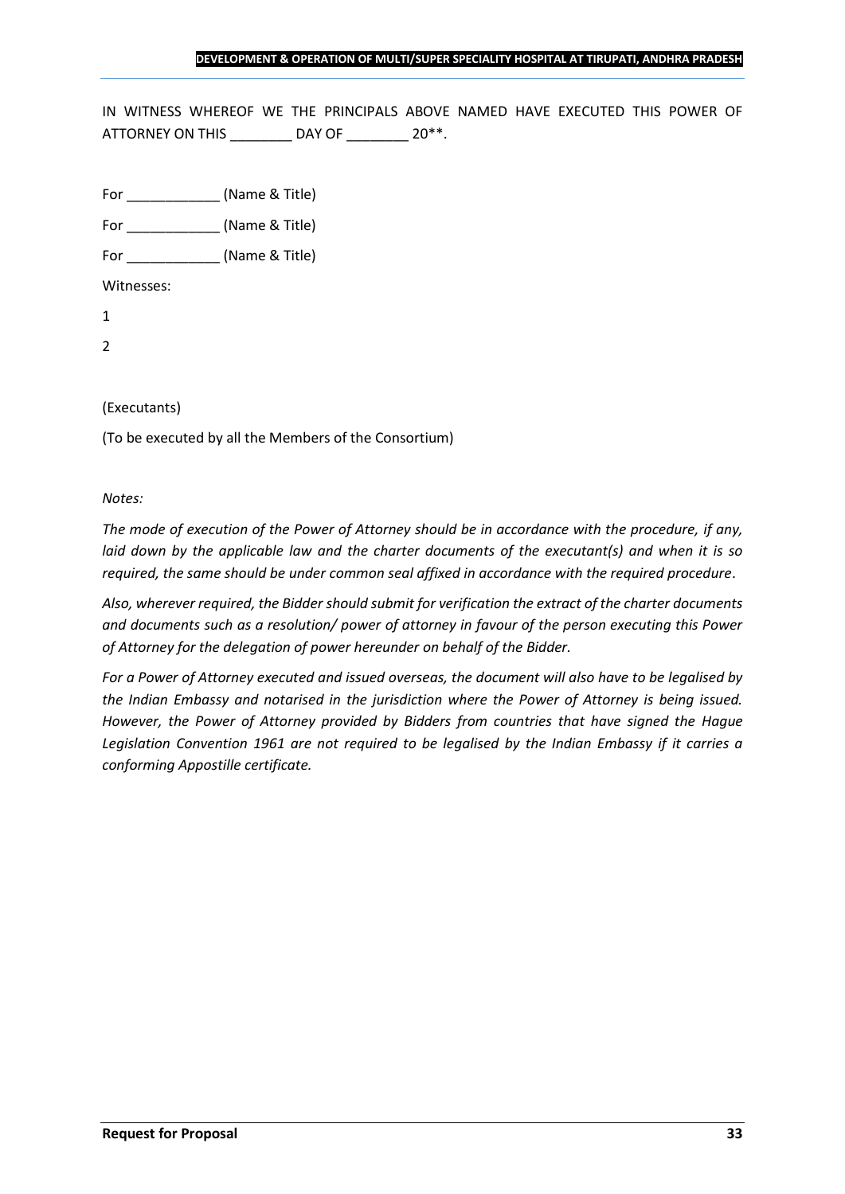IN WITNESS WHEREOF WE THE PRINCIPALS ABOVE NAMED HAVE EXECUTED THIS POWER OF ATTORNEY ON THIS ________ DAY OF ________ 20**.

For ____________ (Name & Title)

For ____________ (Name & Title)

For ____________ (Name & Title)

Witnesses:

1

2

(Executants)

(To be executed by all the Members of the Consortium)

*Notes:*

*The mode of execution of the Power of Attorney should be in accordance with the procedure, if any, laid down by the applicable law and the charter documents of the executant(s) and when it is so required, the same should be under common seal affixed in accordance with the required procedure.*

*Also, wherever required, the Bidder should submit for verification the extract of the charter documents and documents such as a resolution/ power of attorney in favour of the person executing this Power of Attorney for the delegation of power hereunder on behalf of the Bidder.*

*For a Power of Attorney executed and issued overseas, the document will also have to be legalised by the Indian Embassy and notarised in the jurisdiction where the Power of Attorney is being issued. However, the Power of Attorney provided by Bidders from countries that have signed the Hague Legislation Convention 1961 are not required to be legalised by the Indian Embassy if it carries a conforming Appostille certificate.*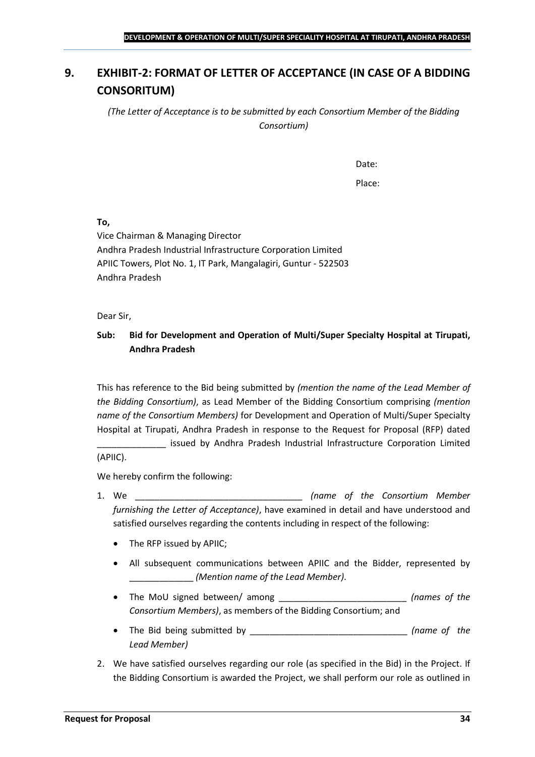# 9. EXHIBIT-2: FORMAT OF LETTER OF ACCEPTANCE (IN CASE OF A BIDDING CONSORITUM)

*(The Letter of Acceptance is to be submitted by each Consortium Member of the Bidding Consortium)*

Date:

Place:

**To,**
Vice Chairman & Managing Director
Andhra Pradesh Industrial Infrastructure Corporation Limited
APIIC Towers, Plot No. 1, IT Park, Mangalagiri, Guntur - 522503
Andhra Pradesh

Dear Sir,

**Sub: Bid for Development and Operation of Multi/Super Specialty Hospital at Tirupati, Andhra Pradesh**

This has reference to the Bid being submitted by *(mention the name of the Lead Member of the Bidding Consortium)*, as Lead Member of the Bidding Consortium comprising *(mention name of the Consortium Members)* for Development and Operation of Multi/Super Specialty Hospital at Tirupati, Andhra Pradesh in response to the Request for Proposal (RFP) dated ______________ issued by Andhra Pradesh Industrial Infrastructure Corporation Limited (APIIC).

We hereby confirm the following:

1. We __________________________________ *(name of the Consortium Member furnishing the Letter of Acceptance)*, have examined in detail and have understood and satisfied ourselves regarding the contents including in respect of the following:
   - The RFP issued by APIIC;
   - All subsequent communications between APIIC and the Bidder, represented by _____________ *(Mention name of the Lead Member)*.
   - The MoU signed between/ among __________________________ *(names of the Consortium Members)*, as members of the Bidding Consortium; and
   - The Bid being submitted by ________________________________ *(name of the Lead Member)*
2. We have satisfied ourselves regarding our role (as specified in the Bid) in the Project. If the Bidding Consortium is awarded the Project, we shall perform our role as outlined in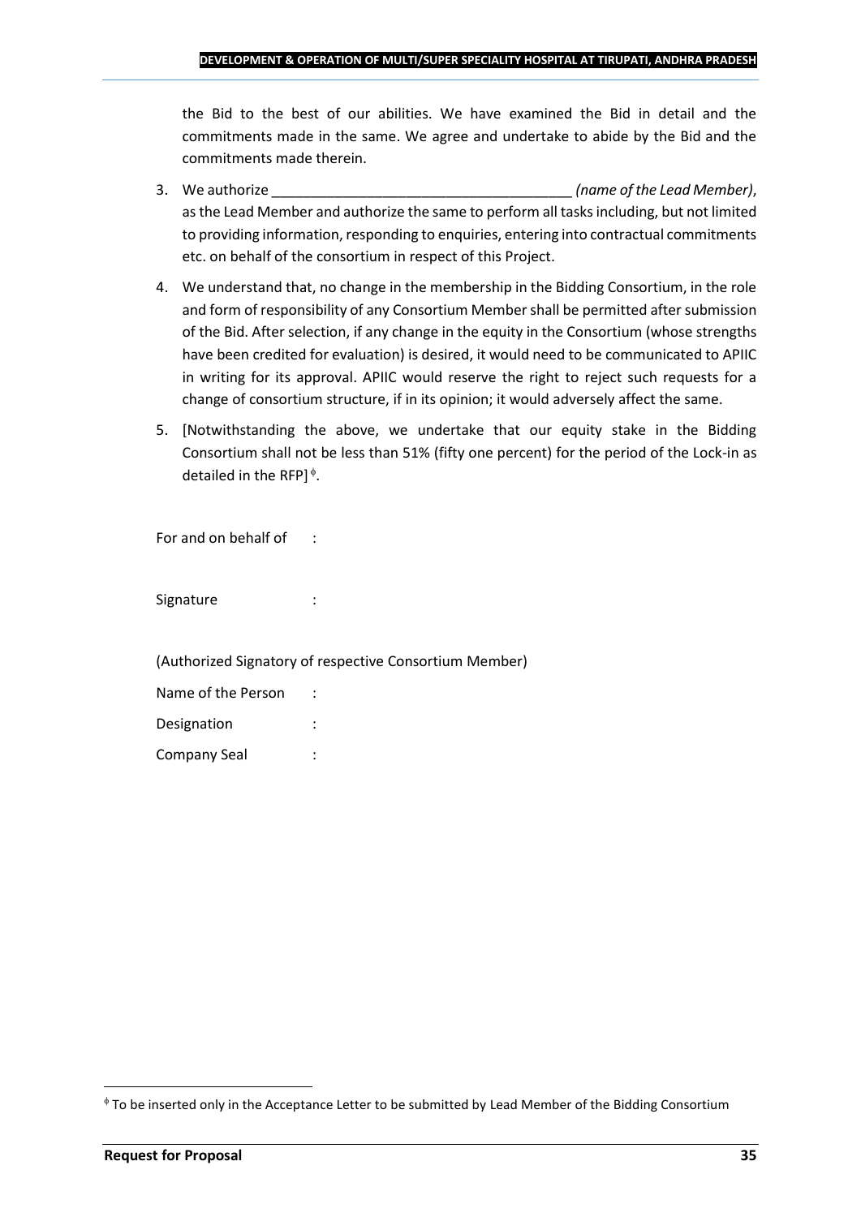the Bid to the best of our abilities. We have examined the Bid in detail and the commitments made in the same. We agree and undertake to abide by the Bid and the commitments made therein.

3. We authorize ______________________________________ *(name of the Lead Member)*, as the Lead Member and authorize the same to perform all tasks including, but not limited to providing information, responding to enquiries, entering into contractual commitments etc. on behalf of the consortium in respect of this Project.

4. We understand that, no change in the membership in the Bidding Consortium, in the role and form of responsibility of any Consortium Member shall be permitted after submission of the Bid. After selection, if any change in the equity in the Consortium (whose strengths have been credited for evaluation) is desired, it would need to be communicated to APIIC in writing for its approval. APIIC would reserve the right to reject such requests for a change of consortium structure, if in its opinion; it would adversely affect the same.

5. [Notwithstanding the above, we undertake that our equity stake in the Bidding Consortium shall not be less than 51% (fifty one percent) for the period of the Lock-in as detailed in the RFP][ϕ].

For and on behalf of :

Signature :

(Authorized Signatory of respective Consortium Member)

Name of the Person :

Designation :

Company Seal :

[ϕ] To be inserted only in the Acceptance Letter to be submitted by Lead Member of the Bidding Consortium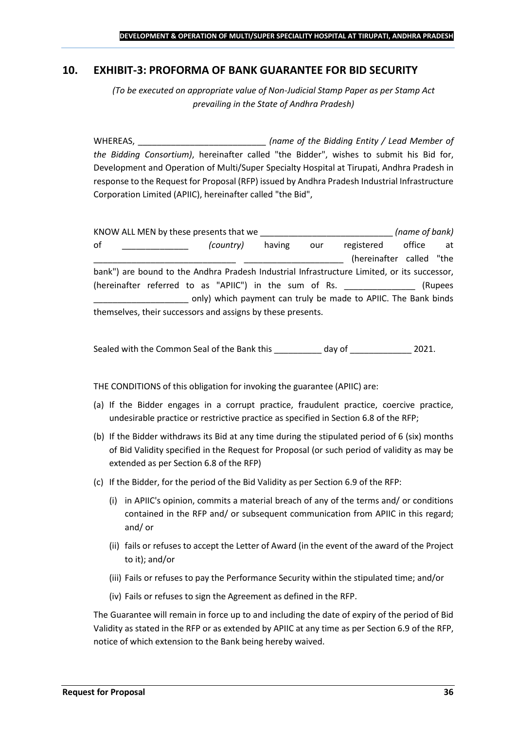## 10. EXHIBIT-3: PROFORMA OF BANK GUARANTEE FOR BID SECURITY

*(To be executed on appropriate value of Non-Judicial Stamp Paper as per Stamp Act prevailing in the State of Andhra Pradesh)*

WHEREAS, ___________________________ *(name of the Bidding Entity / Lead Member of the Bidding Consortium)*, hereinafter called "the Bidder", wishes to submit his Bid for, Development and Operation of Multi/Super Specialty Hospital at Tirupati, Andhra Pradesh in response to the Request for Proposal (RFP) issued by Andhra Pradesh Industrial Infrastructure Corporation Limited (APIIC), hereinafter called "the Bid",

KNOW ALL MEN by these presents that we ____________________________ *(name of bank)* of ______________ *(country)* having our registered office at ______________________________ _____________________ (hereinafter called "the bank") are bound to the Andhra Pradesh Industrial Infrastructure Limited, or its successor, (hereinafter referred to as "APIIC") in the sum of Rs. _______________ (Rupees ____________________ only) which payment can truly be made to APIIC. The Bank binds themselves, their successors and assigns by these presents.

Sealed with the Common Seal of the Bank this __________ day of _____________ 2021.

THE CONDITIONS of this obligation for invoking the guarantee (APIIC) are:

(a) If the Bidder engages in a corrupt practice, fraudulent practice, coercive practice, undesirable practice or restrictive practice as specified in Section 6.8 of the RFP;

(b) If the Bidder withdraws its Bid at any time during the stipulated period of 6 (six) months of Bid Validity specified in the Request for Proposal (or such period of validity as may be extended as per Section 6.8 of the RFP)

(c) If the Bidder, for the period of the Bid Validity as per Section 6.9 of the RFP:

   (i) in APIIC's opinion, commits a material breach of any of the terms and/ or conditions contained in the RFP and/ or subsequent communication from APIIC in this regard; and/ or

   (ii) fails or refuses to accept the Letter of Award (in the event of the award of the Project to it); and/or

   (iii) Fails or refuses to pay the Performance Security within the stipulated time; and/or

   (iv) Fails or refuses to sign the Agreement as defined in the RFP.

The Guarantee will remain in force up to and including the date of expiry of the period of Bid Validity as stated in the RFP or as extended by APIIC at any time as per Section 6.9 of the RFP, notice of which extension to the Bank being hereby waived.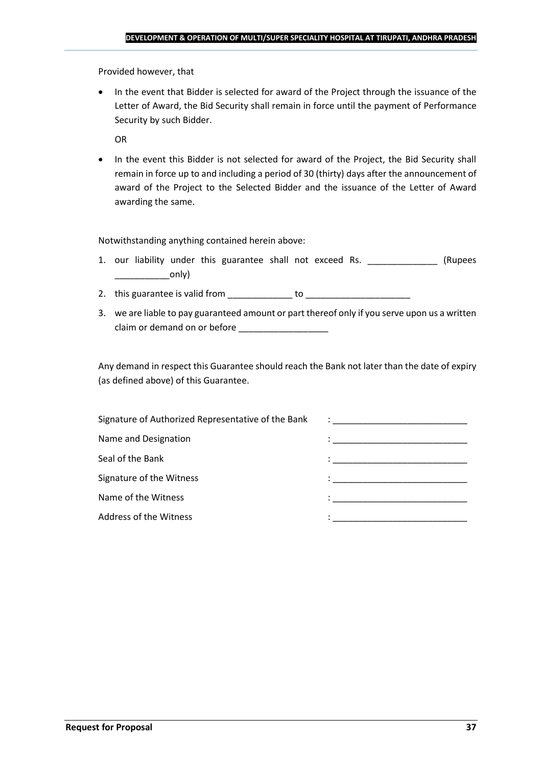Provided however, that

- In the event that Bidder is selected for award of the Project through the issuance of the Letter of Award, the Bid Security shall remain in force until the payment of Performance Security by such Bidder.

  OR

- In the event this Bidder is not selected for award of the Project, the Bid Security shall remain in force up to and including a period of 30 (thirty) days after the announcement of award of the Project to the Selected Bidder and the issuance of the Letter of Award awarding the same.

Notwithstanding anything contained herein above:

1. our liability under this guarantee shall not exceed Rs. ______________ (Rupees ___________only)
2. this guarantee is valid from _____________ to _____________________
3. we are liable to pay guaranteed amount or part thereof only if you serve upon us a written claim or demand on or before __________________

Any demand in respect this Guarantee should reach the Bank not later than the date of expiry (as defined above) of this Guarantee.

| | |
|---|---|
| Signature of Authorized Representative of the Bank | : ___________________________ |
| Name and Designation | : ___________________________ |
| Seal of the Bank | : ___________________________ |
| Signature of the Witness | : ___________________________ |
| Name of the Witness | : ___________________________ |
| Address of the Witness | : ___________________________ |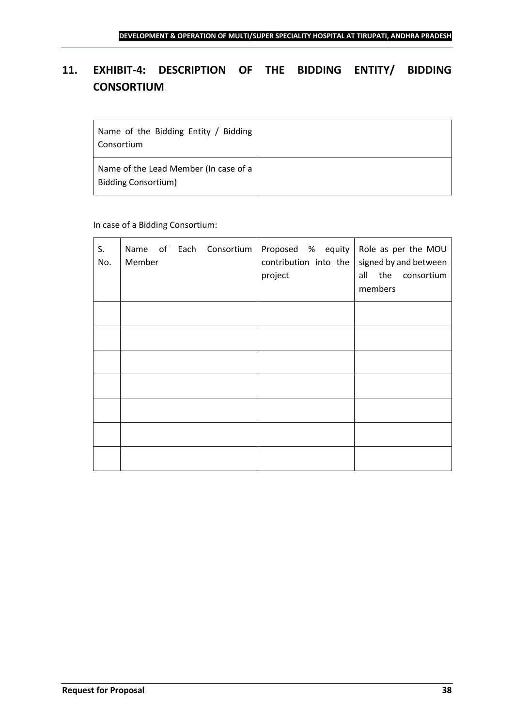## 11. EXHIBIT-4: DESCRIPTION OF THE BIDDING ENTITY/ BIDDING CONSORTIUM

| Name of the Bidding Entity / Bidding Consortium | |
|---|---|
| Name of the Lead Member (In case of a Bidding Consortium) | |

In case of a Bidding Consortium:

| S. No. | Name of Each Consortium Member | Proposed % equity contribution into the project | Role as per the MOU signed by and between all the consortium members |
|---|---|---|---|
| | | | |
| | | | |
| | | | |
| | | | |
| | | | |
| | | | |
| | | | |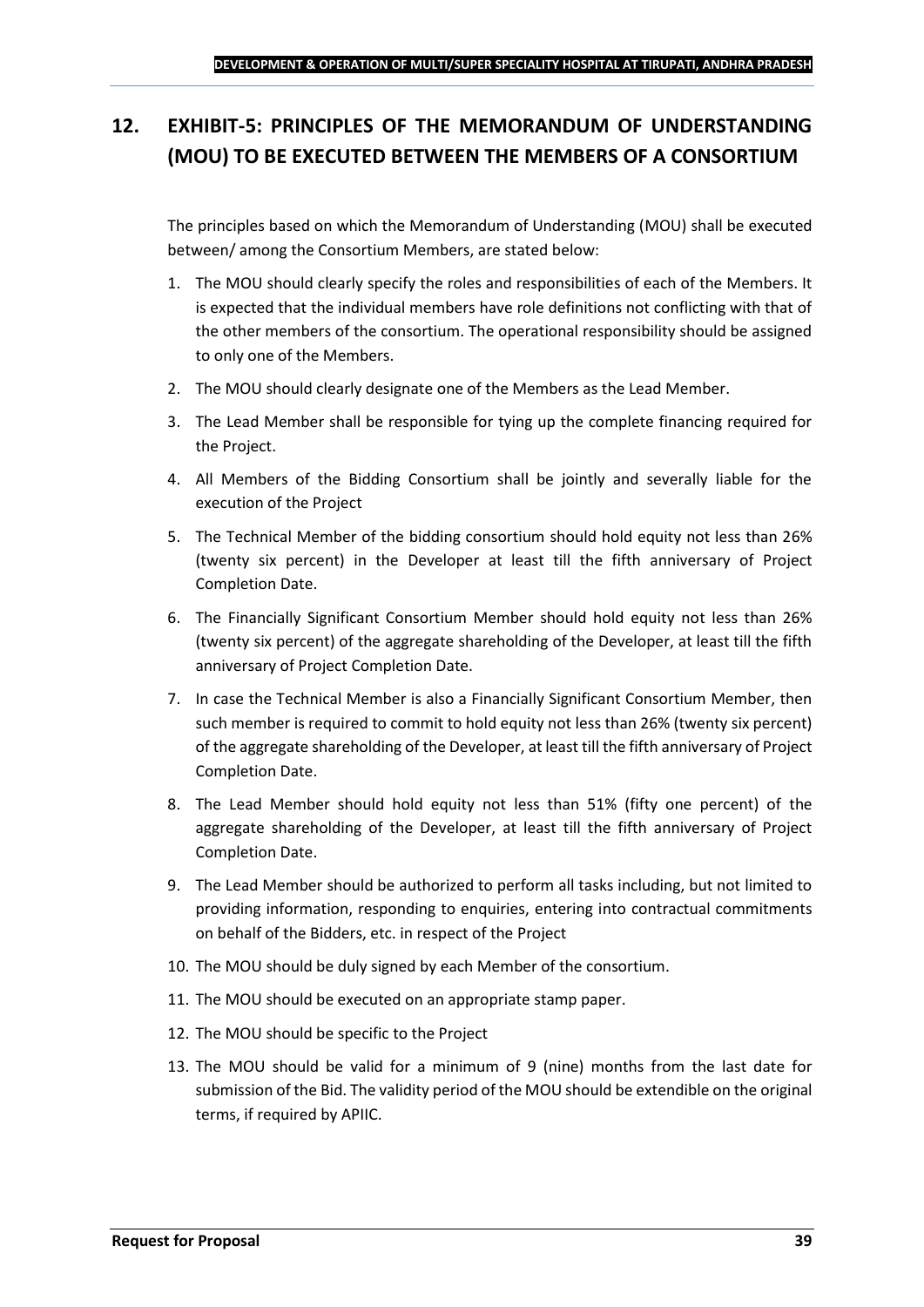## 12. EXHIBIT-5: PRINCIPLES OF THE MEMORANDUM OF UNDERSTANDING (MOU) TO BE EXECUTED BETWEEN THE MEMBERS OF A CONSORTIUM

The principles based on which the Memorandum of Understanding (MOU) shall be executed between/ among the Consortium Members, are stated below:

1. The MOU should clearly specify the roles and responsibilities of each of the Members. It is expected that the individual members have role definitions not conflicting with that of the other members of the consortium. The operational responsibility should be assigned to only one of the Members.
2. The MOU should clearly designate one of the Members as the Lead Member.
3. The Lead Member shall be responsible for tying up the complete financing required for the Project.
4. All Members of the Bidding Consortium shall be jointly and severally liable for the execution of the Project
5. The Technical Member of the bidding consortium should hold equity not less than 26% (twenty six percent) in the Developer at least till the fifth anniversary of Project Completion Date.
6. The Financially Significant Consortium Member should hold equity not less than 26% (twenty six percent) of the aggregate shareholding of the Developer, at least till the fifth anniversary of Project Completion Date.
7. In case the Technical Member is also a Financially Significant Consortium Member, then such member is required to commit to hold equity not less than 26% (twenty six percent) of the aggregate shareholding of the Developer, at least till the fifth anniversary of Project Completion Date.
8. The Lead Member should hold equity not less than 51% (fifty one percent) of the aggregate shareholding of the Developer, at least till the fifth anniversary of Project Completion Date.
9. The Lead Member should be authorized to perform all tasks including, but not limited to providing information, responding to enquiries, entering into contractual commitments on behalf of the Bidders, etc. in respect of the Project
10. The MOU should be duly signed by each Member of the consortium.
11. The MOU should be executed on an appropriate stamp paper.
12. The MOU should be specific to the Project
13. The MOU should be valid for a minimum of 9 (nine) months from the last date for submission of the Bid. The validity period of the MOU should be extendible on the original terms, if required by APIIC.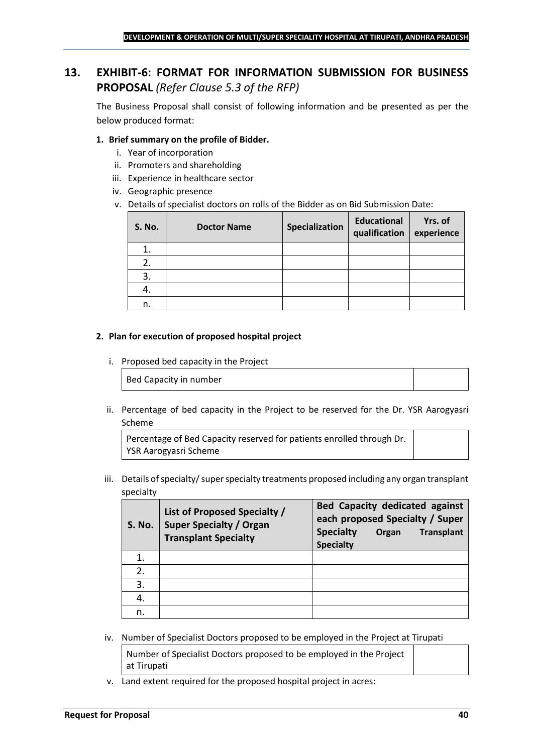## 13. EXHIBIT-6: FORMAT FOR INFORMATION SUBMISSION FOR BUSINESS PROPOSAL *(Refer Clause 5.3 of the RFP)*

The Business Proposal shall consist of following information and be presented as per the below produced format:

**1. Brief summary on the profile of Bidder.**

i. Year of incorporation

ii. Promoters and shareholding

iii. Experience in healthcare sector

iv. Geographic presence

v. Details of specialist doctors on rolls of the Bidder as on Bid Submission Date:

| S. No. | Doctor Name | Specialization | Educational qualification | Yrs. of experience |
|---|---|---|---|---|
| 1. | | | | |
| 2. | | | | |
| 3. | | | | |
| 4. | | | | |
| n. | | | | |

**2. Plan for execution of proposed hospital project**

i. Proposed bed capacity in the Project

| Bed Capacity in number | |
|---|---|

ii. Percentage of bed capacity in the Project to be reserved for the Dr. YSR Aarogyasri Scheme

| Percentage of Bed Capacity reserved for patients enrolled through Dr. YSR Aarogyasri Scheme | |
|---|---|

iii. Details of specialty/ super specialty treatments proposed including any organ transplant specialty

| S. No. | List of Proposed Specialty / Super Specialty / Organ Transplant Specialty | Bed Capacity dedicated against each proposed Specialty / Super Specialty Organ Transplant Specialty |
|---|---|---|
| 1. | | |
| 2. | | |
| 3. | | |
| 4. | | |
| n. | | |

iv. Number of Specialist Doctors proposed to be employed in the Project at Tirupati

| Number of Specialist Doctors proposed to be employed in the Project at Tirupati | |
|---|---|

v. Land extent required for the proposed hospital project in acres: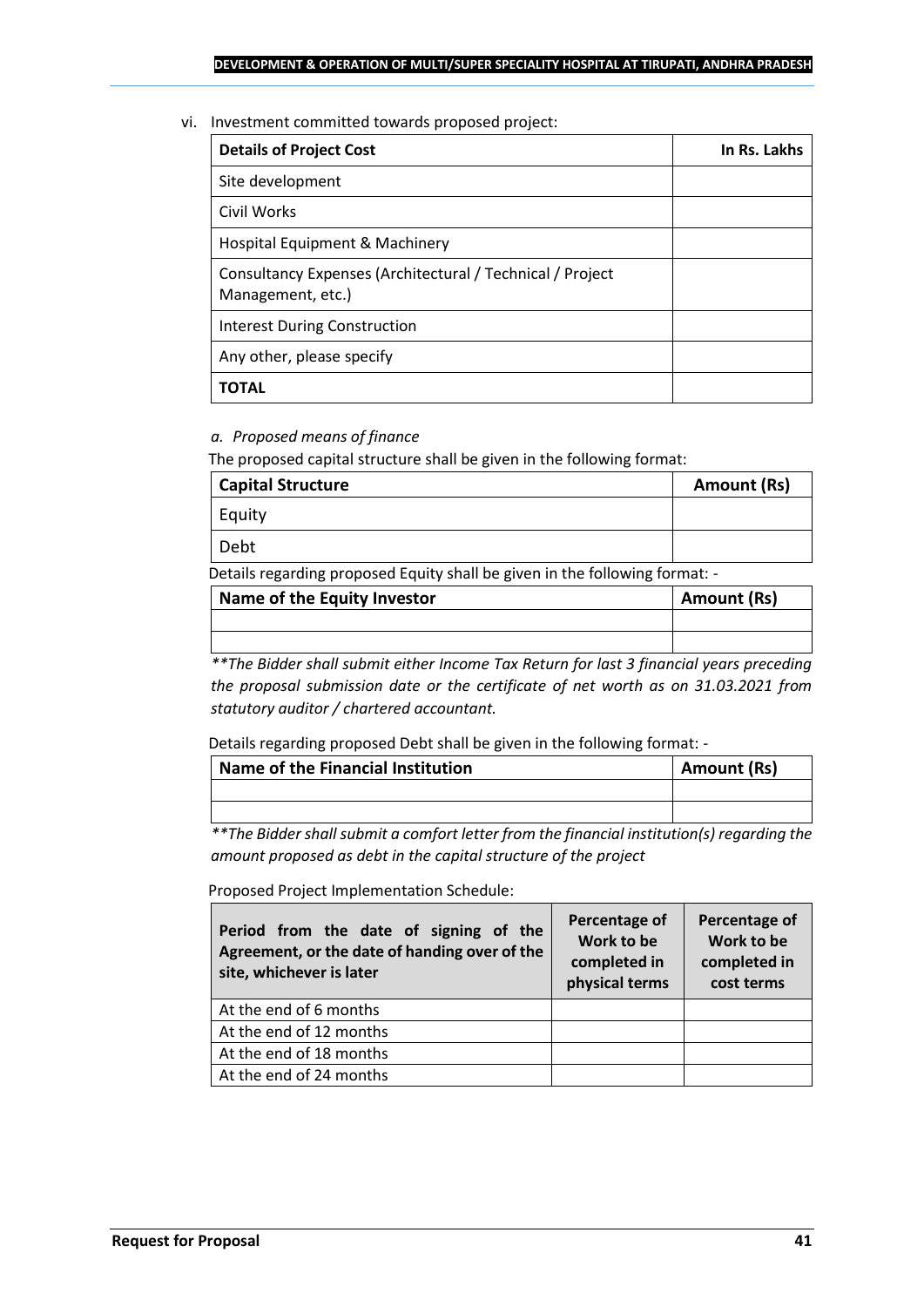vi. Investment committed towards proposed project:

| **Details of Project Cost** | **In Rs. Lakhs** |
|---|---|
| Site development | |
| Civil Works | |
| Hospital Equipment & Machinery | |
| Consultancy Expenses (Architectural / Technical / Project Management, etc.) | |
| Interest During Construction | |
| Any other, please specify | |
| **TOTAL** | |

*a. Proposed means of finance*

The proposed capital structure shall be given in the following format:

| **Capital Structure** | **Amount (Rs)** |
|---|---|
| Equity | |
| Debt | |

Details regarding proposed Equity shall be given in the following format: -

| **Name of the Equity Investor** | **Amount (Rs)** |
|---|---|
| | |
| | |

*\*\*The Bidder shall submit either Income Tax Return for last 3 financial years preceding the proposal submission date or the certificate of net worth as on 31.03.2021 from statutory auditor / chartered accountant.*

Details regarding proposed Debt shall be given in the following format: -

| **Name of the Financial Institution** | **Amount (Rs)** |
|---|---|
| | |
| | |

*\*\*The Bidder shall submit a comfort letter from the financial institution(s) regarding the amount proposed as debt in the capital structure of the project*

Proposed Project Implementation Schedule:

| **Period from the date of signing of the Agreement, or the date of handing over of the site, whichever is later** | **Percentage of Work to be completed in physical terms** | **Percentage of Work to be completed in cost terms** |
|---|---|---|
| At the end of 6 months | | |
| At the end of 12 months | | |
| At the end of 18 months | | |
| At the end of 24 months | | |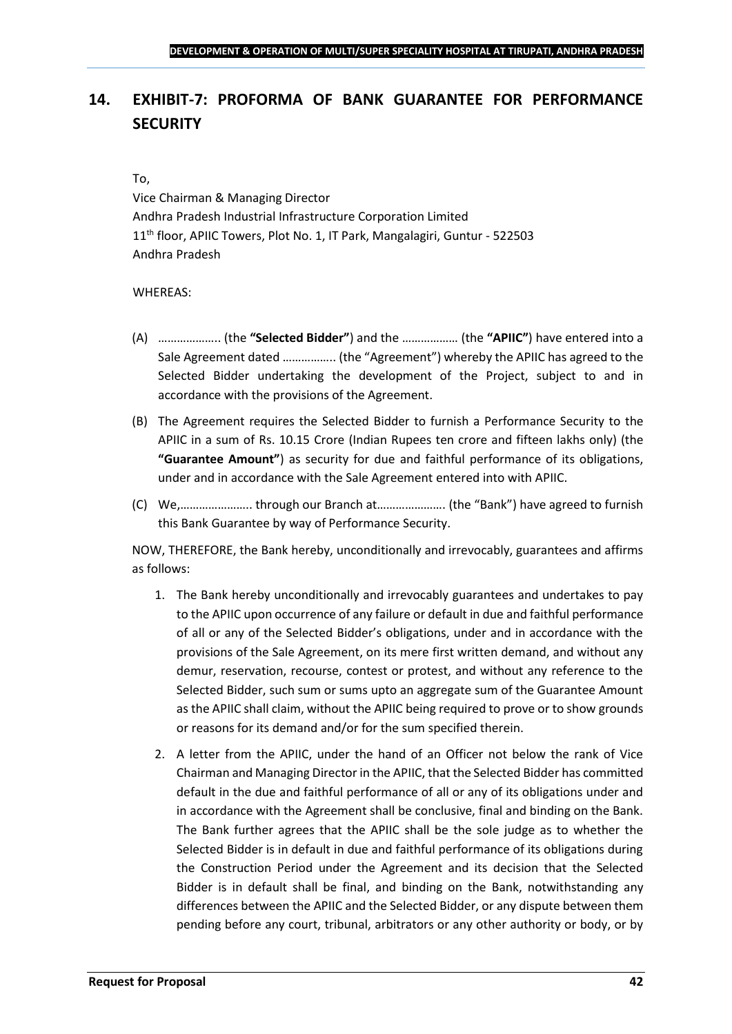## 14. EXHIBIT-7: PROFORMA OF BANK GUARANTEE FOR PERFORMANCE SECURITY

To,
Vice Chairman & Managing Director
Andhra Pradesh Industrial Infrastructure Corporation Limited
11th floor, APIIC Towers, Plot No. 1, IT Park, Mangalagiri, Guntur - 522503
Andhra Pradesh

WHEREAS:

(A) ……………….. (the **"Selected Bidder"**) and the …………….. (the **"APIIC"**) have entered into a Sale Agreement dated ……………. (the "Agreement") whereby the APIIC has agreed to the Selected Bidder undertaking the development of the Project, subject to and in accordance with the provisions of the Agreement.

(B) The Agreement requires the Selected Bidder to furnish a Performance Security to the APIIC in a sum of Rs. 10.15 Crore (Indian Rupees ten crore and fifteen lakhs only) (the **"Guarantee Amount"**) as security for due and faithful performance of its obligations, under and in accordance with the Sale Agreement entered into with APIIC.

(C) We,………………….. through our Branch at…………………. (the "Bank") have agreed to furnish this Bank Guarantee by way of Performance Security.

NOW, THEREFORE, the Bank hereby, unconditionally and irrevocably, guarantees and affirms as follows:

1. The Bank hereby unconditionally and irrevocably guarantees and undertakes to pay to the APIIC upon occurrence of any failure or default in due and faithful performance of all or any of the Selected Bidder's obligations, under and in accordance with the provisions of the Sale Agreement, on its mere first written demand, and without any demur, reservation, recourse, contest or protest, and without any reference to the Selected Bidder, such sum or sums upto an aggregate sum of the Guarantee Amount as the APIIC shall claim, without the APIIC being required to prove or to show grounds or reasons for its demand and/or for the sum specified therein.

2. A letter from the APIIC, under the hand of an Officer not below the rank of Vice Chairman and Managing Director in the APIIC, that the Selected Bidder has committed default in the due and faithful performance of all or any of its obligations under and in accordance with the Agreement shall be conclusive, final and binding on the Bank. The Bank further agrees that the APIIC shall be the sole judge as to whether the Selected Bidder is in default in due and faithful performance of its obligations during the Construction Period under the Agreement and its decision that the Selected Bidder is in default shall be final, and binding on the Bank, notwithstanding any differences between the APIIC and the Selected Bidder, or any dispute between them pending before any court, tribunal, arbitrators or any other authority or body, or by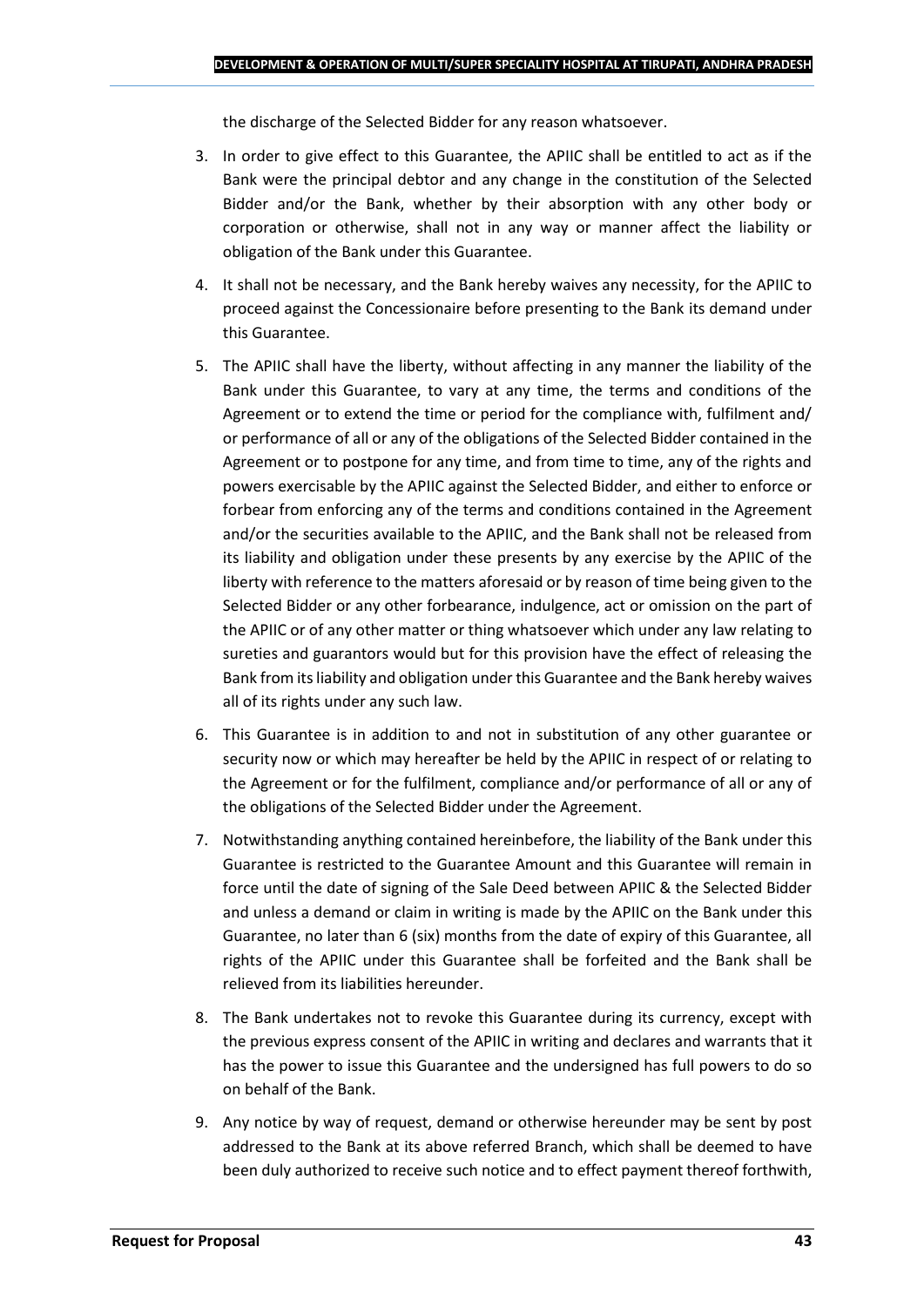the discharge of the Selected Bidder for any reason whatsoever.

3. In order to give effect to this Guarantee, the APIIC shall be entitled to act as if the Bank were the principal debtor and any change in the constitution of the Selected Bidder and/or the Bank, whether by their absorption with any other body or corporation or otherwise, shall not in any way or manner affect the liability or obligation of the Bank under this Guarantee.

4. It shall not be necessary, and the Bank hereby waives any necessity, for the APIIC to proceed against the Concessionaire before presenting to the Bank its demand under this Guarantee.

5. The APIIC shall have the liberty, without affecting in any manner the liability of the Bank under this Guarantee, to vary at any time, the terms and conditions of the Agreement or to extend the time or period for the compliance with, fulfilment and/ or performance of all or any of the obligations of the Selected Bidder contained in the Agreement or to postpone for any time, and from time to time, any of the rights and powers exercisable by the APIIC against the Selected Bidder, and either to enforce or forbear from enforcing any of the terms and conditions contained in the Agreement and/or the securities available to the APIIC, and the Bank shall not be released from its liability and obligation under these presents by any exercise by the APIIC of the liberty with reference to the matters aforesaid or by reason of time being given to the Selected Bidder or any other forbearance, indulgence, act or omission on the part of the APIIC or of any other matter or thing whatsoever which under any law relating to sureties and guarantors would but for this provision have the effect of releasing the Bank from its liability and obligation under this Guarantee and the Bank hereby waives all of its rights under any such law.

6. This Guarantee is in addition to and not in substitution of any other guarantee or security now or which may hereafter be held by the APIIC in respect of or relating to the Agreement or for the fulfilment, compliance and/or performance of all or any of the obligations of the Selected Bidder under the Agreement.

7. Notwithstanding anything contained hereinbefore, the liability of the Bank under this Guarantee is restricted to the Guarantee Amount and this Guarantee will remain in force until the date of signing of the Sale Deed between APIIC & the Selected Bidder and unless a demand or claim in writing is made by the APIIC on the Bank under this Guarantee, no later than 6 (six) months from the date of expiry of this Guarantee, all rights of the APIIC under this Guarantee shall be forfeited and the Bank shall be relieved from its liabilities hereunder.

8. The Bank undertakes not to revoke this Guarantee during its currency, except with the previous express consent of the APIIC in writing and declares and warrants that it has the power to issue this Guarantee and the undersigned has full powers to do so on behalf of the Bank.

9. Any notice by way of request, demand or otherwise hereunder may be sent by post addressed to the Bank at its above referred Branch, which shall be deemed to have been duly authorized to receive such notice and to effect payment thereof forthwith,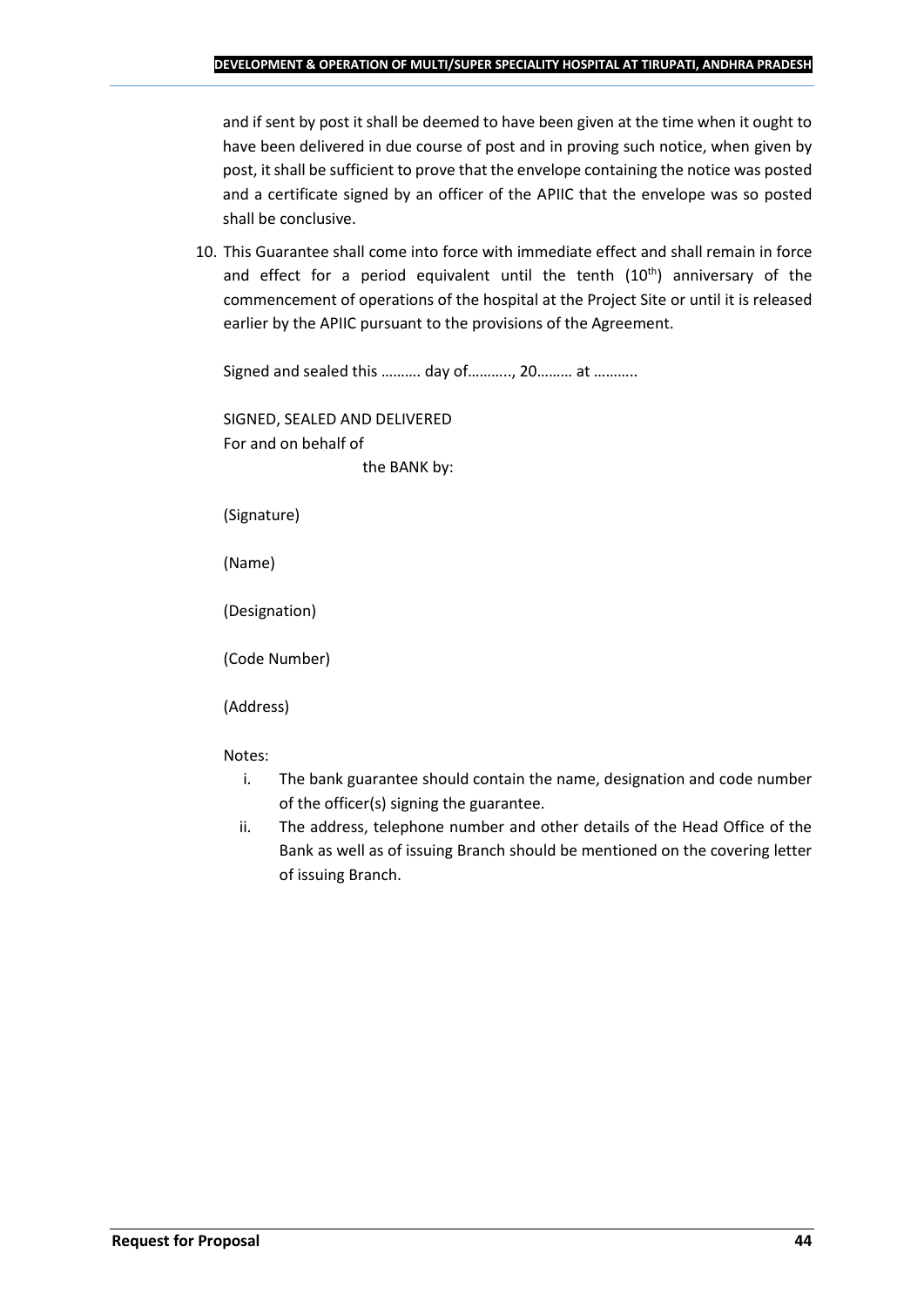and if sent by post it shall be deemed to have been given at the time when it ought to have been delivered in due course of post and in proving such notice, when given by post, it shall be sufficient to prove that the envelope containing the notice was posted and a certificate signed by an officer of the APIIC that the envelope was so posted shall be conclusive.

10. This Guarantee shall come into force with immediate effect and shall remain in force and effect for a period equivalent until the tenth (10th) anniversary of the commencement of operations of the hospital at the Project Site or until it is released earlier by the APIIC pursuant to the provisions of the Agreement.

Signed and sealed this ………. day of……….., 20……… at ………..

SIGNED, SEALED AND DELIVERED
For and on behalf of
the BANK by:

(Signature)

(Name)

(Designation)

(Code Number)

(Address)

Notes:

i. The bank guarantee should contain the name, designation and code number of the officer(s) signing the guarantee.
ii. The address, telephone number and other details of the Head Office of the Bank as well as of issuing Branch should be mentioned on the covering letter of issuing Branch.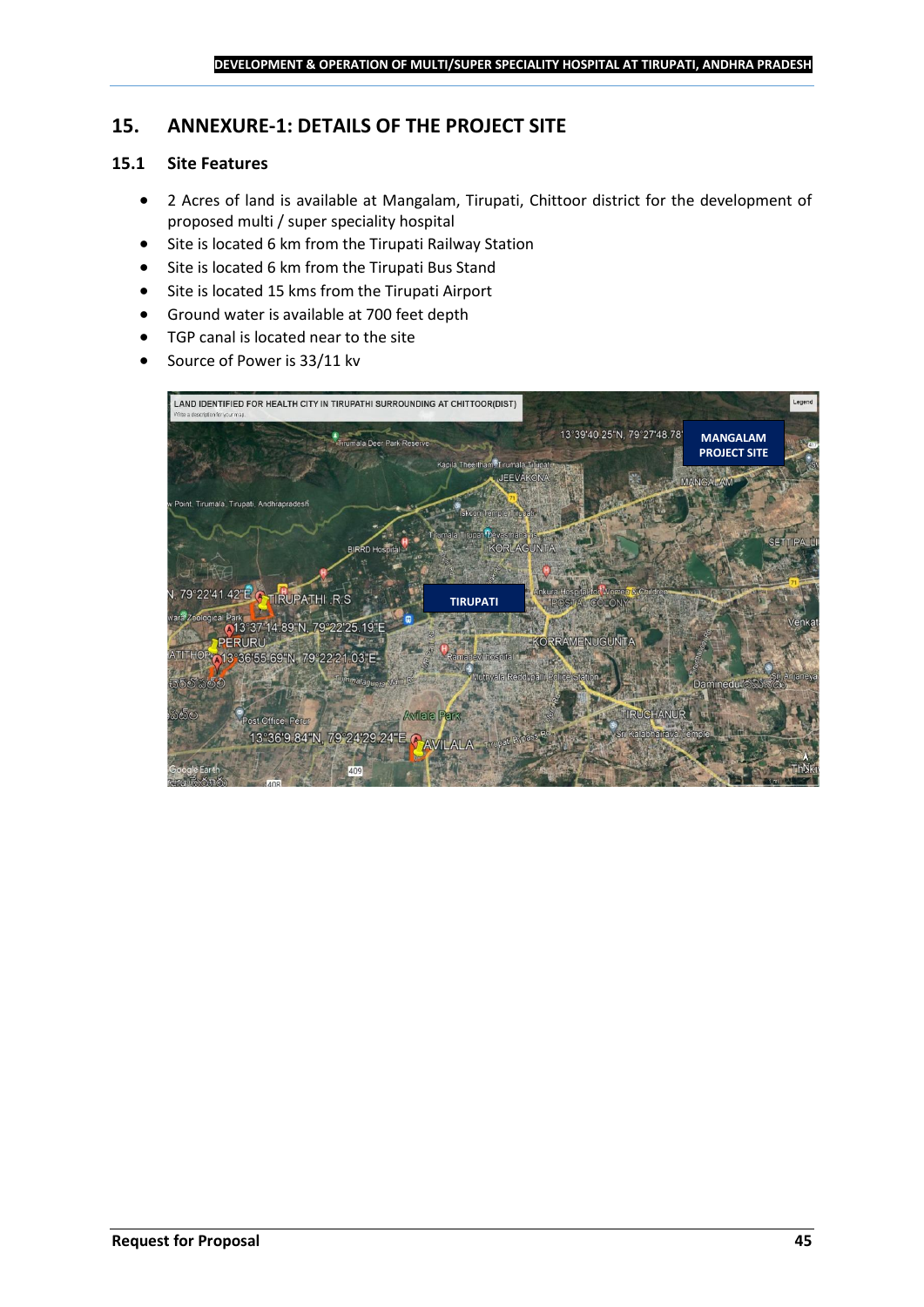# 15. ANNEXURE-1: DETAILS OF THE PROJECT SITE

## 15.1 Site Features

- 2 Acres of land is available at Mangalam, Tirupati, Chittoor district for the development of proposed multi / super speciality hospital
- Site is located 6 km from the Tirupati Railway Station
- Site is located 6 km from the Tirupati Bus Stand
- Site is located 15 kms from the Tirupati Airport
- Ground water is available at 700 feet depth
- TGP canal is located near to the site
- Source of Power is 33/11 kv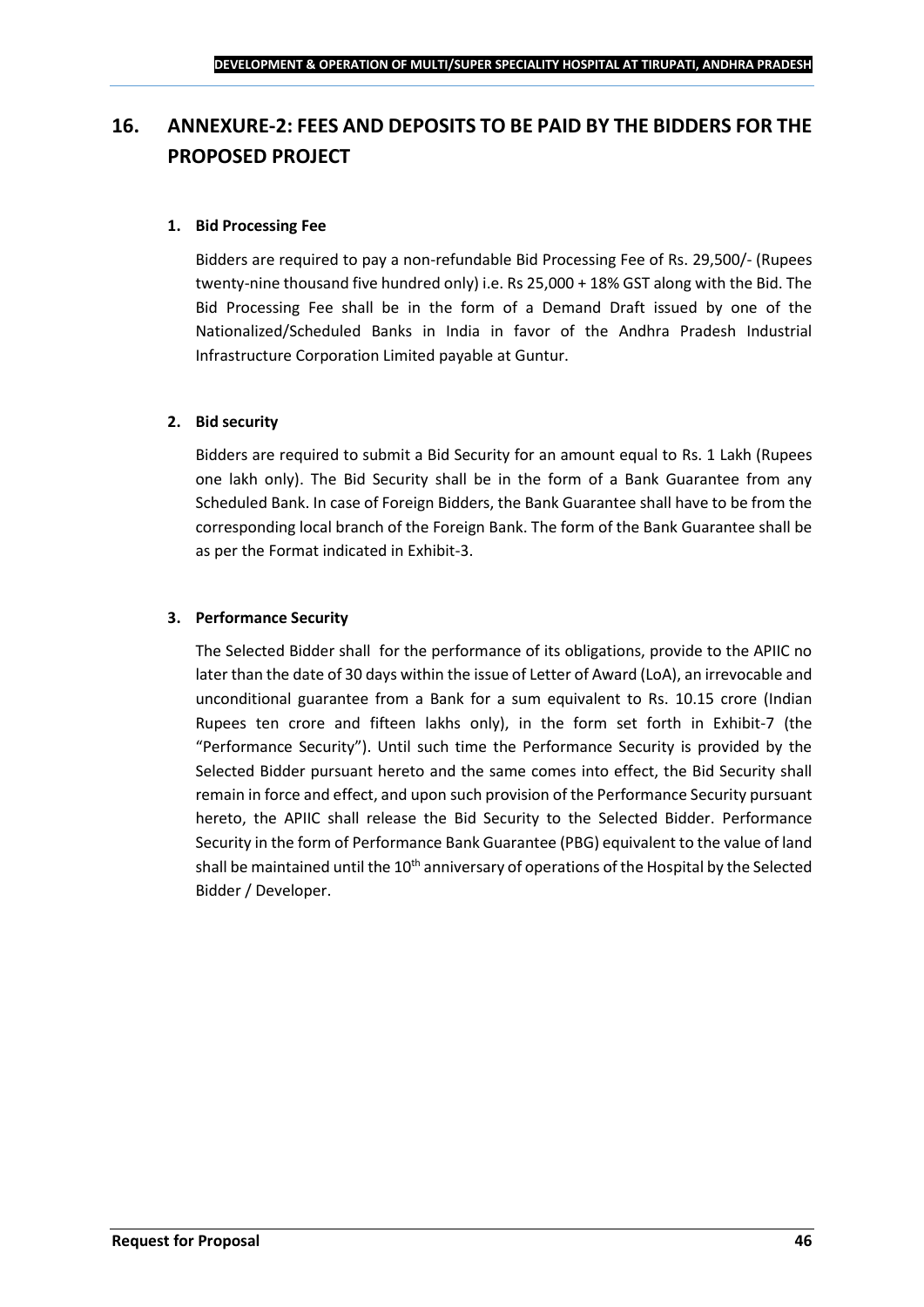# 16. ANNEXURE-2: FEES AND DEPOSITS TO BE PAID BY THE BIDDERS FOR THE PROPOSED PROJECT

**1. Bid Processing Fee**

Bidders are required to pay a non-refundable Bid Processing Fee of Rs. 29,500/- (Rupees twenty-nine thousand five hundred only) i.e. Rs 25,000 + 18% GST along with the Bid. The Bid Processing Fee shall be in the form of a Demand Draft issued by one of the Nationalized/Scheduled Banks in India in favor of the Andhra Pradesh Industrial Infrastructure Corporation Limited payable at Guntur.

**2. Bid security**

Bidders are required to submit a Bid Security for an amount equal to Rs. 1 Lakh (Rupees one lakh only). The Bid Security shall be in the form of a Bank Guarantee from any Scheduled Bank. In case of Foreign Bidders, the Bank Guarantee shall have to be from the corresponding local branch of the Foreign Bank. The form of the Bank Guarantee shall be as per the Format indicated in Exhibit-3.

**3. Performance Security**

The Selected Bidder shall for the performance of its obligations, provide to the APIIC no later than the date of 30 days within the issue of Letter of Award (LoA), an irrevocable and unconditional guarantee from a Bank for a sum equivalent to Rs. 10.15 crore (Indian Rupees ten crore and fifteen lakhs only), in the form set forth in Exhibit-7 (the "Performance Security"). Until such time the Performance Security is provided by the Selected Bidder pursuant hereto and the same comes into effect, the Bid Security shall remain in force and effect, and upon such provision of the Performance Security pursuant hereto, the APIIC shall release the Bid Security to the Selected Bidder. Performance Security in the form of Performance Bank Guarantee (PBG) equivalent to the value of land shall be maintained until the 10th anniversary of operations of the Hospital by the Selected Bidder / Developer.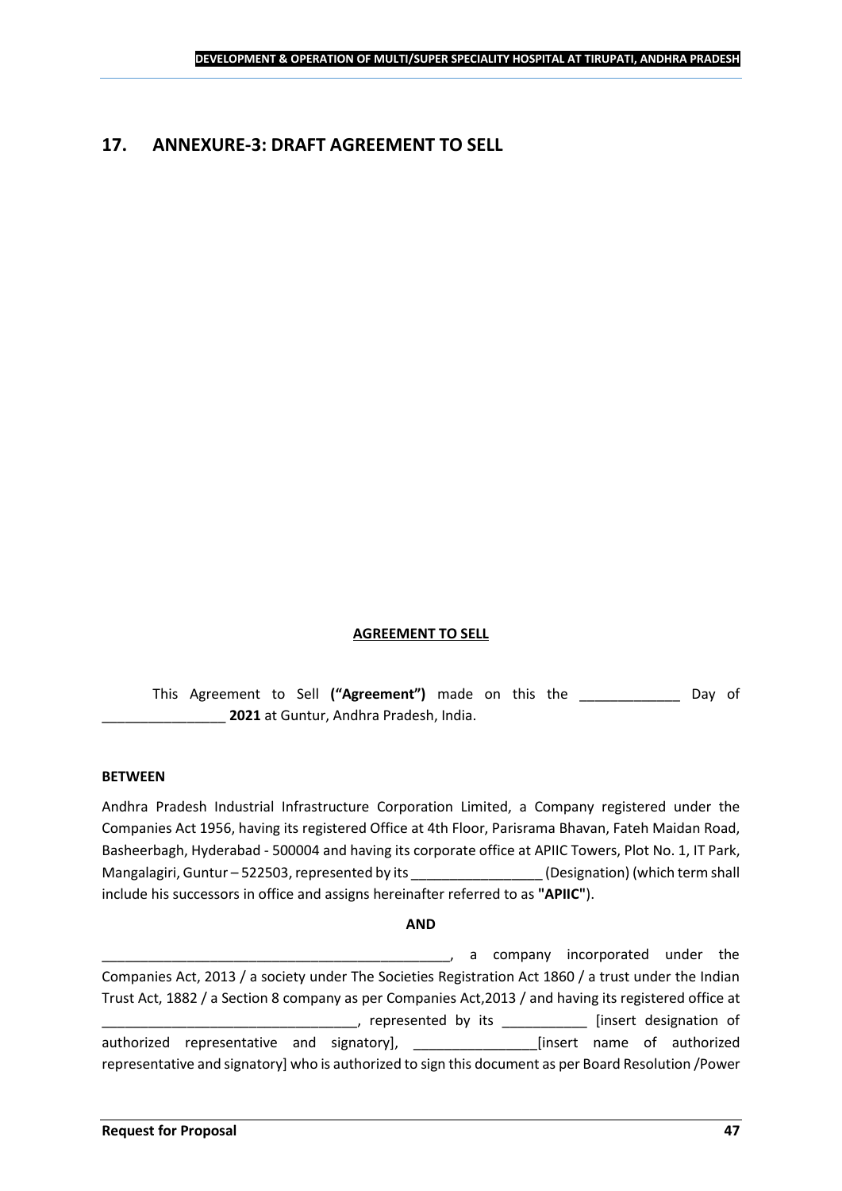## 17. ANNEXURE-3: DRAFT AGREEMENT TO SELL

**AGREEMENT TO SELL**

This Agreement to Sell **("Agreement")** made on this the _____________ Day of ________________ **2021** at Guntur, Andhra Pradesh, India.

**BETWEEN**

Andhra Pradesh Industrial Infrastructure Corporation Limited, a Company registered under the Companies Act 1956, having its registered Office at 4th Floor, Parisrama Bhavan, Fateh Maidan Road, Basheerbagh, Hyderabad - 500004 and having its corporate office at APIIC Towers, Plot No. 1, IT Park, Mangalagiri, Guntur – 522503, represented by its _________________ (Designation) (which term shall include his successors in office and assigns hereinafter referred to as **"APIIC"**).

**AND**

_______________________________________________, a company incorporated under the Companies Act, 2013 / a society under The Societies Registration Act 1860 / a trust under the Indian Trust Act, 1882 / a Section 8 company as per Companies Act,2013 / and having its registered office at _________________________________, represented by its ___________ [insert designation of authorized representative and signatory], ________________[insert name of authorized representative and signatory] who is authorized to sign this document as per Board Resolution /Power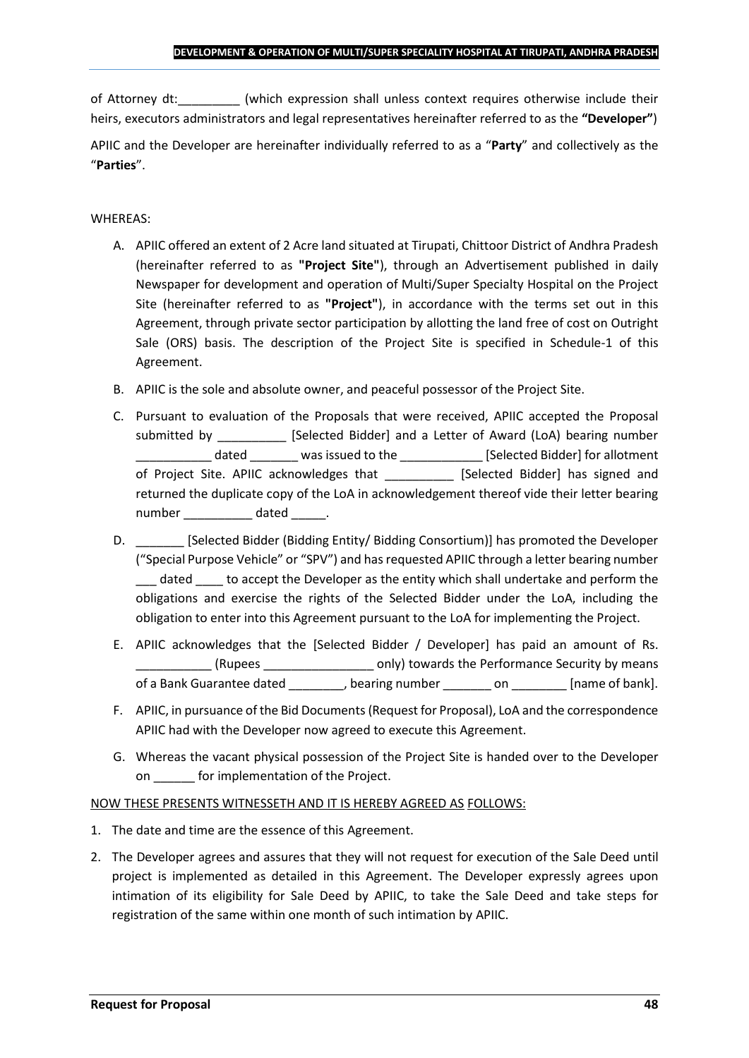of Attorney dt:_________ (which expression shall unless context requires otherwise include their heirs, executors administrators and legal representatives hereinafter referred to as the **"Developer"**)

APIIC and the Developer are hereinafter individually referred to as a "**Party**" and collectively as the "**Parties**".

WHEREAS:

A. APIIC offered an extent of 2 Acre land situated at Tirupati, Chittoor District of Andhra Pradesh (hereinafter referred to as **"Project Site"**), through an Advertisement published in daily Newspaper for development and operation of Multi/Super Specialty Hospital on the Project Site (hereinafter referred to as **"Project"**), in accordance with the terms set out in this Agreement, through private sector participation by allotting the land free of cost on Outright Sale (ORS) basis. The description of the Project Site is specified in Schedule-1 of this Agreement.

B. APIIC is the sole and absolute owner, and peaceful possessor of the Project Site.

C. Pursuant to evaluation of the Proposals that were received, APIIC accepted the Proposal submitted by __________ [Selected Bidder] and a Letter of Award (LoA) bearing number ___________ dated _______ was issued to the ____________ [Selected Bidder] for allotment of Project Site. APIIC acknowledges that __________ [Selected Bidder] has signed and returned the duplicate copy of the LoA in acknowledgement thereof vide their letter bearing number __________ dated _____.

D. _______ [Selected Bidder (Bidding Entity/ Bidding Consortium)] has promoted the Developer ("Special Purpose Vehicle" or "SPV") and has requested APIIC through a letter bearing number ___ dated ____ to accept the Developer as the entity which shall undertake and perform the obligations and exercise the rights of the Selected Bidder under the LoA, including the obligation to enter into this Agreement pursuant to the LoA for implementing the Project.

E. APIIC acknowledges that the [Selected Bidder / Developer] has paid an amount of Rs. ___________ (Rupees ________________ only) towards the Performance Security by means of a Bank Guarantee dated ________, bearing number _______ on ________ [name of bank].

F. APIIC, in pursuance of the Bid Documents (Request for Proposal), LoA and the correspondence APIIC had with the Developer now agreed to execute this Agreement.

G. Whereas the vacant physical possession of the Project Site is handed over to the Developer on ______ for implementation of the Project.

NOW THESE PRESENTS WITNESSETH AND IT IS HEREBY AGREED AS FOLLOWS:

1. The date and time are the essence of this Agreement.

2. The Developer agrees and assures that they will not request for execution of the Sale Deed until project is implemented as detailed in this Agreement. The Developer expressly agrees upon intimation of its eligibility for Sale Deed by APIIC, to take the Sale Deed and take steps for registration of the same within one month of such intimation by APIIC.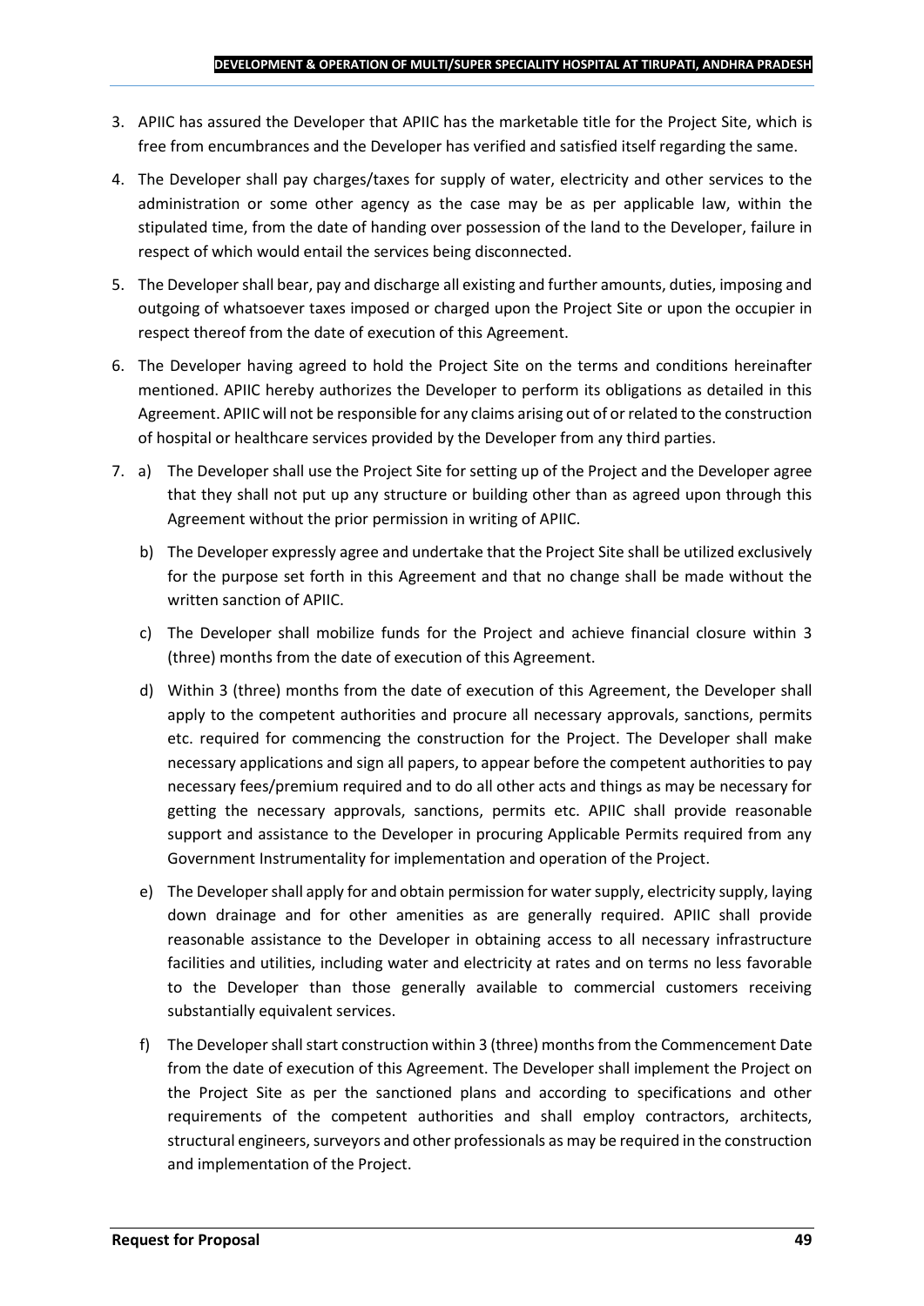3. APIIC has assured the Developer that APIIC has the marketable title for the Project Site, which is free from encumbrances and the Developer has verified and satisfied itself regarding the same.

4. The Developer shall pay charges/taxes for supply of water, electricity and other services to the administration or some other agency as the case may be as per applicable law, within the stipulated time, from the date of handing over possession of the land to the Developer, failure in respect of which would entail the services being disconnected.

5. The Developer shall bear, pay and discharge all existing and further amounts, duties, imposing and outgoing of whatsoever taxes imposed or charged upon the Project Site or upon the occupier in respect thereof from the date of execution of this Agreement.

6. The Developer having agreed to hold the Project Site on the terms and conditions hereinafter mentioned. APIIC hereby authorizes the Developer to perform its obligations as detailed in this Agreement. APIIC will not be responsible for any claims arising out of or related to the construction of hospital or healthcare services provided by the Developer from any third parties.

7. a) The Developer shall use the Project Site for setting up of the Project and the Developer agree that they shall not put up any structure or building other than as agreed upon through this Agreement without the prior permission in writing of APIIC.

   b) The Developer expressly agree and undertake that the Project Site shall be utilized exclusively for the purpose set forth in this Agreement and that no change shall be made without the written sanction of APIIC.

   c) The Developer shall mobilize funds for the Project and achieve financial closure within 3 (three) months from the date of execution of this Agreement.

   d) Within 3 (three) months from the date of execution of this Agreement, the Developer shall apply to the competent authorities and procure all necessary approvals, sanctions, permits etc. required for commencing the construction for the Project. The Developer shall make necessary applications and sign all papers, to appear before the competent authorities to pay necessary fees/premium required and to do all other acts and things as may be necessary for getting the necessary approvals, sanctions, permits etc. APIIC shall provide reasonable support and assistance to the Developer in procuring Applicable Permits required from any Government Instrumentality for implementation and operation of the Project.

   e) The Developer shall apply for and obtain permission for water supply, electricity supply, laying down drainage and for other amenities as are generally required. APIIC shall provide reasonable assistance to the Developer in obtaining access to all necessary infrastructure facilities and utilities, including water and electricity at rates and on terms no less favorable to the Developer than those generally available to commercial customers receiving substantially equivalent services.

   f) The Developer shall start construction within 3 (three) months from the Commencement Date from the date of execution of this Agreement. The Developer shall implement the Project on the Project Site as per the sanctioned plans and according to specifications and other requirements of the competent authorities and shall employ contractors, architects, structural engineers, surveyors and other professionals as may be required in the construction and implementation of the Project.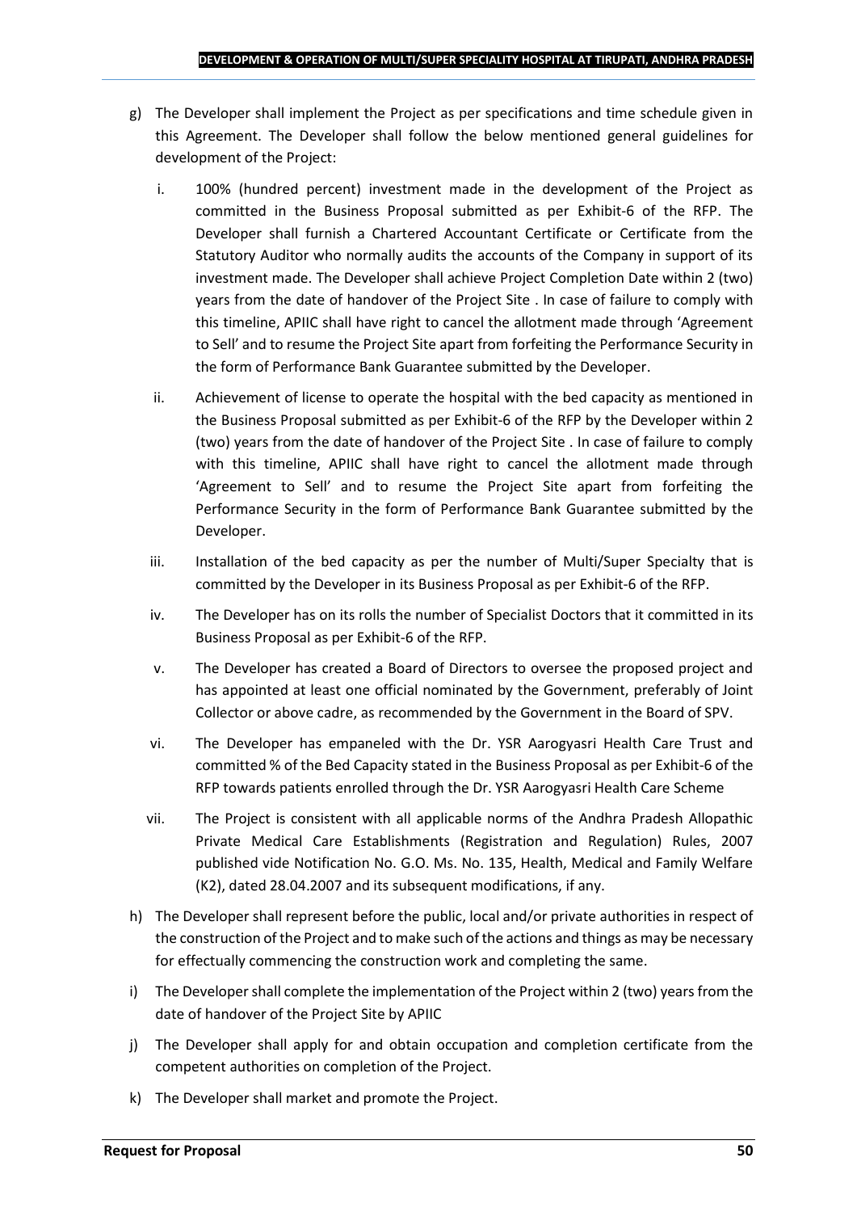g) The Developer shall implement the Project as per specifications and time schedule given in this Agreement. The Developer shall follow the below mentioned general guidelines for development of the Project:

   i. 100% (hundred percent) investment made in the development of the Project as committed in the Business Proposal submitted as per Exhibit-6 of the RFP. The Developer shall furnish a Chartered Accountant Certificate or Certificate from the Statutory Auditor who normally audits the accounts of the Company in support of its investment made. The Developer shall achieve Project Completion Date within 2 (two) years from the date of handover of the Project Site . In case of failure to comply with this timeline, APIIC shall have right to cancel the allotment made through 'Agreement to Sell' and to resume the Project Site apart from forfeiting the Performance Security in the form of Performance Bank Guarantee submitted by the Developer.

   ii. Achievement of license to operate the hospital with the bed capacity as mentioned in the Business Proposal submitted as per Exhibit-6 of the RFP by the Developer within 2 (two) years from the date of handover of the Project Site . In case of failure to comply with this timeline, APIIC shall have right to cancel the allotment made through 'Agreement to Sell' and to resume the Project Site apart from forfeiting the Performance Security in the form of Performance Bank Guarantee submitted by the Developer.

   iii. Installation of the bed capacity as per the number of Multi/Super Specialty that is committed by the Developer in its Business Proposal as per Exhibit-6 of the RFP.

   iv. The Developer has on its rolls the number of Specialist Doctors that it committed in its Business Proposal as per Exhibit-6 of the RFP.

   v. The Developer has created a Board of Directors to oversee the proposed project and has appointed at least one official nominated by the Government, preferably of Joint Collector or above cadre, as recommended by the Government in the Board of SPV.

   vi. The Developer has empaneled with the Dr. YSR Aarogyasri Health Care Trust and committed % of the Bed Capacity stated in the Business Proposal as per Exhibit-6 of the RFP towards patients enrolled through the Dr. YSR Aarogyasri Health Care Scheme

   vii. The Project is consistent with all applicable norms of the Andhra Pradesh Allopathic Private Medical Care Establishments (Registration and Regulation) Rules, 2007 published vide Notification No. G.O. Ms. No. 135, Health, Medical and Family Welfare (K2), dated 28.04.2007 and its subsequent modifications, if any.

h) The Developer shall represent before the public, local and/or private authorities in respect of the construction of the Project and to make such of the actions and things as may be necessary for effectually commencing the construction work and completing the same.

i) The Developer shall complete the implementation of the Project within 2 (two) years from the date of handover of the Project Site by APIIC

j) The Developer shall apply for and obtain occupation and completion certificate from the competent authorities on completion of the Project.

k) The Developer shall market and promote the Project.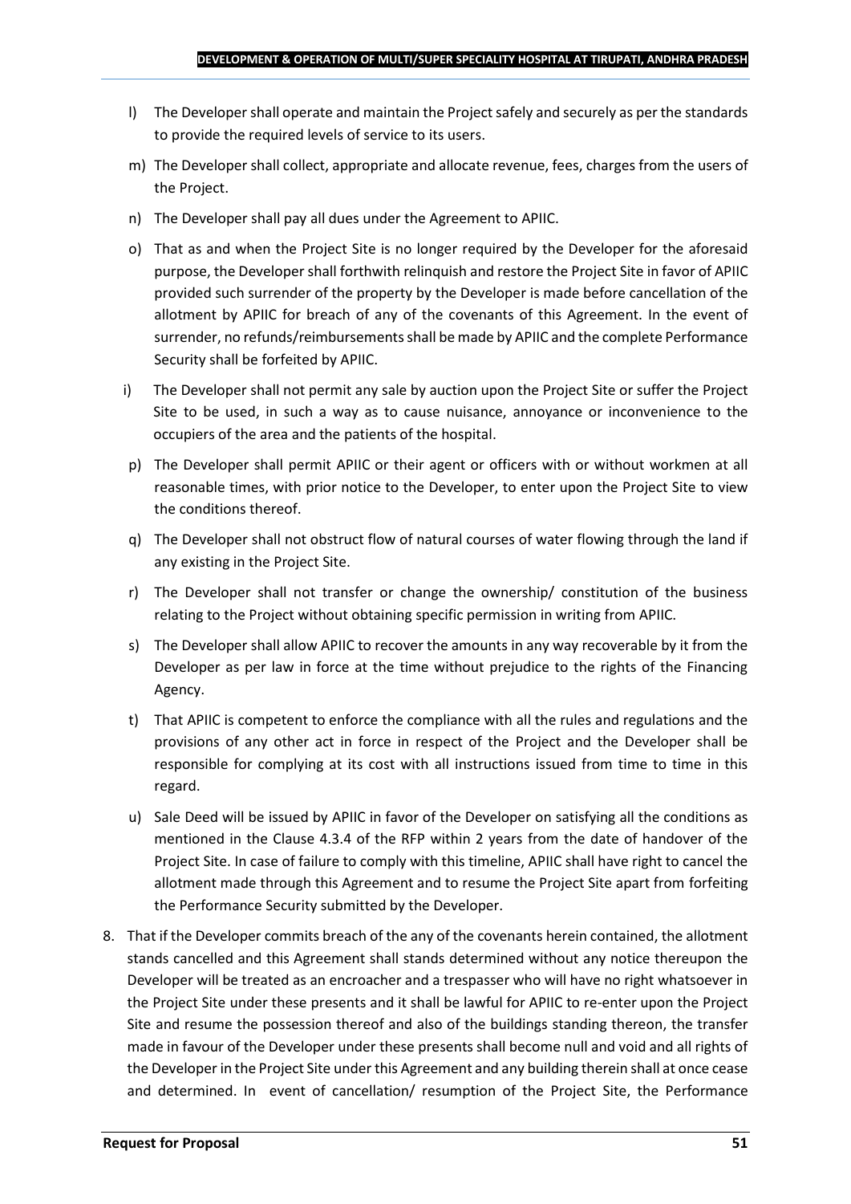l) The Developer shall operate and maintain the Project safely and securely as per the standards to provide the required levels of service to its users.

m) The Developer shall collect, appropriate and allocate revenue, fees, charges from the users of the Project.

n) The Developer shall pay all dues under the Agreement to APIIC.

o) That as and when the Project Site is no longer required by the Developer for the aforesaid purpose, the Developer shall forthwith relinquish and restore the Project Site in favor of APIIC provided such surrender of the property by the Developer is made before cancellation of the allotment by APIIC for breach of any of the covenants of this Agreement. In the event of surrender, no refunds/reimbursements shall be made by APIIC and the complete Performance Security shall be forfeited by APIIC.

i) The Developer shall not permit any sale by auction upon the Project Site or suffer the Project Site to be used, in such a way as to cause nuisance, annoyance or inconvenience to the occupiers of the area and the patients of the hospital.

p) The Developer shall permit APIIC or their agent or officers with or without workmen at all reasonable times, with prior notice to the Developer, to enter upon the Project Site to view the conditions thereof.

q) The Developer shall not obstruct flow of natural courses of water flowing through the land if any existing in the Project Site.

r) The Developer shall not transfer or change the ownership/ constitution of the business relating to the Project without obtaining specific permission in writing from APIIC.

s) The Developer shall allow APIIC to recover the amounts in any way recoverable by it from the Developer as per law in force at the time without prejudice to the rights of the Financing Agency.

t) That APIIC is competent to enforce the compliance with all the rules and regulations and the provisions of any other act in force in respect of the Project and the Developer shall be responsible for complying at its cost with all instructions issued from time to time in this regard.

u) Sale Deed will be issued by APIIC in favor of the Developer on satisfying all the conditions as mentioned in the Clause 4.3.4 of the RFP within 2 years from the date of handover of the Project Site. In case of failure to comply with this timeline, APIIC shall have right to cancel the allotment made through this Agreement and to resume the Project Site apart from forfeiting the Performance Security submitted by the Developer.

8. That if the Developer commits breach of the any of the covenants herein contained, the allotment stands cancelled and this Agreement shall stands determined without any notice thereupon the Developer will be treated as an encroacher and a trespasser who will have no right whatsoever in the Project Site under these presents and it shall be lawful for APIIC to re-enter upon the Project Site and resume the possession thereof and also of the buildings standing thereon, the transfer made in favour of the Developer under these presents shall become null and void and all rights of the Developer in the Project Site under this Agreement and any building therein shall at once cease and determined. In event of cancellation/ resumption of the Project Site, the Performance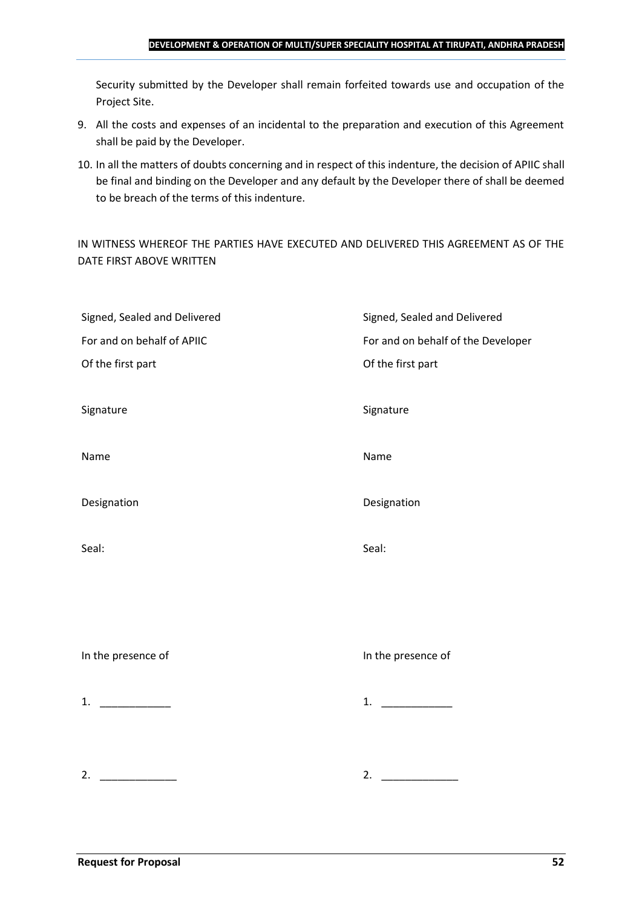Security submitted by the Developer shall remain forfeited towards use and occupation of the Project Site.

9. All the costs and expenses of an incidental to the preparation and execution of this Agreement shall be paid by the Developer.
10. In all the matters of doubts concerning and in respect of this indenture, the decision of APIIC shall be final and binding on the Developer and any default by the Developer there of shall be deemed to be breach of the terms of this indenture.

IN WITNESS WHEREOF THE PARTIES HAVE EXECUTED AND DELIVERED THIS AGREEMENT AS OF THE DATE FIRST ABOVE WRITTEN

| | |
|---|---|
| Signed, Sealed and Delivered | Signed, Sealed and Delivered |
| For and on behalf of APIIC | For and on behalf of the Developer |
| Of the first part | Of the first part |
| Signature | Signature |
| Name | Name |
| Designation | Designation |
| Seal: | Seal: |
| In the presence of | In the presence of |
| 1. ____________ | 1. ____________ |
| 2. _____________ | 2. _____________ |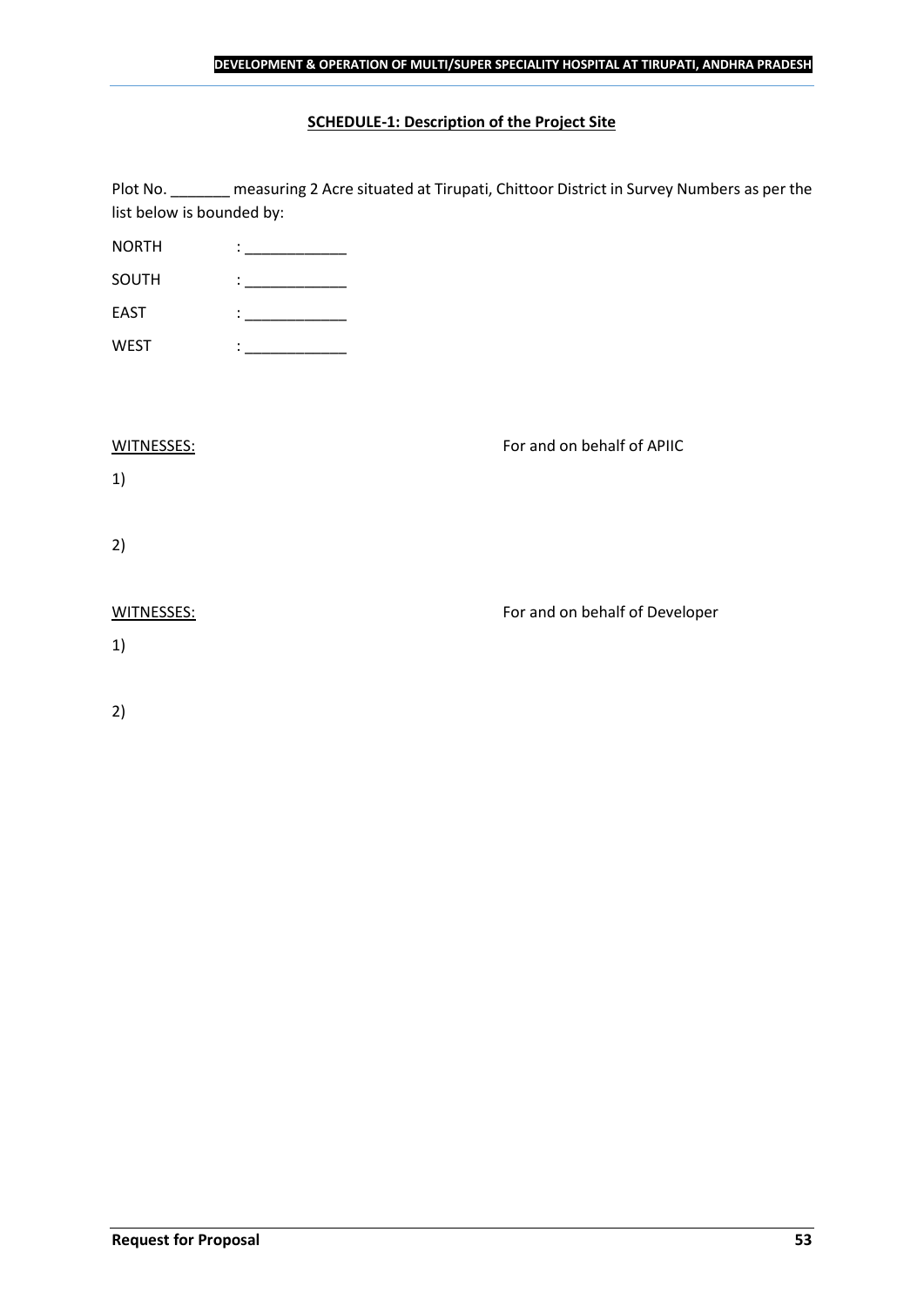**SCHEDULE-1: Description of the Project Site**

Plot No. _______ measuring 2 Acre situated at Tirupati, Chittoor District in Survey Numbers as per the list below is bounded by:

NORTH : ____________

SOUTH : ____________

EAST : ____________

WEST : ____________

WITNESSES: For and on behalf of APIIC

1)

2)

WITNESSES: For and on behalf of Developer

1)

2)